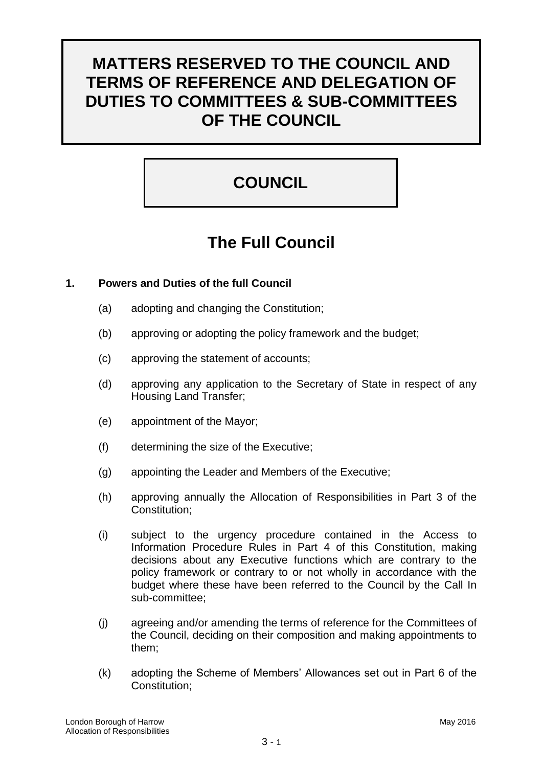# MATTERS RESERVED TO THE COUNCIL AND TERMS OF REFERENCE AND DELEGATION OF DUTIES TO COMMITTEES & SUB-COMMITTEES OF THE COUNCIL

## COUNCIL

## The Full Council

**1. Powers and Duties of the full Council**

(a) adopting and changing the Constitution;

(b) approving or adopting the policy framework and the budget;

(c) approving the statement of accounts;

(d) approving any application to the Secretary of State in respect of any Housing Land Transfer;

(e) appointment of the Mayor;

(f) determining the size of the Executive;

(g) appointing the Leader and Members of the Executive;

(h) approving annually the Allocation of Responsibilities in Part 3 of the Constitution;

(i) subject to the urgency procedure contained in the Access to Information Procedure Rules in Part 4 of this Constitution, making decisions about any Executive functions which are contrary to the policy framework or contrary to or not wholly in accordance with the budget where these have been referred to the Council by the Call In sub-committee;

(j) agreeing and/or amending the terms of reference for the Committees of the Council, deciding on their composition and making appointments to them;

(k) adopting the Scheme of Members' Allowances set out in Part 6 of the Constitution;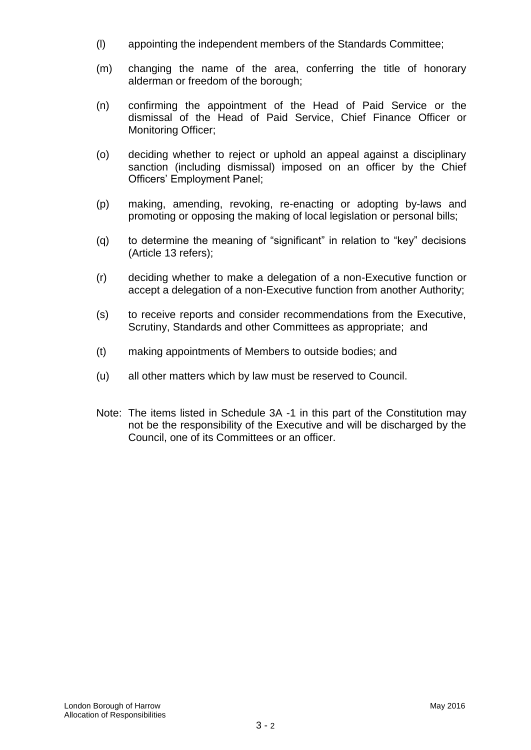(l) appointing the independent members of the Standards Committee;

(m) changing the name of the area, conferring the title of honorary alderman or freedom of the borough;

(n) confirming the appointment of the Head of Paid Service or the dismissal of the Head of Paid Service, Chief Finance Officer or Monitoring Officer;

(o) deciding whether to reject or uphold an appeal against a disciplinary sanction (including dismissal) imposed on an officer by the Chief Officers' Employment Panel;

(p) making, amending, revoking, re-enacting or adopting by-laws and promoting or opposing the making of local legislation or personal bills;

(q) to determine the meaning of "significant" in relation to "key" decisions (Article 13 refers);

(r) deciding whether to make a delegation of a non-Executive function or accept a delegation of a non-Executive function from another Authority;

(s) to receive reports and consider recommendations from the Executive, Scrutiny, Standards and other Committees as appropriate; and

(t) making appointments of Members to outside bodies; and

(u) all other matters which by law must be reserved to Council.

Note: The items listed in Schedule 3A -1 in this part of the Constitution may not be the responsibility of the Executive and will be discharged by the Council, one of its Committees or an officer.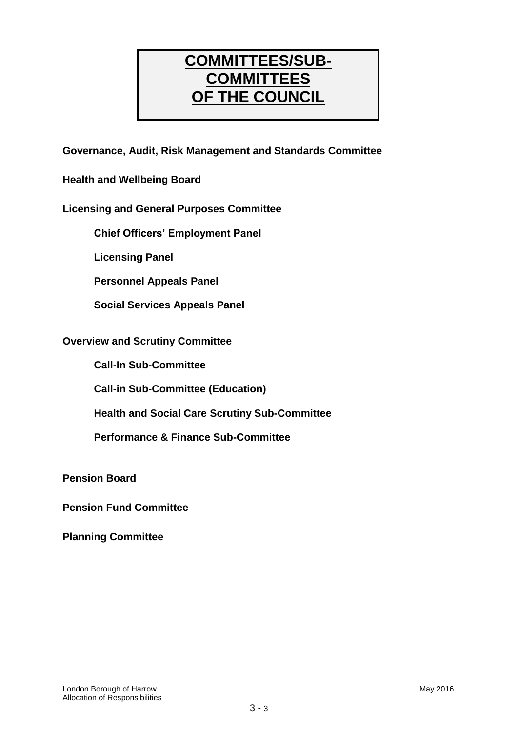# COMMITTEES/SUB-COMMITTEES OF THE COUNCIL

**Governance, Audit, Risk Management and Standards Committee**

**Health and Wellbeing Board**

**Licensing and General Purposes Committee**

- **Chief Officers' Employment Panel**
- **Licensing Panel**
- **Personnel Appeals Panel**
- **Social Services Appeals Panel**

**Overview and Scrutiny Committee**

- **Call-In Sub-Committee**
- **Call-in Sub-Committee (Education)**
- **Health and Social Care Scrutiny Sub-Committee**
- **Performance & Finance Sub-Committee**

**Pension Board**

**Pension Fund Committee**

**Planning Committee**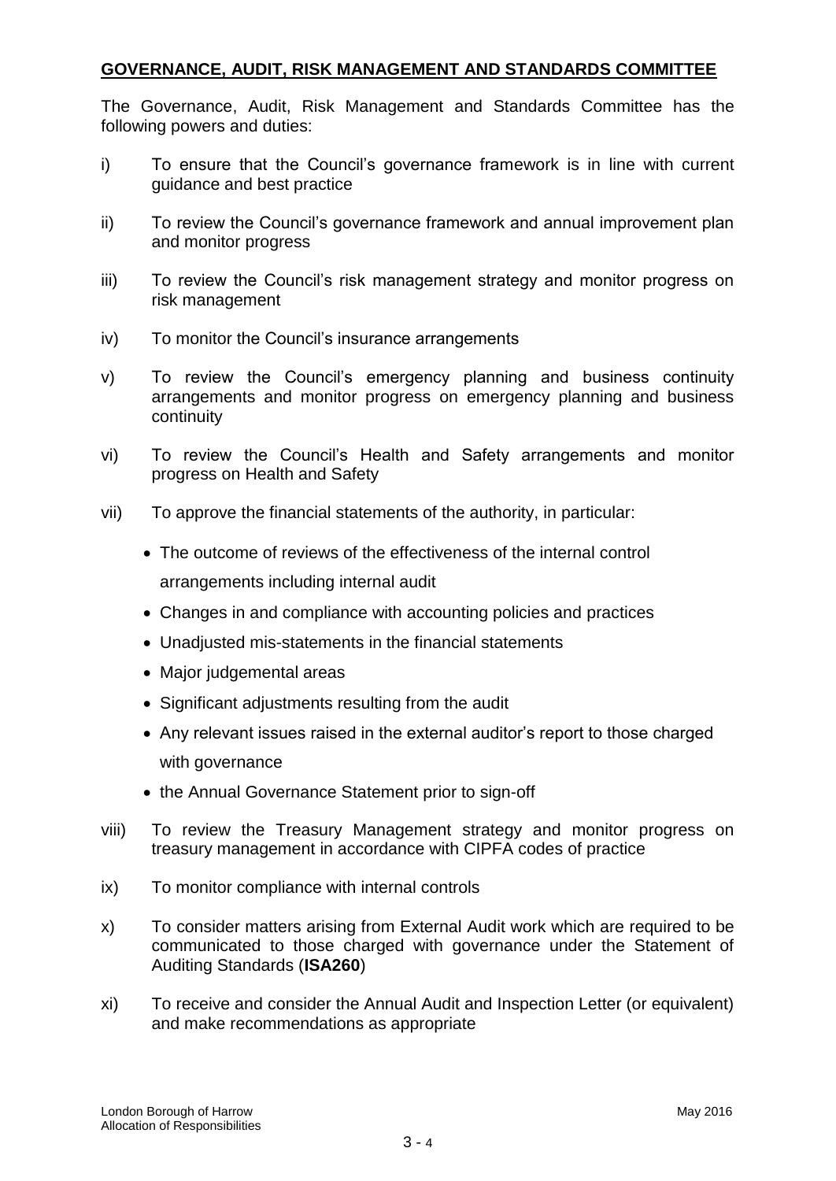## GOVERNANCE, AUDIT, RISK MANAGEMENT AND STANDARDS COMMITTEE

The Governance, Audit, Risk Management and Standards Committee has the following powers and duties:

i) To ensure that the Council's governance framework is in line with current guidance and best practice

ii) To review the Council's governance framework and annual improvement plan and monitor progress

iii) To review the Council's risk management strategy and monitor progress on risk management

iv) To monitor the Council's insurance arrangements

v) To review the Council's emergency planning and business continuity arrangements and monitor progress on emergency planning and business continuity

vi) To review the Council's Health and Safety arrangements and monitor progress on Health and Safety

vii) To approve the financial statements of the authority, in particular:

- The outcome of reviews of the effectiveness of the internal control arrangements including internal audit
- Changes in and compliance with accounting policies and practices
- Unadjusted mis-statements in the financial statements
- Major judgemental areas
- Significant adjustments resulting from the audit
- Any relevant issues raised in the external auditor's report to those charged with governance
- the Annual Governance Statement prior to sign-off

viii) To review the Treasury Management strategy and monitor progress on treasury management in accordance with CIPFA codes of practice

ix) To monitor compliance with internal controls

x) To consider matters arising from External Audit work which are required to be communicated to those charged with governance under the Statement of Auditing Standards (**ISA260**)

xi) To receive and consider the Annual Audit and Inspection Letter (or equivalent) and make recommendations as appropriate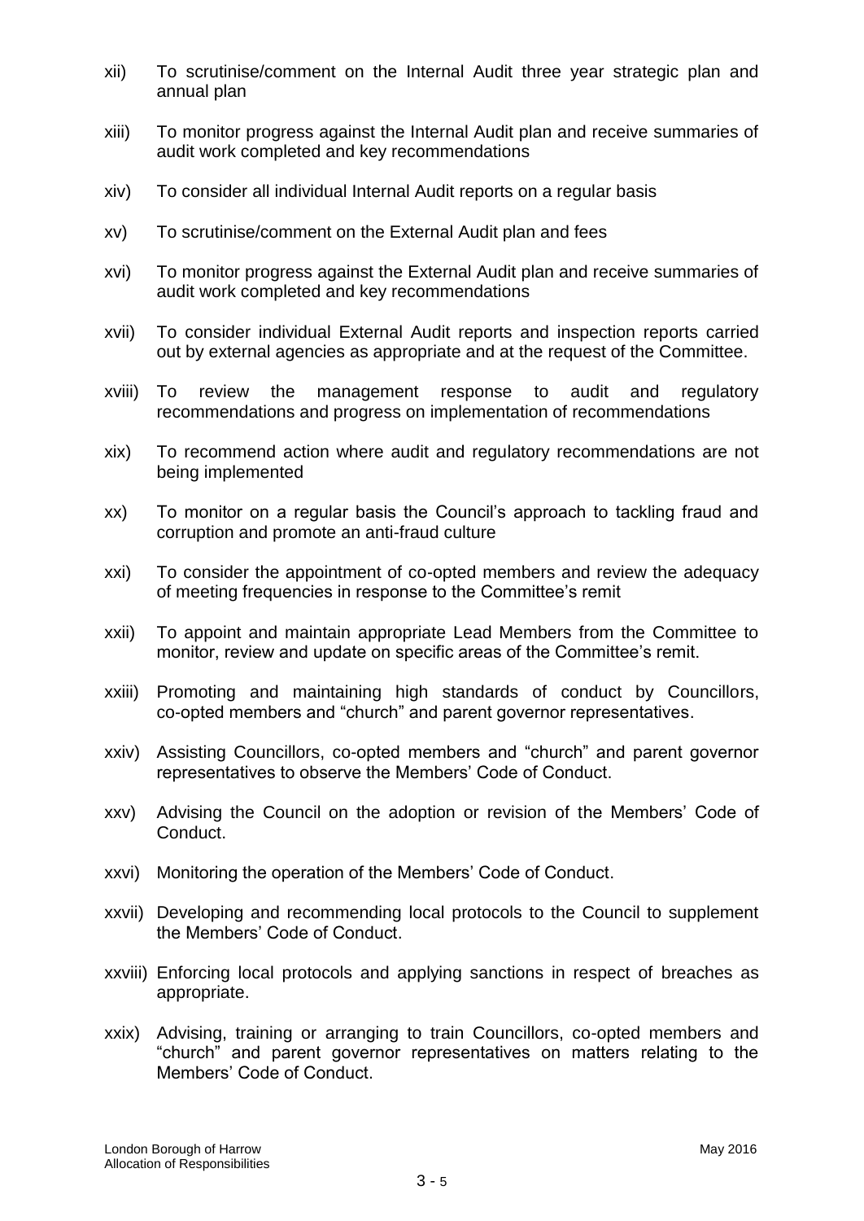xii) To scrutinise/comment on the Internal Audit three year strategic plan and annual plan

xiii) To monitor progress against the Internal Audit plan and receive summaries of audit work completed and key recommendations

xiv) To consider all individual Internal Audit reports on a regular basis

xv) To scrutinise/comment on the External Audit plan and fees

xvi) To monitor progress against the External Audit plan and receive summaries of audit work completed and key recommendations

xvii) To consider individual External Audit reports and inspection reports carried out by external agencies as appropriate and at the request of the Committee.

xviii) To review the management response to audit and regulatory recommendations and progress on implementation of recommendations

xix) To recommend action where audit and regulatory recommendations are not being implemented

xx) To monitor on a regular basis the Council's approach to tackling fraud and corruption and promote an anti-fraud culture

xxi) To consider the appointment of co-opted members and review the adequacy of meeting frequencies in response to the Committee's remit

xxii) To appoint and maintain appropriate Lead Members from the Committee to monitor, review and update on specific areas of the Committee's remit.

xxiii) Promoting and maintaining high standards of conduct by Councillors, co-opted members and "church" and parent governor representatives.

xxiv) Assisting Councillors, co-opted members and "church" and parent governor representatives to observe the Members' Code of Conduct.

xxv) Advising the Council on the adoption or revision of the Members' Code of Conduct.

xxvi) Monitoring the operation of the Members' Code of Conduct.

xxvii) Developing and recommending local protocols to the Council to supplement the Members' Code of Conduct.

xxviii) Enforcing local protocols and applying sanctions in respect of breaches as appropriate.

xxix) Advising, training or arranging to train Councillors, co-opted members and "church" and parent governor representatives on matters relating to the Members' Code of Conduct.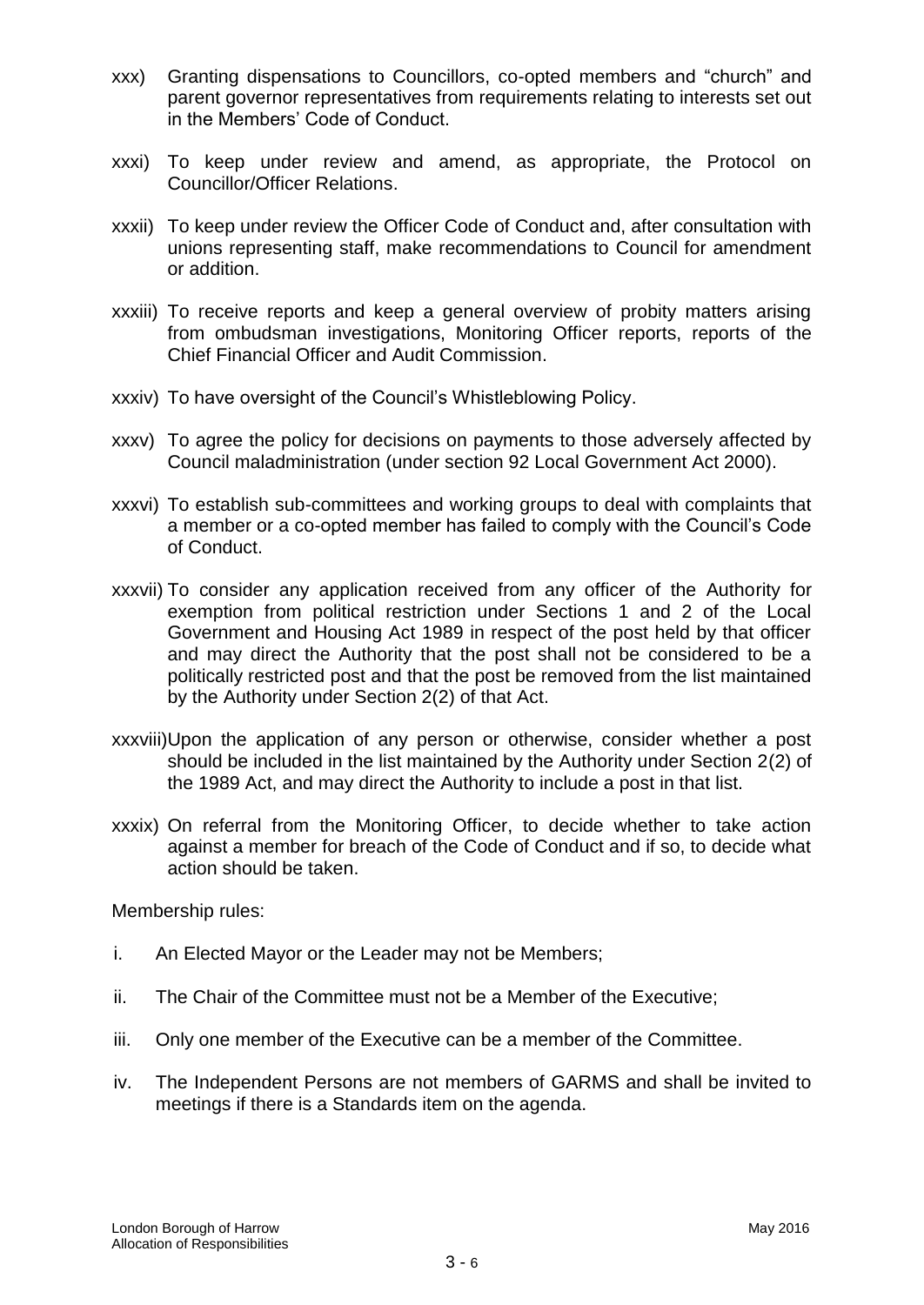xxx) Granting dispensations to Councillors, co-opted members and "church" and parent governor representatives from requirements relating to interests set out in the Members' Code of Conduct.

xxxi) To keep under review and amend, as appropriate, the Protocol on Councillor/Officer Relations.

xxxii) To keep under review the Officer Code of Conduct and, after consultation with unions representing staff, make recommendations to Council for amendment or addition.

xxxiii) To receive reports and keep a general overview of probity matters arising from ombudsman investigations, Monitoring Officer reports, reports of the Chief Financial Officer and Audit Commission.

xxxiv) To have oversight of the Council's Whistleblowing Policy.

xxxv) To agree the policy for decisions on payments to those adversely affected by Council maladministration (under section 92 Local Government Act 2000).

xxxvi) To establish sub-committees and working groups to deal with complaints that a member or a co-opted member has failed to comply with the Council's Code of Conduct.

xxxvii) To consider any application received from any officer of the Authority for exemption from political restriction under Sections 1 and 2 of the Local Government and Housing Act 1989 in respect of the post held by that officer and may direct the Authority that the post shall not be considered to be a politically restricted post and that the post be removed from the list maintained by the Authority under Section 2(2) of that Act.

xxxviii) Upon the application of any person or otherwise, consider whether a post should be included in the list maintained by the Authority under Section 2(2) of the 1989 Act, and may direct the Authority to include a post in that list.

xxxix) On referral from the Monitoring Officer, to decide whether to take action against a member for breach of the Code of Conduct and if so, to decide what action should be taken.

Membership rules:

i. An Elected Mayor or the Leader may not be Members;

ii. The Chair of the Committee must not be a Member of the Executive;

iii. Only one member of the Executive can be a member of the Committee.

iv. The Independent Persons are not members of GARMS and shall be invited to meetings if there is a Standards item on the agenda.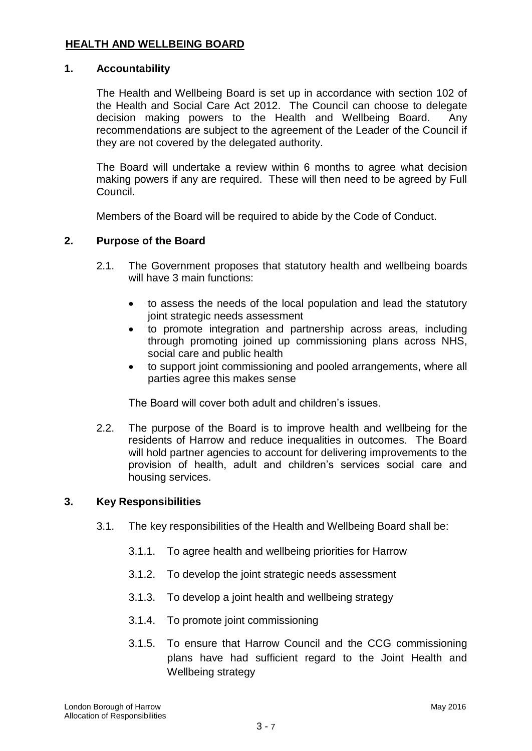## HEALTH AND WELLBEING BOARD

### 1. Accountability

The Health and Wellbeing Board is set up in accordance with section 102 of the Health and Social Care Act 2012. The Council can choose to delegate decision making powers to the Health and Wellbeing Board. Any recommendations are subject to the agreement of the Leader of the Council if they are not covered by the delegated authority.

The Board will undertake a review within 6 months to agree what decision making powers if any are required. These will then need to be agreed by Full Council.

Members of the Board will be required to abide by the Code of Conduct.

### 2. Purpose of the Board

2.1. The Government proposes that statutory health and wellbeing boards will have 3 main functions:

- to assess the needs of the local population and lead the statutory joint strategic needs assessment
- to promote integration and partnership across areas, including through promoting joined up commissioning plans across NHS, social care and public health
- to support joint commissioning and pooled arrangements, where all parties agree this makes sense

The Board will cover both adult and children's issues.

2.2. The purpose of the Board is to improve health and wellbeing for the residents of Harrow and reduce inequalities in outcomes. The Board will hold partner agencies to account for delivering improvements to the provision of health, adult and children's services social care and housing services.

### 3. Key Responsibilities

3.1. The key responsibilities of the Health and Wellbeing Board shall be:

3.1.1. To agree health and wellbeing priorities for Harrow

3.1.2. To develop the joint strategic needs assessment

3.1.3. To develop a joint health and wellbeing strategy

3.1.4. To promote joint commissioning

3.1.5. To ensure that Harrow Council and the CCG commissioning plans have had sufficient regard to the Joint Health and Wellbeing strategy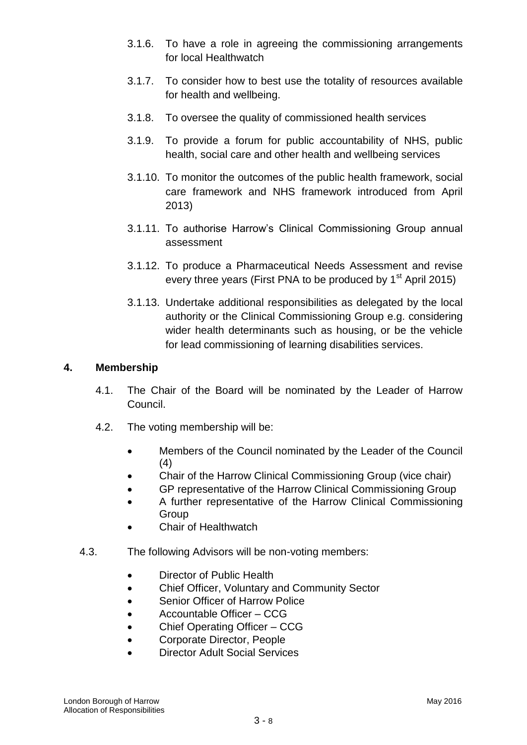3.1.6. To have a role in agreeing the commissioning arrangements for local Healthwatch

3.1.7. To consider how to best use the totality of resources available for health and wellbeing.

3.1.8. To oversee the quality of commissioned health services

3.1.9. To provide a forum for public accountability of NHS, public health, social care and other health and wellbeing services

3.1.10. To monitor the outcomes of the public health framework, social care framework and NHS framework introduced from April 2013)

3.1.11. To authorise Harrow's Clinical Commissioning Group annual assessment

3.1.12. To produce a Pharmaceutical Needs Assessment and revise every three years (First PNA to be produced by 1st April 2015)

3.1.13. Undertake additional responsibilities as delegated by the local authority or the Clinical Commissioning Group e.g. considering wider health determinants such as housing, or be the vehicle for lead commissioning of learning disabilities services.

## 4. Membership

4.1. The Chair of the Board will be nominated by the Leader of Harrow Council.

4.2. The voting membership will be:

- Members of the Council nominated by the Leader of the Council (4)
- Chair of the Harrow Clinical Commissioning Group (vice chair)
- GP representative of the Harrow Clinical Commissioning Group
- A further representative of the Harrow Clinical Commissioning Group
- Chair of Healthwatch

4.3. The following Advisors will be non-voting members:

- Director of Public Health
- Chief Officer, Voluntary and Community Sector
- Senior Officer of Harrow Police
- Accountable Officer – CCG
- Chief Operating Officer – CCG
- Corporate Director, People
- Director Adult Social Services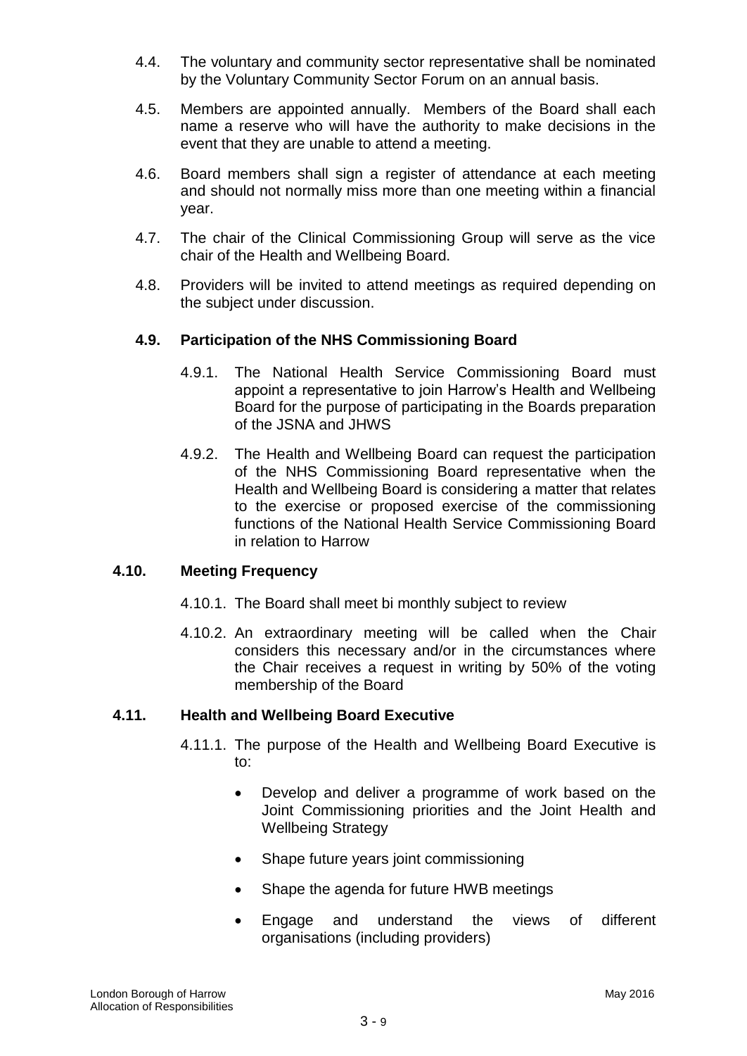4.4. The voluntary and community sector representative shall be nominated by the Voluntary Community Sector Forum on an annual basis.

4.5. Members are appointed annually. Members of the Board shall each name a reserve who will have the authority to make decisions in the event that they are unable to attend a meeting.

4.6. Board members shall sign a register of attendance at each meeting and should not normally miss more than one meeting within a financial year.

4.7. The chair of the Clinical Commissioning Group will serve as the vice chair of the Health and Wellbeing Board.

4.8. Providers will be invited to attend meetings as required depending on the subject under discussion.

### 4.9. Participation of the NHS Commissioning Board

4.9.1. The National Health Service Commissioning Board must appoint a representative to join Harrow's Health and Wellbeing Board for the purpose of participating in the Boards preparation of the JSNA and JHWS

4.9.2. The Health and Wellbeing Board can request the participation of the NHS Commissioning Board representative when the Health and Wellbeing Board is considering a matter that relates to the exercise or proposed exercise of the commissioning functions of the National Health Service Commissioning Board in relation to Harrow

### 4.10. Meeting Frequency

4.10.1. The Board shall meet bi monthly subject to review

4.10.2. An extraordinary meeting will be called when the Chair considers this necessary and/or in the circumstances where the Chair receives a request in writing by 50% of the voting membership of the Board

### 4.11. Health and Wellbeing Board Executive

4.11.1. The purpose of the Health and Wellbeing Board Executive is to:

- Develop and deliver a programme of work based on the Joint Commissioning priorities and the Joint Health and Wellbeing Strategy
- Shape future years joint commissioning
- Shape the agenda for future HWB meetings
- Engage and understand the views of different organisations (including providers)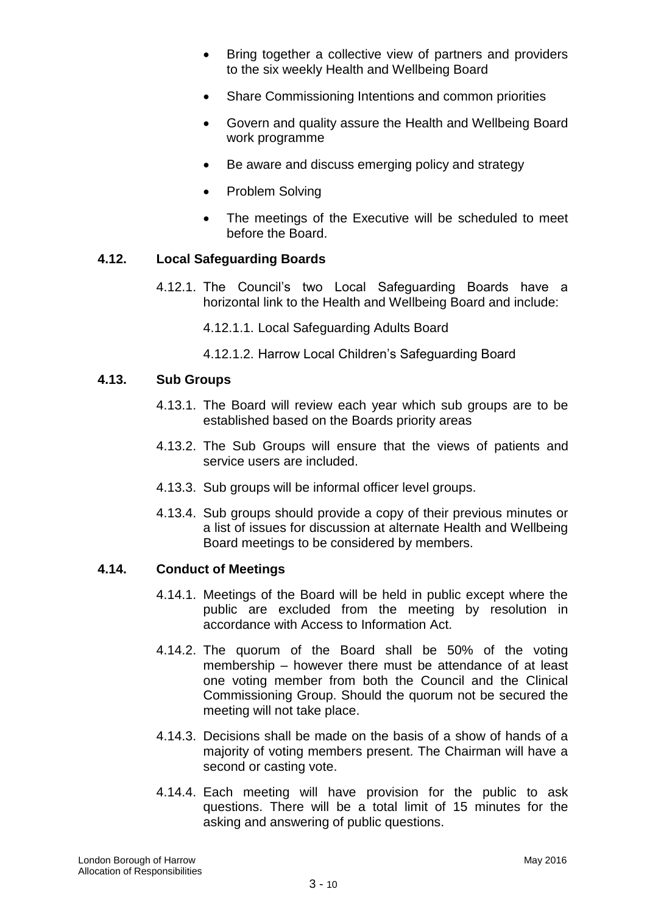- Bring together a collective view of partners and providers to the six weekly Health and Wellbeing Board
- Share Commissioning Intentions and common priorities
- Govern and quality assure the Health and Wellbeing Board work programme
- Be aware and discuss emerging policy and strategy
- Problem Solving
- The meetings of the Executive will be scheduled to meet before the Board.

### 4.12. Local Safeguarding Boards

4.12.1. The Council's two Local Safeguarding Boards have a horizontal link to the Health and Wellbeing Board and include:

4.12.1.1. Local Safeguarding Adults Board

4.12.1.2. Harrow Local Children's Safeguarding Board

### 4.13. Sub Groups

4.13.1. The Board will review each year which sub groups are to be established based on the Boards priority areas

4.13.2. The Sub Groups will ensure that the views of patients and service users are included.

4.13.3. Sub groups will be informal officer level groups.

4.13.4. Sub groups should provide a copy of their previous minutes or a list of issues for discussion at alternate Health and Wellbeing Board meetings to be considered by members.

### 4.14. Conduct of Meetings

4.14.1. Meetings of the Board will be held in public except where the public are excluded from the meeting by resolution in accordance with Access to Information Act.

4.14.2. The quorum of the Board shall be 50% of the voting membership – however there must be attendance of at least one voting member from both the Council and the Clinical Commissioning Group. Should the quorum not be secured the meeting will not take place.

4.14.3. Decisions shall be made on the basis of a show of hands of a majority of voting members present. The Chairman will have a second or casting vote.

4.14.4. Each meeting will have provision for the public to ask questions. There will be a total limit of 15 minutes for the asking and answering of public questions.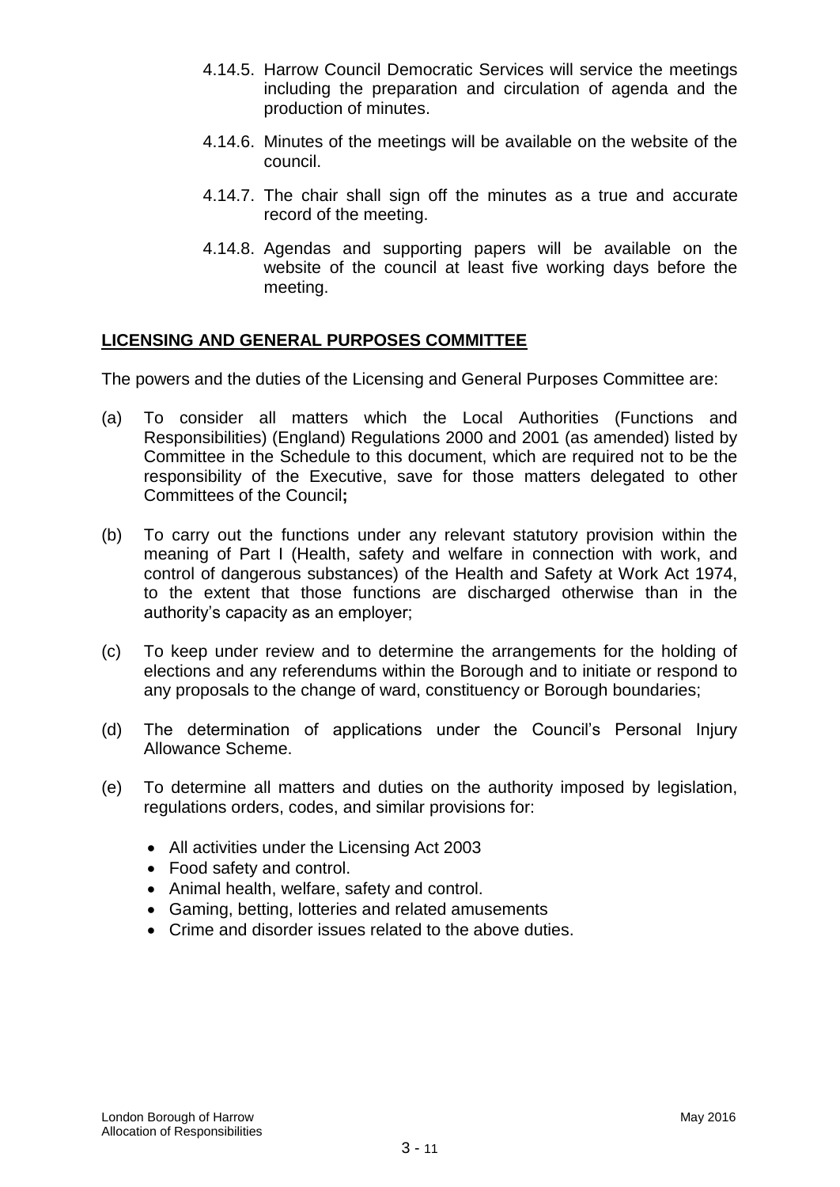4.14.5. Harrow Council Democratic Services will service the meetings including the preparation and circulation of agenda and the production of minutes.

4.14.6. Minutes of the meetings will be available on the website of the council.

4.14.7. The chair shall sign off the minutes as a true and accurate record of the meeting.

4.14.8. Agendas and supporting papers will be available on the website of the council at least five working days before the meeting.

## LICENSING AND GENERAL PURPOSES COMMITTEE

The powers and the duties of the Licensing and General Purposes Committee are:

(a) To consider all matters which the Local Authorities (Functions and Responsibilities) (England) Regulations 2000 and 2001 (as amended) listed by Committee in the Schedule to this document, which are required not to be the responsibility of the Executive, save for those matters delegated to other Committees of the Council**;**

(b) To carry out the functions under any relevant statutory provision within the meaning of Part I (Health, safety and welfare in connection with work, and control of dangerous substances) of the Health and Safety at Work Act 1974, to the extent that those functions are discharged otherwise than in the authority's capacity as an employer;

(c) To keep under review and to determine the arrangements for the holding of elections and any referendums within the Borough and to initiate or respond to any proposals to the change of ward, constituency or Borough boundaries;

(d) The determination of applications under the Council's Personal Injury Allowance Scheme.

(e) To determine all matters and duties on the authority imposed by legislation, regulations orders, codes, and similar provisions for:

- All activities under the Licensing Act 2003
- Food safety and control.
- Animal health, welfare, safety and control.
- Gaming, betting, lotteries and related amusements
- Crime and disorder issues related to the above duties.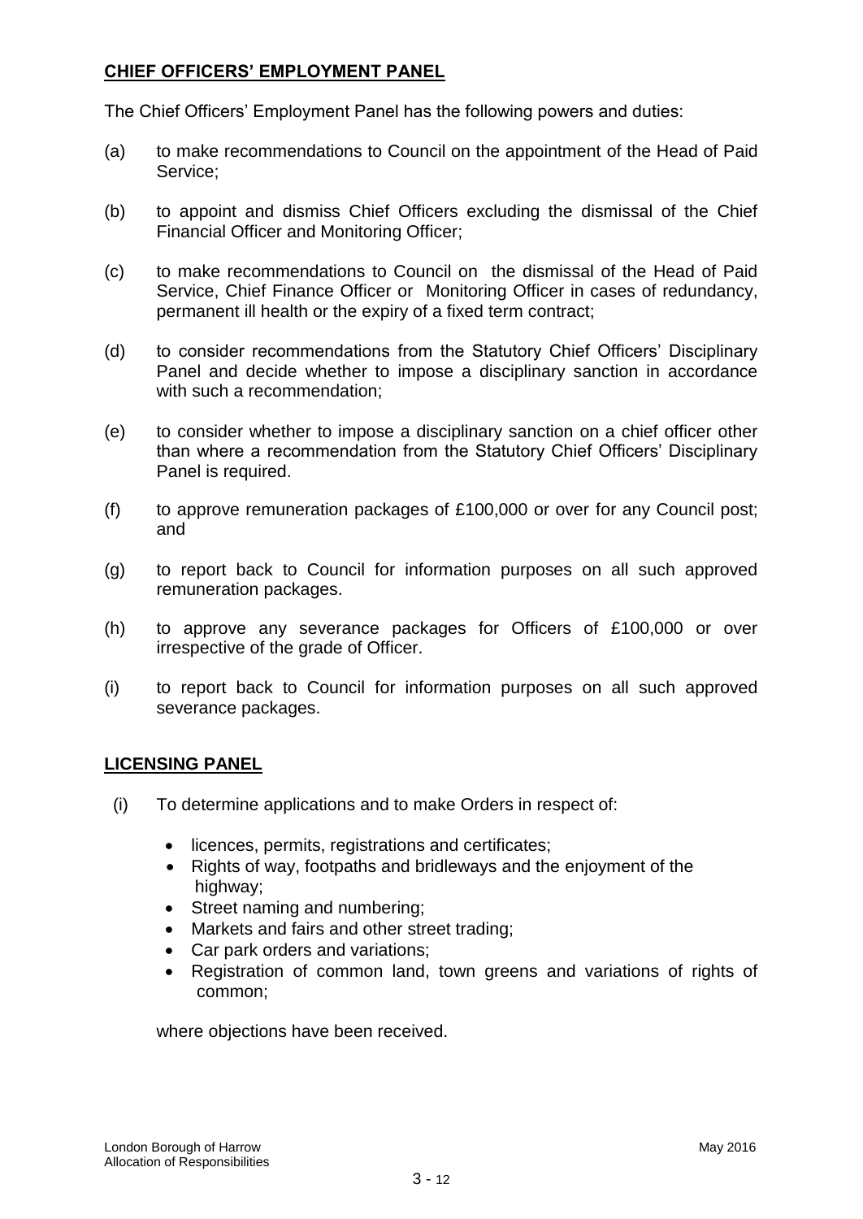## CHIEF OFFICERS' EMPLOYMENT PANEL

The Chief Officers' Employment Panel has the following powers and duties:

(a) to make recommendations to Council on the appointment of the Head of Paid Service;

(b) to appoint and dismiss Chief Officers excluding the dismissal of the Chief Financial Officer and Monitoring Officer;

(c) to make recommendations to Council on the dismissal of the Head of Paid Service, Chief Finance Officer or Monitoring Officer in cases of redundancy, permanent ill health or the expiry of a fixed term contract;

(d) to consider recommendations from the Statutory Chief Officers' Disciplinary Panel and decide whether to impose a disciplinary sanction in accordance with such a recommendation;

(e) to consider whether to impose a disciplinary sanction on a chief officer other than where a recommendation from the Statutory Chief Officers' Disciplinary Panel is required.

(f) to approve remuneration packages of £100,000 or over for any Council post; and

(g) to report back to Council for information purposes on all such approved remuneration packages.

(h) to approve any severance packages for Officers of £100,000 or over irrespective of the grade of Officer.

(i) to report back to Council for information purposes on all such approved severance packages.

## LICENSING PANEL

(i) To determine applications and to make Orders in respect of:

- licences, permits, registrations and certificates;
- Rights of way, footpaths and bridleways and the enjoyment of the highway;
- Street naming and numbering;
- Markets and fairs and other street trading;
- Car park orders and variations;
- Registration of common land, town greens and variations of rights of common;

where objections have been received.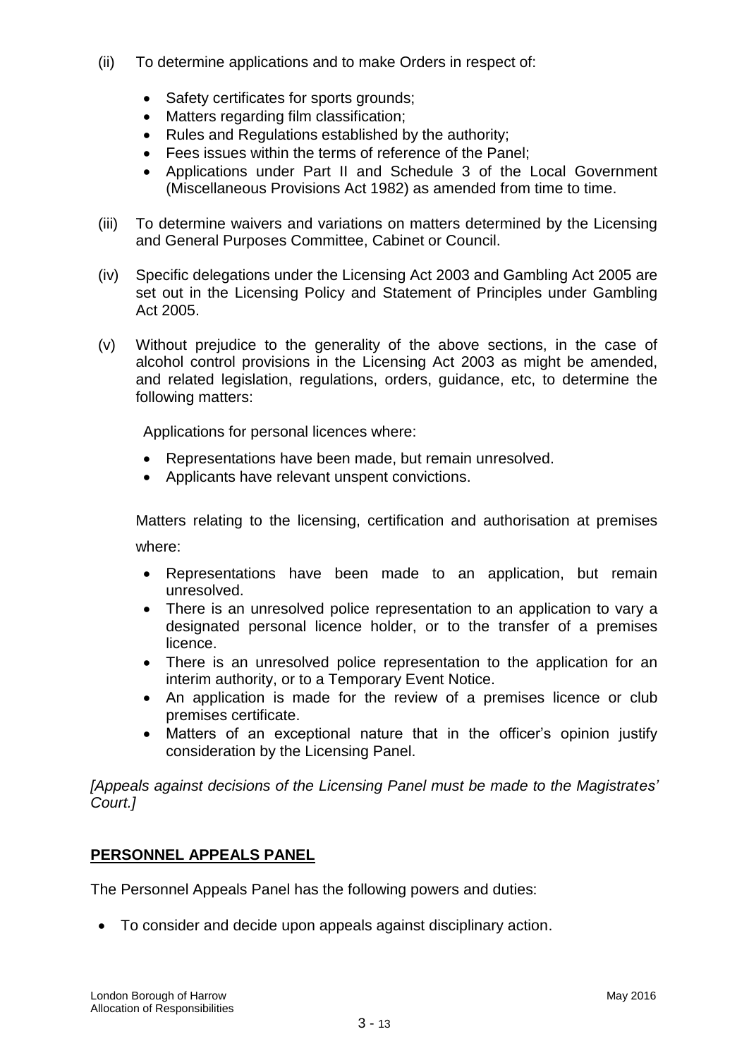(ii) To determine applications and to make Orders in respect of:

- Safety certificates for sports grounds;
- Matters regarding film classification;
- Rules and Regulations established by the authority;
- Fees issues within the terms of reference of the Panel;
- Applications under Part II and Schedule 3 of the Local Government (Miscellaneous Provisions Act 1982) as amended from time to time.

(iii) To determine waivers and variations on matters determined by the Licensing and General Purposes Committee, Cabinet or Council.

(iv) Specific delegations under the Licensing Act 2003 and Gambling Act 2005 are set out in the Licensing Policy and Statement of Principles under Gambling Act 2005.

(v) Without prejudice to the generality of the above sections, in the case of alcohol control provisions in the Licensing Act 2003 as might be amended, and related legislation, regulations, orders, guidance, etc, to determine the following matters:

Applications for personal licences where:

- Representations have been made, but remain unresolved.
- Applicants have relevant unspent convictions.

Matters relating to the licensing, certification and authorisation at premises where:

- Representations have been made to an application, but remain unresolved.
- There is an unresolved police representation to an application to vary a designated personal licence holder, or to the transfer of a premises licence.
- There is an unresolved police representation to the application for an interim authority, or to a Temporary Event Notice.
- An application is made for the review of a premises licence or club premises certificate.
- Matters of an exceptional nature that in the officer's opinion justify consideration by the Licensing Panel.

*[Appeals against decisions of the Licensing Panel must be made to the Magistrates' Court.]*

## PERSONNEL APPEALS PANEL

The Personnel Appeals Panel has the following powers and duties:

- To consider and decide upon appeals against disciplinary action.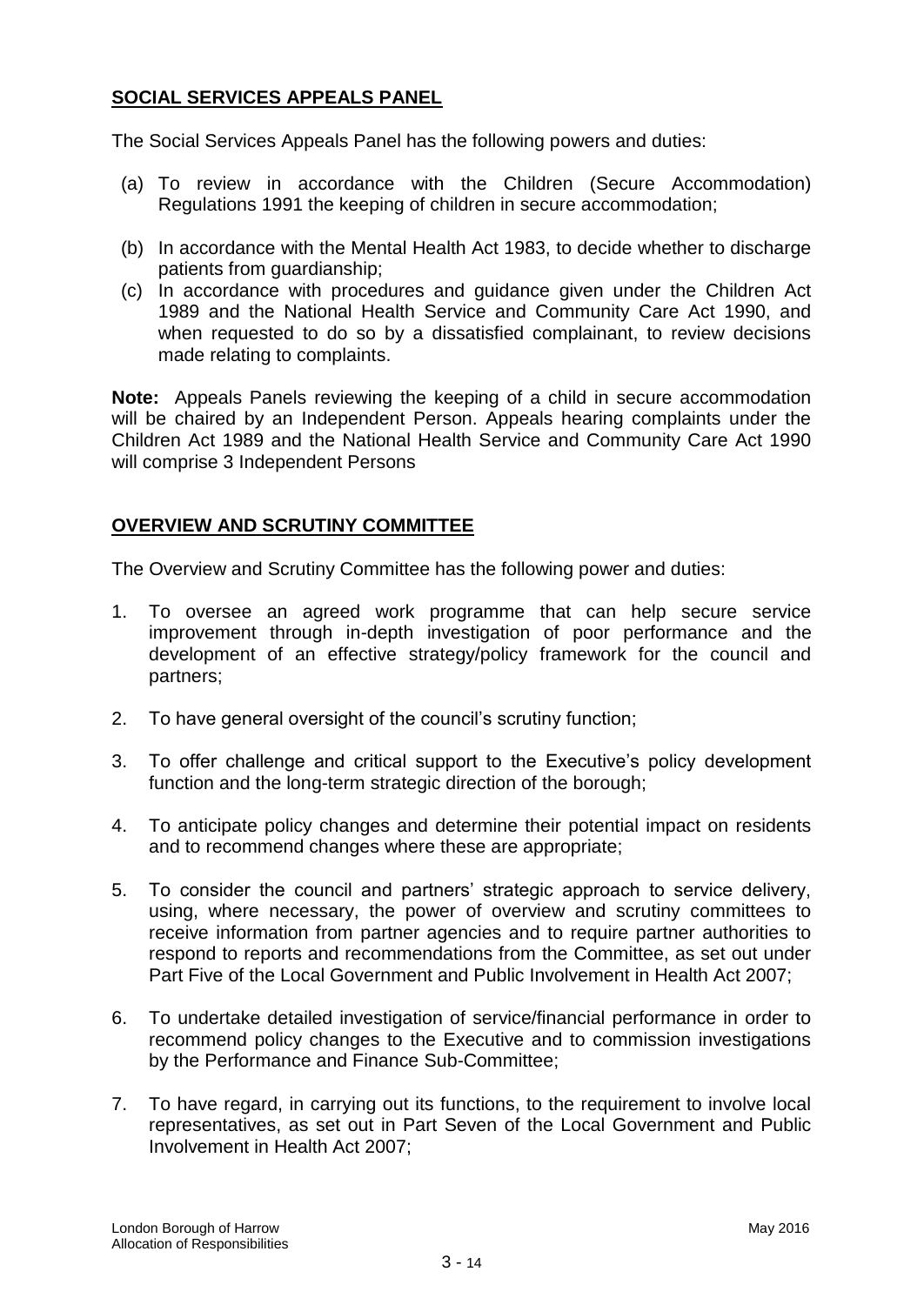## **SOCIAL SERVICES APPEALS PANEL**

The Social Services Appeals Panel has the following powers and duties:

(a) To review in accordance with the Children (Secure Accommodation) Regulations 1991 the keeping of children in secure accommodation;

(b) In accordance with the Mental Health Act 1983, to decide whether to discharge patients from guardianship;

(c) In accordance with procedures and guidance given under the Children Act 1989 and the National Health Service and Community Care Act 1990, and when requested to do so by a dissatisfied complainant, to review decisions made relating to complaints.

**Note:** Appeals Panels reviewing the keeping of a child in secure accommodation will be chaired by an Independent Person. Appeals hearing complaints under the Children Act 1989 and the National Health Service and Community Care Act 1990 will comprise 3 Independent Persons

## **OVERVIEW AND SCRUTINY COMMITTEE**

The Overview and Scrutiny Committee has the following power and duties:

1. To oversee an agreed work programme that can help secure service improvement through in-depth investigation of poor performance and the development of an effective strategy/policy framework for the council and partners;

2. To have general oversight of the council's scrutiny function;

3. To offer challenge and critical support to the Executive's policy development function and the long-term strategic direction of the borough;

4. To anticipate policy changes and determine their potential impact on residents and to recommend changes where these are appropriate;

5. To consider the council and partners' strategic approach to service delivery, using, where necessary, the power of overview and scrutiny committees to receive information from partner agencies and to require partner authorities to respond to reports and recommendations from the Committee, as set out under Part Five of the Local Government and Public Involvement in Health Act 2007;

6. To undertake detailed investigation of service/financial performance in order to recommend policy changes to the Executive and to commission investigations by the Performance and Finance Sub-Committee;

7. To have regard, in carrying out its functions, to the requirement to involve local representatives, as set out in Part Seven of the Local Government and Public Involvement in Health Act 2007;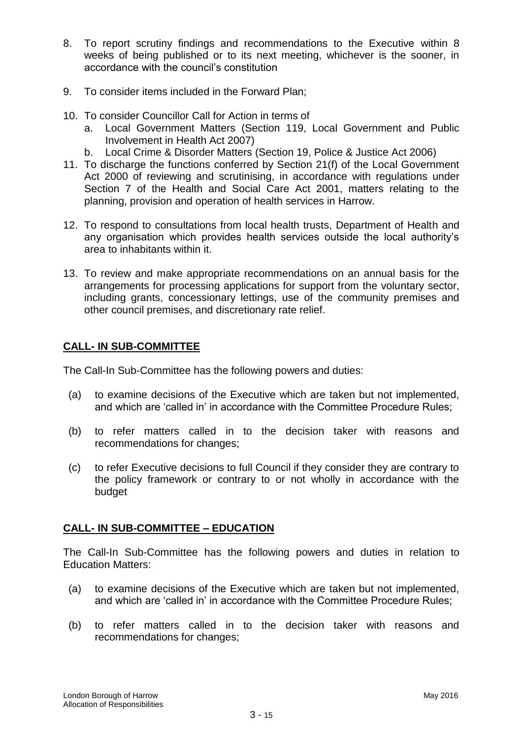8. To report scrutiny findings and recommendations to the Executive within 8 weeks of being published or to its next meeting, whichever is the sooner, in accordance with the council's constitution

9. To consider items included in the Forward Plan;

10. To consider Councillor Call for Action in terms of
    a. Local Government Matters (Section 119, Local Government and Public Involvement in Health Act 2007)
    b. Local Crime & Disorder Matters (Section 19, Police & Justice Act 2006)

11. To discharge the functions conferred by Section 21(f) of the Local Government Act 2000 of reviewing and scrutinising, in accordance with regulations under Section 7 of the Health and Social Care Act 2001, matters relating to the planning, provision and operation of health services in Harrow.

12. To respond to consultations from local health trusts, Department of Health and any organisation which provides health services outside the local authority's area to inhabitants within it.

13. To review and make appropriate recommendations on an annual basis for the arrangements for processing applications for support from the voluntary sector, including grants, concessionary lettings, use of the community premises and other council premises, and discretionary rate relief.

## CALL- IN SUB-COMMITTEE

The Call-In Sub-Committee has the following powers and duties:

(a) to examine decisions of the Executive which are taken but not implemented, and which are 'called in' in accordance with the Committee Procedure Rules;

(b) to refer matters called in to the decision taker with reasons and recommendations for changes;

(c) to refer Executive decisions to full Council if they consider they are contrary to the policy framework or contrary to or not wholly in accordance with the budget

## CALL- IN SUB-COMMITTEE – EDUCATION

The Call-In Sub-Committee has the following powers and duties in relation to Education Matters:

(a) to examine decisions of the Executive which are taken but not implemented, and which are 'called in' in accordance with the Committee Procedure Rules;

(b) to refer matters called in to the decision taker with reasons and recommendations for changes;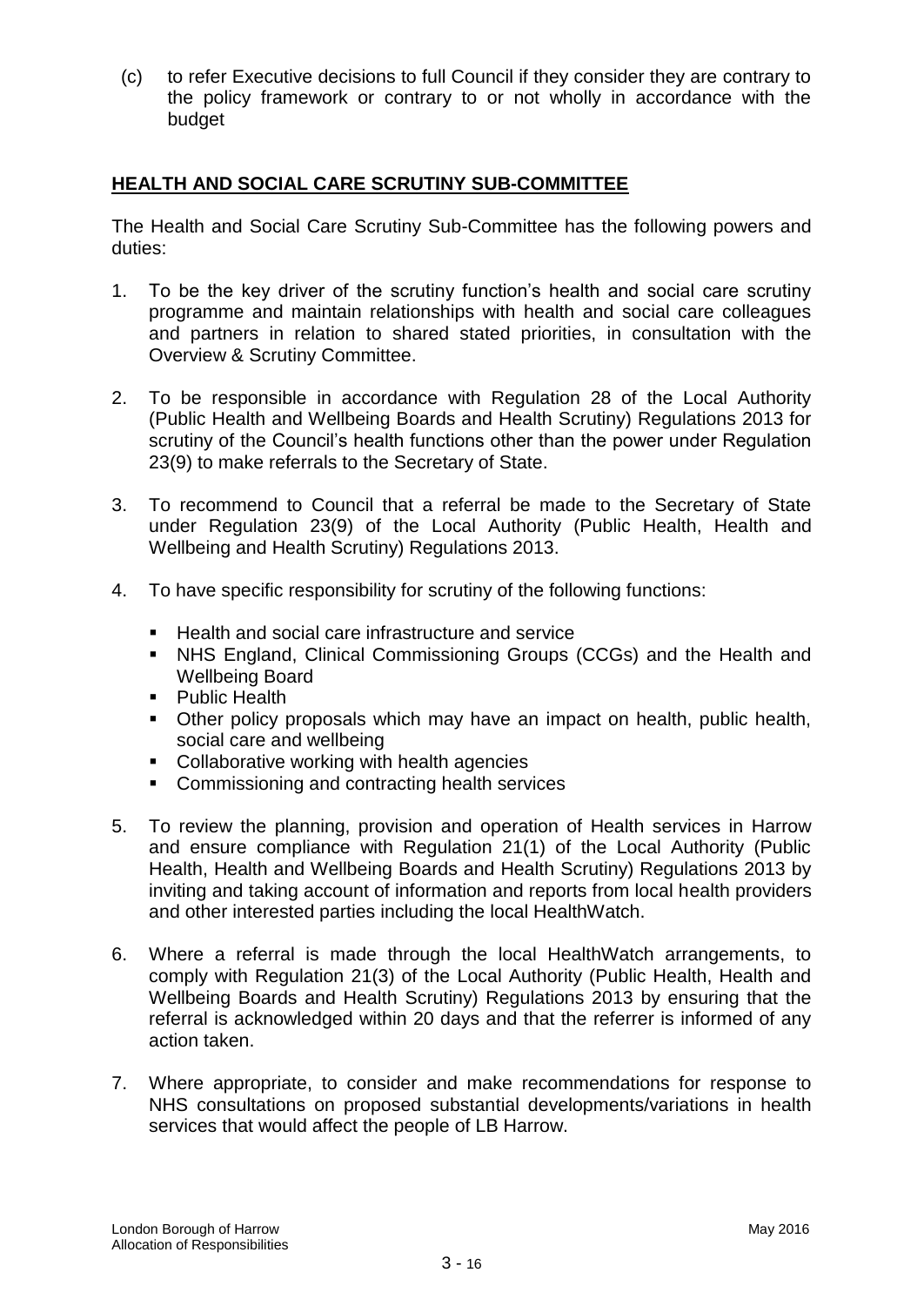(c) to refer Executive decisions to full Council if they consider they are contrary to the policy framework or contrary to or not wholly in accordance with the budget

## HEALTH AND SOCIAL CARE SCRUTINY SUB-COMMITTEE

The Health and Social Care Scrutiny Sub-Committee has the following powers and duties:

1. To be the key driver of the scrutiny function's health and social care scrutiny programme and maintain relationships with health and social care colleagues and partners in relation to shared stated priorities, in consultation with the Overview & Scrutiny Committee.

2. To be responsible in accordance with Regulation 28 of the Local Authority (Public Health and Wellbeing Boards and Health Scrutiny) Regulations 2013 for scrutiny of the Council's health functions other than the power under Regulation 23(9) to make referrals to the Secretary of State.

3. To recommend to Council that a referral be made to the Secretary of State under Regulation 23(9) of the Local Authority (Public Health, Health and Wellbeing and Health Scrutiny) Regulations 2013.

4. To have specific responsibility for scrutiny of the following functions:

   - Health and social care infrastructure and service
   - NHS England, Clinical Commissioning Groups (CCGs) and the Health and Wellbeing Board
   - Public Health
   - Other policy proposals which may have an impact on health, public health, social care and wellbeing
   - Collaborative working with health agencies
   - Commissioning and contracting health services

5. To review the planning, provision and operation of Health services in Harrow and ensure compliance with Regulation 21(1) of the Local Authority (Public Health, Health and Wellbeing Boards and Health Scrutiny) Regulations 2013 by inviting and taking account of information and reports from local health providers and other interested parties including the local HealthWatch.

6. Where a referral is made through the local HealthWatch arrangements, to comply with Regulation 21(3) of the Local Authority (Public Health, Health and Wellbeing Boards and Health Scrutiny) Regulations 2013 by ensuring that the referral is acknowledged within 20 days and that the referrer is informed of any action taken.

7. Where appropriate, to consider and make recommendations for response to NHS consultations on proposed substantial developments/variations in health services that would affect the people of LB Harrow.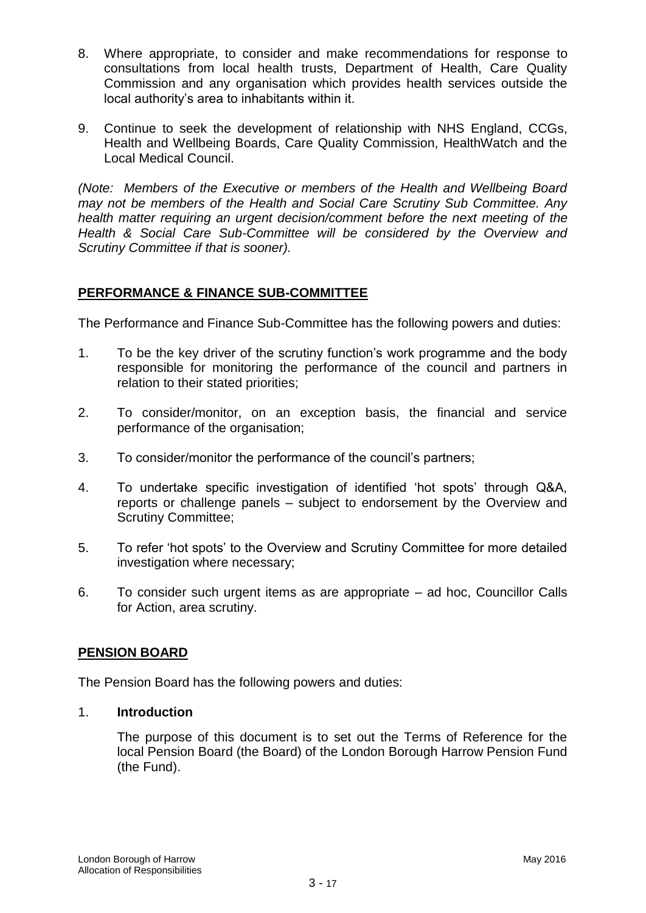8. Where appropriate, to consider and make recommendations for response to consultations from local health trusts, Department of Health, Care Quality Commission and any organisation which provides health services outside the local authority's area to inhabitants within it.

9. Continue to seek the development of relationship with NHS England, CCGs, Health and Wellbeing Boards, Care Quality Commission, HealthWatch and the Local Medical Council.

*(Note: Members of the Executive or members of the Health and Wellbeing Board may not be members of the Health and Social Care Scrutiny Sub Committee. Any health matter requiring an urgent decision/comment before the next meeting of the Health & Social Care Sub-Committee will be considered by the Overview and Scrutiny Committee if that is sooner).*

## PERFORMANCE & FINANCE SUB-COMMITTEE

The Performance and Finance Sub-Committee has the following powers and duties:

1. To be the key driver of the scrutiny function's work programme and the body responsible for monitoring the performance of the council and partners in relation to their stated priorities;

2. To consider/monitor, on an exception basis, the financial and service performance of the organisation;

3. To consider/monitor the performance of the council's partners;

4. To undertake specific investigation of identified 'hot spots' through Q&A, reports or challenge panels – subject to endorsement by the Overview and Scrutiny Committee;

5. To refer 'hot spots' to the Overview and Scrutiny Committee for more detailed investigation where necessary;

6. To consider such urgent items as are appropriate – ad hoc, Councillor Calls for Action, area scrutiny.

## PENSION BOARD

The Pension Board has the following powers and duties:

1. **Introduction**

   The purpose of this document is to set out the Terms of Reference for the local Pension Board (the Board) of the London Borough Harrow Pension Fund (the Fund).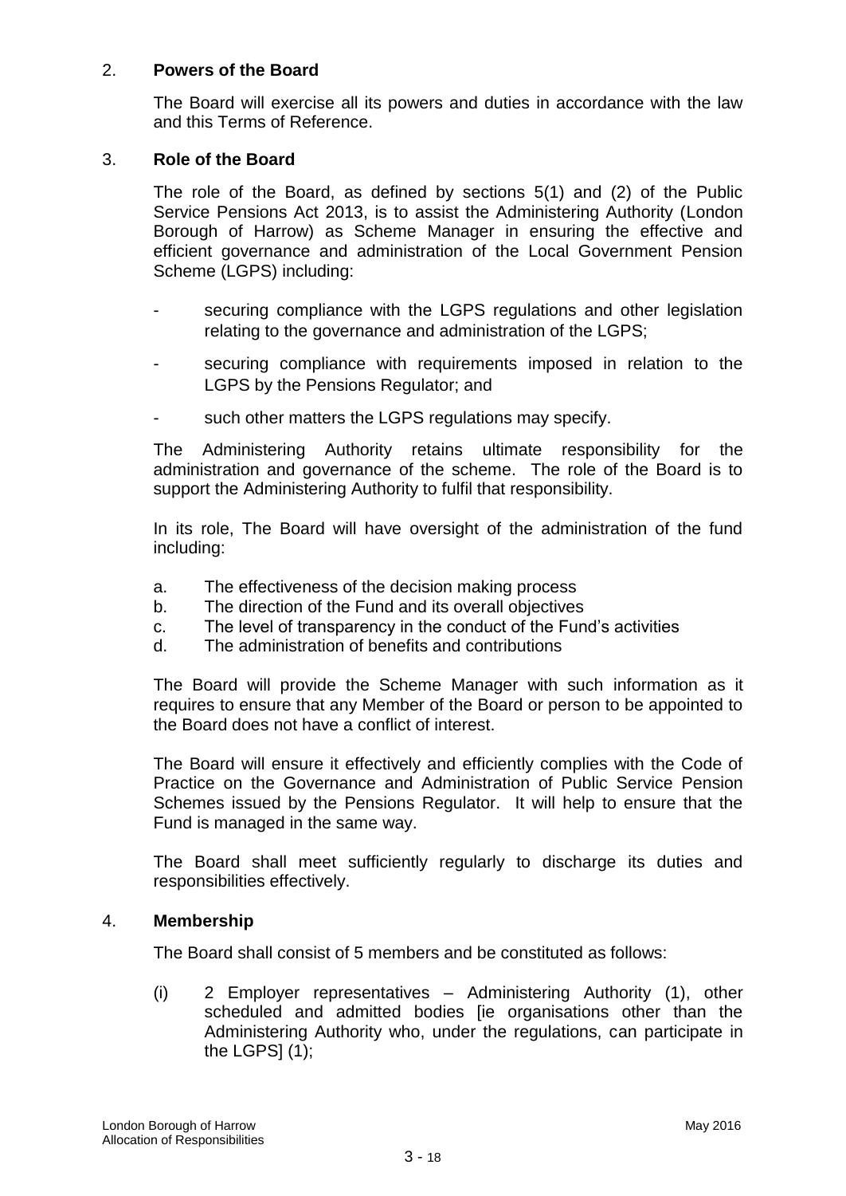## 2. Powers of the Board

The Board will exercise all its powers and duties in accordance with the law and this Terms of Reference.

## 3. Role of the Board

The role of the Board, as defined by sections 5(1) and (2) of the Public Service Pensions Act 2013, is to assist the Administering Authority (London Borough of Harrow) as Scheme Manager in ensuring the effective and efficient governance and administration of the Local Government Pension Scheme (LGPS) including:

- securing compliance with the LGPS regulations and other legislation relating to the governance and administration of the LGPS;
- securing compliance with requirements imposed in relation to the LGPS by the Pensions Regulator; and
- such other matters the LGPS regulations may specify.

The Administering Authority retains ultimate responsibility for the administration and governance of the scheme. The role of the Board is to support the Administering Authority to fulfil that responsibility.

In its role, The Board will have oversight of the administration of the fund including:

a. The effectiveness of the decision making process
b. The direction of the Fund and its overall objectives
c. The level of transparency in the conduct of the Fund's activities
d. The administration of benefits and contributions

The Board will provide the Scheme Manager with such information as it requires to ensure that any Member of the Board or person to be appointed to the Board does not have a conflict of interest.

The Board will ensure it effectively and efficiently complies with the Code of Practice on the Governance and Administration of Public Service Pension Schemes issued by the Pensions Regulator. It will help to ensure that the Fund is managed in the same way.

The Board shall meet sufficiently regularly to discharge its duties and responsibilities effectively.

## 4. Membership

The Board shall consist of 5 members and be constituted as follows:

(i) 2 Employer representatives – Administering Authority (1), other scheduled and admitted bodies [ie organisations other than the Administering Authority who, under the regulations, can participate in the LGPS] (1);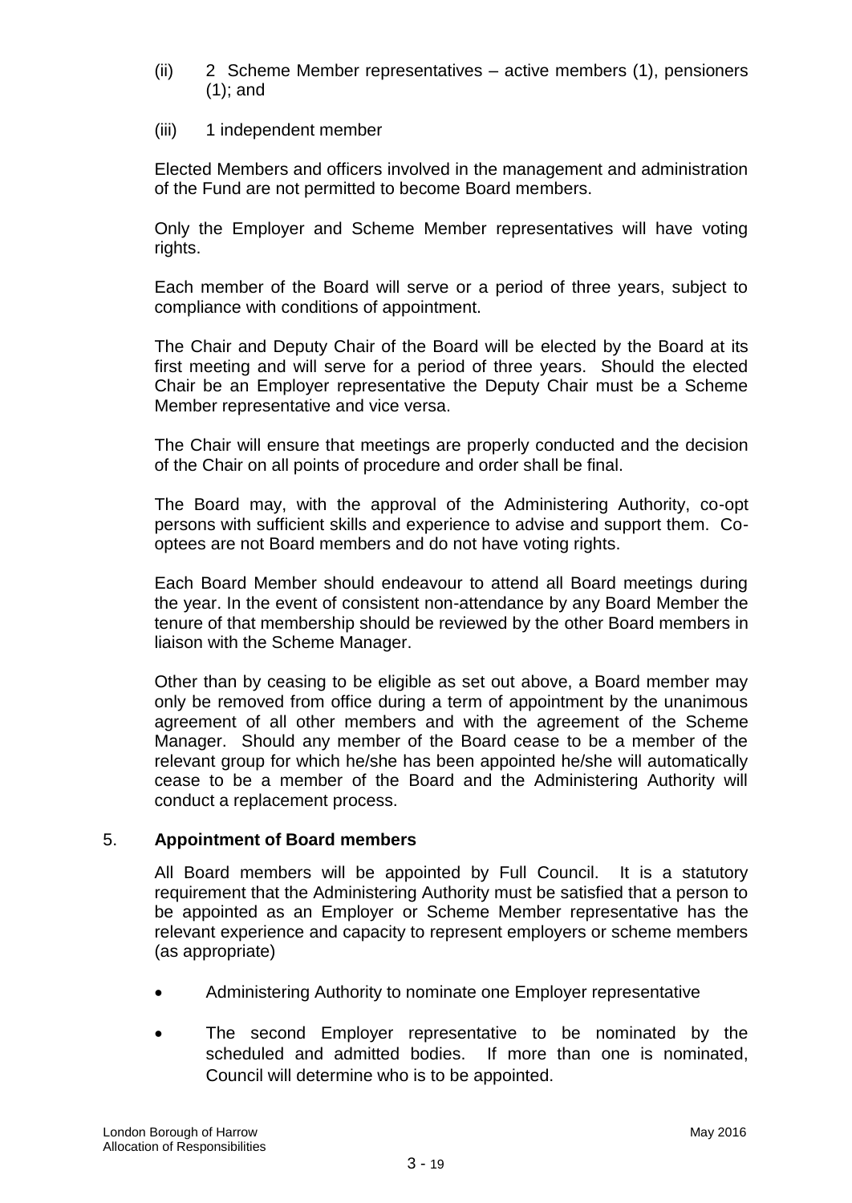(ii) 2 Scheme Member representatives – active members (1), pensioners (1); and

(iii) 1 independent member

Elected Members and officers involved in the management and administration of the Fund are not permitted to become Board members.

Only the Employer and Scheme Member representatives will have voting rights.

Each member of the Board will serve or a period of three years, subject to compliance with conditions of appointment.

The Chair and Deputy Chair of the Board will be elected by the Board at its first meeting and will serve for a period of three years. Should the elected Chair be an Employer representative the Deputy Chair must be a Scheme Member representative and vice versa.

The Chair will ensure that meetings are properly conducted and the decision of the Chair on all points of procedure and order shall be final.

The Board may, with the approval of the Administering Authority, co-opt persons with sufficient skills and experience to advise and support them. Co-optees are not Board members and do not have voting rights.

Each Board Member should endeavour to attend all Board meetings during the year. In the event of consistent non-attendance by any Board Member the tenure of that membership should be reviewed by the other Board members in liaison with the Scheme Manager.

Other than by ceasing to be eligible as set out above, a Board member may only be removed from office during a term of appointment by the unanimous agreement of all other members and with the agreement of the Scheme Manager. Should any member of the Board cease to be a member of the relevant group for which he/she has been appointed he/she will automatically cease to be a member of the Board and the Administering Authority will conduct a replacement process.

5. **Appointment of Board members**

All Board members will be appointed by Full Council. It is a statutory requirement that the Administering Authority must be satisfied that a person to be appointed as an Employer or Scheme Member representative has the relevant experience and capacity to represent employers or scheme members (as appropriate)

- Administering Authority to nominate one Employer representative
- The second Employer representative to be nominated by the scheduled and admitted bodies. If more than one is nominated, Council will determine who is to be appointed.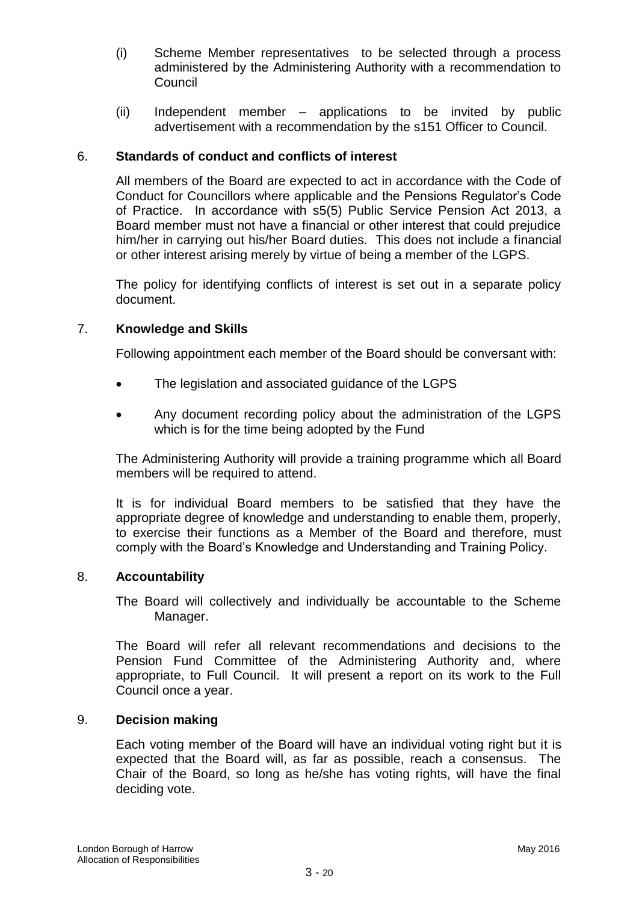(i) Scheme Member representatives to be selected through a process administered by the Administering Authority with a recommendation to Council

(ii) Independent member – applications to be invited by public advertisement with a recommendation by the s151 Officer to Council.

## 6. Standards of conduct and conflicts of interest

All members of the Board are expected to act in accordance with the Code of Conduct for Councillors where applicable and the Pensions Regulator's Code of Practice. In accordance with s5(5) Public Service Pension Act 2013, a Board member must not have a financial or other interest that could prejudice him/her in carrying out his/her Board duties. This does not include a financial or other interest arising merely by virtue of being a member of the LGPS.

The policy for identifying conflicts of interest is set out in a separate policy document.

## 7. Knowledge and Skills

Following appointment each member of the Board should be conversant with:

- The legislation and associated guidance of the LGPS
- Any document recording policy about the administration of the LGPS which is for the time being adopted by the Fund

The Administering Authority will provide a training programme which all Board members will be required to attend.

It is for individual Board members to be satisfied that they have the appropriate degree of knowledge and understanding to enable them, properly, to exercise their functions as a Member of the Board and therefore, must comply with the Board's Knowledge and Understanding and Training Policy.

## 8. Accountability

The Board will collectively and individually be accountable to the Scheme Manager.

The Board will refer all relevant recommendations and decisions to the Pension Fund Committee of the Administering Authority and, where appropriate, to Full Council. It will present a report on its work to the Full Council once a year.

## 9. Decision making

Each voting member of the Board will have an individual voting right but it is expected that the Board will, as far as possible, reach a consensus. The Chair of the Board, so long as he/she has voting rights, will have the final deciding vote.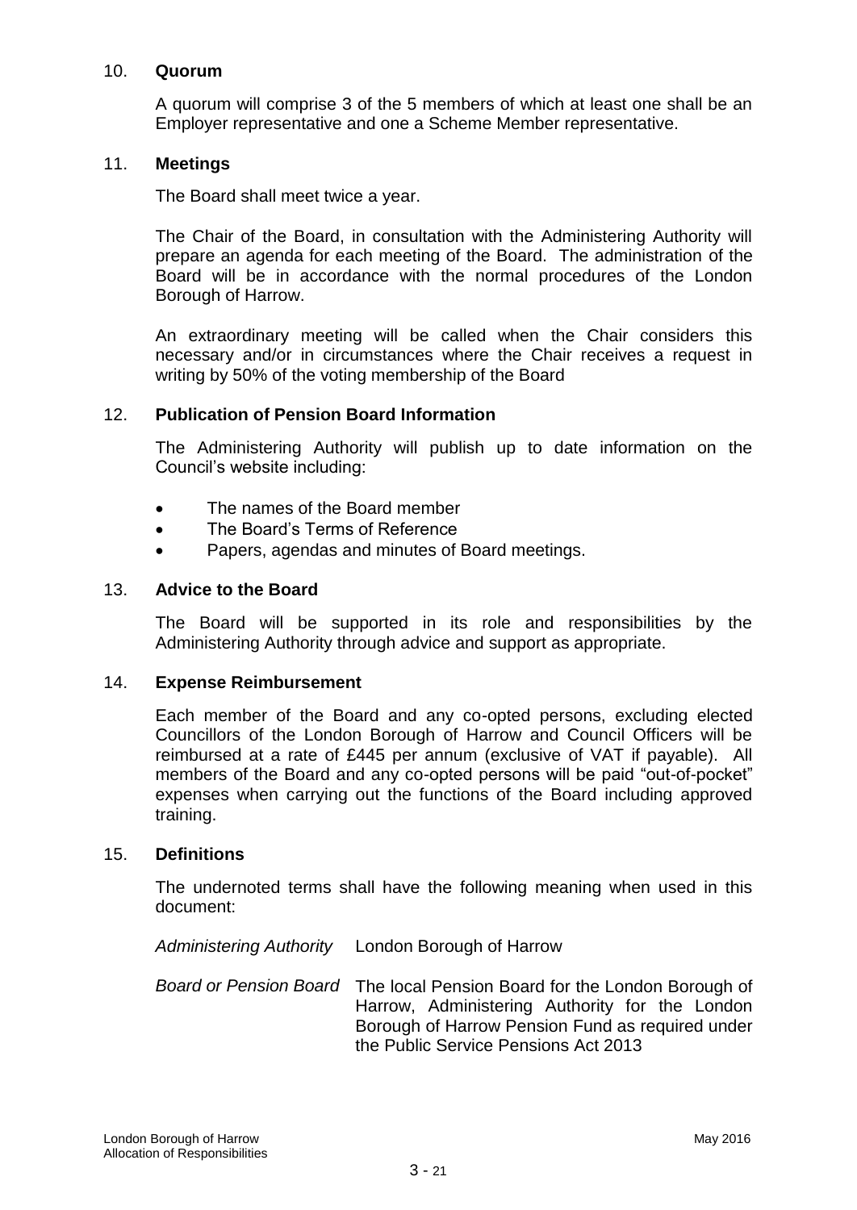## 10. Quorum

A quorum will comprise 3 of the 5 members of which at least one shall be an Employer representative and one a Scheme Member representative.

## 11. Meetings

The Board shall meet twice a year.

The Chair of the Board, in consultation with the Administering Authority will prepare an agenda for each meeting of the Board. The administration of the Board will be in accordance with the normal procedures of the London Borough of Harrow.

An extraordinary meeting will be called when the Chair considers this necessary and/or in circumstances where the Chair receives a request in writing by 50% of the voting membership of the Board

## 12. Publication of Pension Board Information

The Administering Authority will publish up to date information on the Council's website including:

- The names of the Board member
- The Board's Terms of Reference
- Papers, agendas and minutes of Board meetings.

## 13. Advice to the Board

The Board will be supported in its role and responsibilities by the Administering Authority through advice and support as appropriate.

## 14. Expense Reimbursement

Each member of the Board and any co-opted persons, excluding elected Councillors of the London Borough of Harrow and Council Officers will be reimbursed at a rate of £445 per annum (exclusive of VAT if payable). All members of the Board and any co-opted persons will be paid "out-of-pocket" expenses when carrying out the functions of the Board including approved training.

## 15. Definitions

The undernoted terms shall have the following meaning when used in this document:

*Administering Authority* London Borough of Harrow

*Board or Pension Board* The local Pension Board for the London Borough of Harrow, Administering Authority for the London Borough of Harrow Pension Fund as required under the Public Service Pensions Act 2013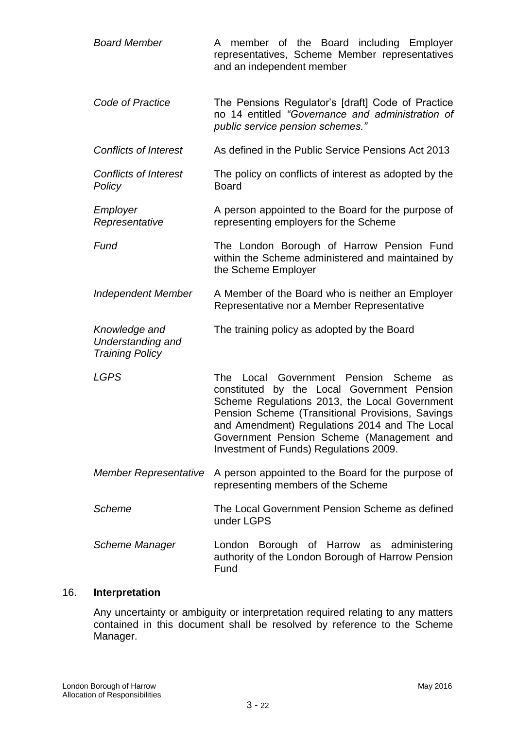| | |
|---|---|
| *Board Member* | A member of the Board including Employer representatives, Scheme Member representatives and an independent member |
| *Code of Practice* | The Pensions Regulator's [draft] Code of Practice no 14 entitled *"Governance and administration of public service pension schemes."* |
| *Conflicts of Interest* | As defined in the Public Service Pensions Act 2013 |
| *Conflicts of Interest Policy* | The policy on conflicts of interest as adopted by the Board |
| *Employer Representative* | A person appointed to the Board for the purpose of representing employers for the Scheme |
| *Fund* | The London Borough of Harrow Pension Fund within the Scheme administered and maintained by the Scheme Employer |
| *Independent Member* | A Member of the Board who is neither an Employer Representative nor a Member Representative |
| *Knowledge and Understanding and Training Policy* | The training policy as adopted by the Board |
| *LGPS* | The Local Government Pension Scheme as constituted by the Local Government Pension Scheme Regulations 2013, the Local Government Pension Scheme (Transitional Provisions, Savings and Amendment) Regulations 2014 and The Local Government Pension Scheme (Management and Investment of Funds) Regulations 2009. |
| *Member Representative* | A person appointed to the Board for the purpose of representing members of the Scheme |
| *Scheme* | The Local Government Pension Scheme as defined under LGPS |
| *Scheme Manager* | London Borough of Harrow as administering authority of the London Borough of Harrow Pension Fund |

## 16. **Interpretation**

Any uncertainty or ambiguity or interpretation required relating to any matters contained in this document shall be resolved by reference to the Scheme Manager.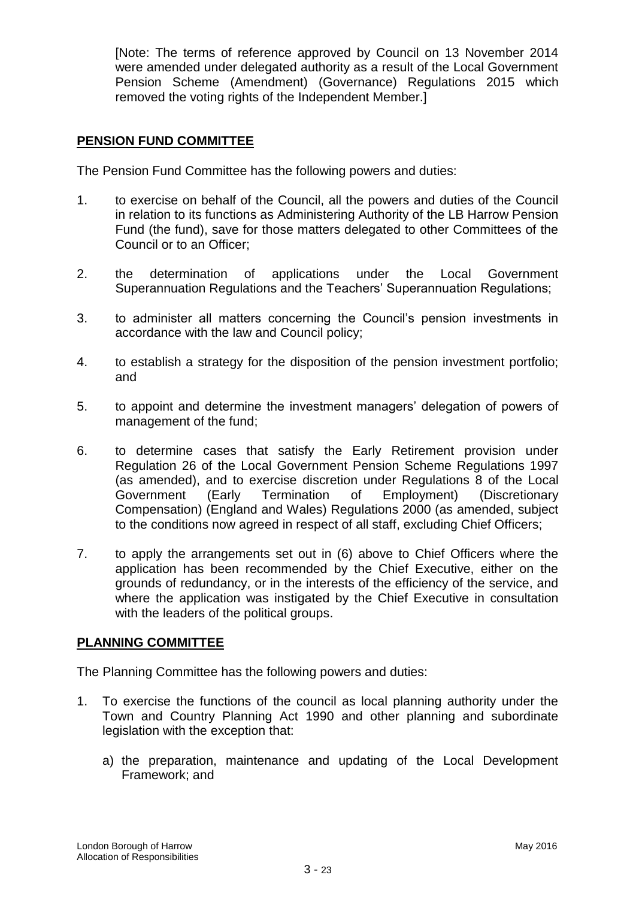[Note: The terms of reference approved by Council on 13 November 2014 were amended under delegated authority as a result of the Local Government Pension Scheme (Amendment) (Governance) Regulations 2015 which removed the voting rights of the Independent Member.]

## PENSION FUND COMMITTEE

The Pension Fund Committee has the following powers and duties:

1. to exercise on behalf of the Council, all the powers and duties of the Council in relation to its functions as Administering Authority of the LB Harrow Pension Fund (the fund), save for those matters delegated to other Committees of the Council or to an Officer;
2. the determination of applications under the Local Government Superannuation Regulations and the Teachers' Superannuation Regulations;
3. to administer all matters concerning the Council's pension investments in accordance with the law and Council policy;
4. to establish a strategy for the disposition of the pension investment portfolio; and
5. to appoint and determine the investment managers' delegation of powers of management of the fund;
6. to determine cases that satisfy the Early Retirement provision under Regulation 26 of the Local Government Pension Scheme Regulations 1997 (as amended), and to exercise discretion under Regulations 8 of the Local Government (Early Termination of Employment) (Discretionary Compensation) (England and Wales) Regulations 2000 (as amended, subject to the conditions now agreed in respect of all staff, excluding Chief Officers;
7. to apply the arrangements set out in (6) above to Chief Officers where the application has been recommended by the Chief Executive, either on the grounds of redundancy, or in the interests of the efficiency of the service, and where the application was instigated by the Chief Executive in consultation with the leaders of the political groups.

## PLANNING COMMITTEE

The Planning Committee has the following powers and duties:

1. To exercise the functions of the council as local planning authority under the Town and Country Planning Act 1990 and other planning and subordinate legislation with the exception that:

   a) the preparation, maintenance and updating of the Local Development Framework; and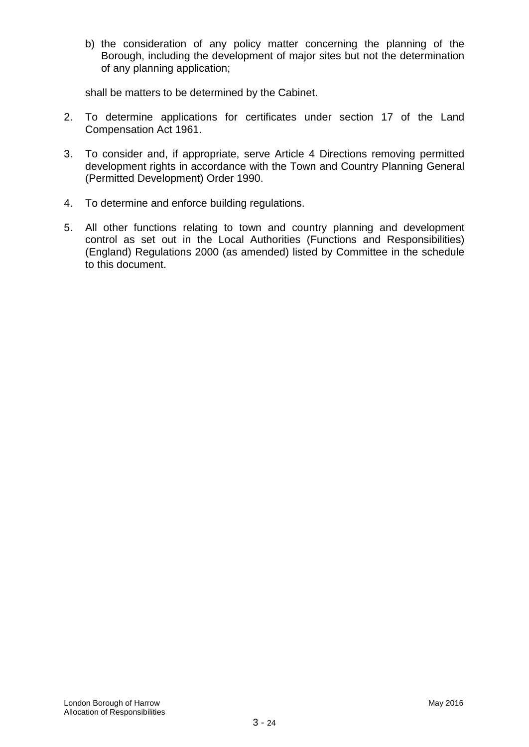b) the consideration of any policy matter concerning the planning of the Borough, including the development of major sites but not the determination of any planning application;

shall be matters to be determined by the Cabinet.

2. To determine applications for certificates under section 17 of the Land Compensation Act 1961.

3. To consider and, if appropriate, serve Article 4 Directions removing permitted development rights in accordance with the Town and Country Planning General (Permitted Development) Order 1990.

4. To determine and enforce building regulations.

5. All other functions relating to town and country planning and development control as set out in the Local Authorities (Functions and Responsibilities) (England) Regulations 2000 (as amended) listed by Committee in the schedule to this document.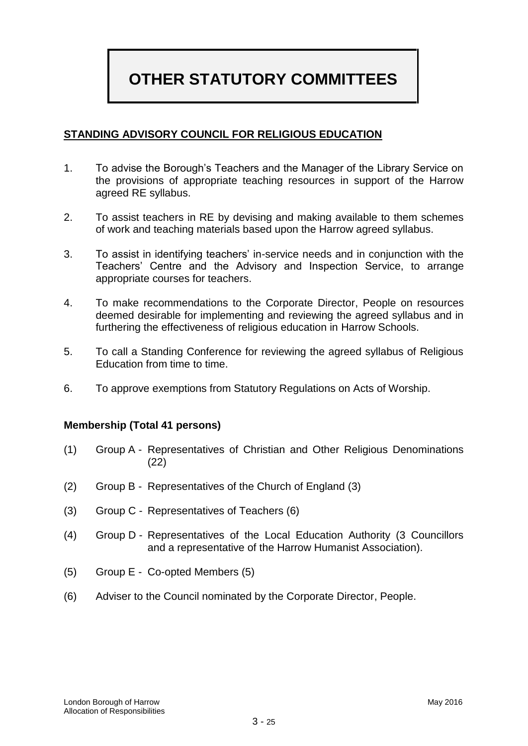# OTHER STATUTORY COMMITTEES

## STANDING ADVISORY COUNCIL FOR RELIGIOUS EDUCATION

1. To advise the Borough's Teachers and the Manager of the Library Service on the provisions of appropriate teaching resources in support of the Harrow agreed RE syllabus.

2. To assist teachers in RE by devising and making available to them schemes of work and teaching materials based upon the Harrow agreed syllabus.

3. To assist in identifying teachers' in-service needs and in conjunction with the Teachers' Centre and the Advisory and Inspection Service, to arrange appropriate courses for teachers.

4. To make recommendations to the Corporate Director, People on resources deemed desirable for implementing and reviewing the agreed syllabus and in furthering the effectiveness of religious education in Harrow Schools.

5. To call a Standing Conference for reviewing the agreed syllabus of Religious Education from time to time.

6. To approve exemptions from Statutory Regulations on Acts of Worship.

**Membership (Total 41 persons)**

(1) Group A - Representatives of Christian and Other Religious Denominations (22)

(2) Group B - Representatives of the Church of England (3)

(3) Group C - Representatives of Teachers (6)

(4) Group D - Representatives of the Local Education Authority (3 Councillors and a representative of the Harrow Humanist Association).

(5) Group E - Co-opted Members (5)

(6) Adviser to the Council nominated by the Corporate Director, People.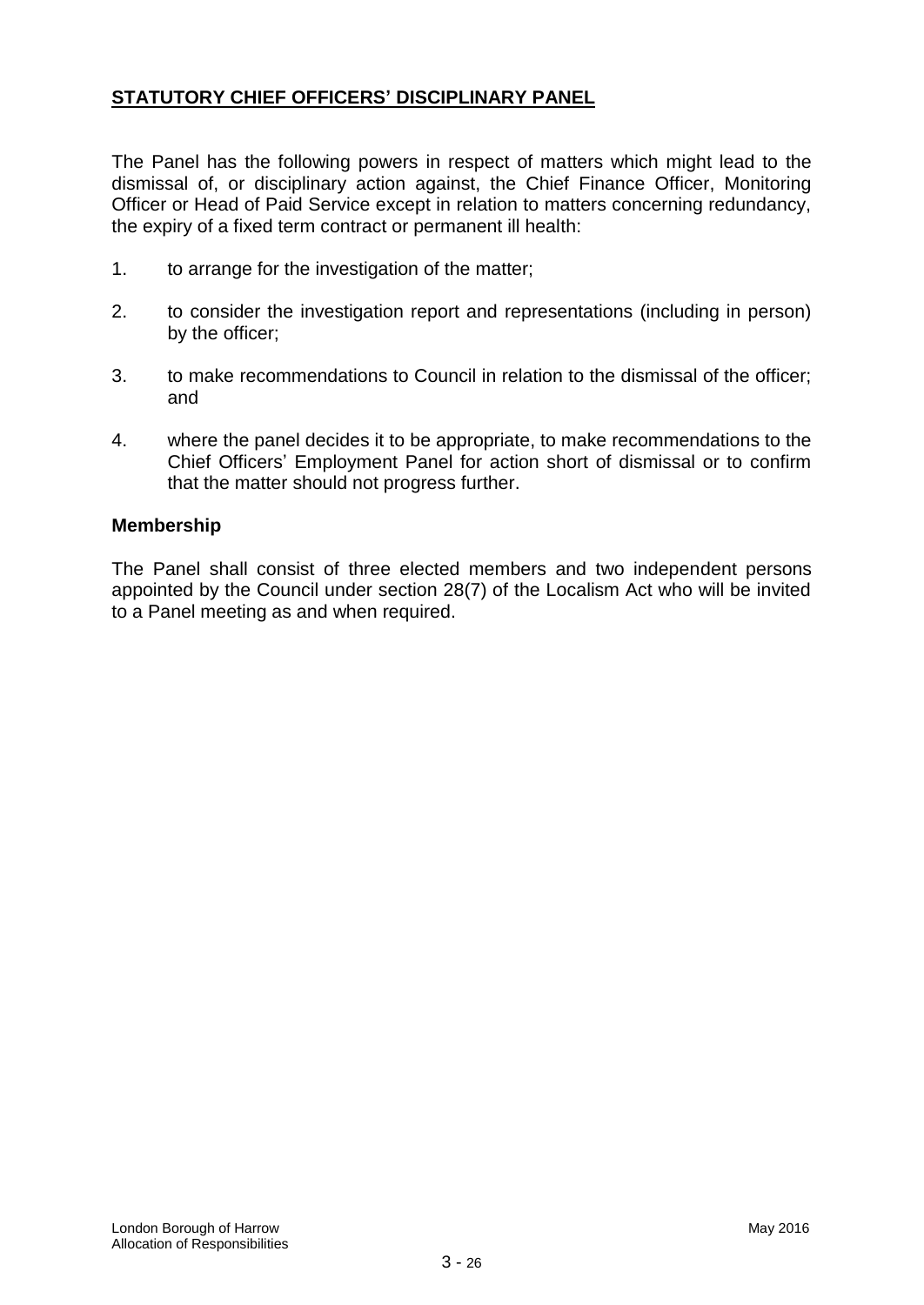## STATUTORY CHIEF OFFICERS' DISCIPLINARY PANEL

The Panel has the following powers in respect of matters which might lead to the dismissal of, or disciplinary action against, the Chief Finance Officer, Monitoring Officer or Head of Paid Service except in relation to matters concerning redundancy, the expiry of a fixed term contract or permanent ill health:

1. to arrange for the investigation of the matter;

2. to consider the investigation report and representations (including in person) by the officer;

3. to make recommendations to Council in relation to the dismissal of the officer; and

4. where the panel decides it to be appropriate, to make recommendations to the Chief Officers' Employment Panel for action short of dismissal or to confirm that the matter should not progress further.

### Membership

The Panel shall consist of three elected members and two independent persons appointed by the Council under section 28(7) of the Localism Act who will be invited to a Panel meeting as and when required.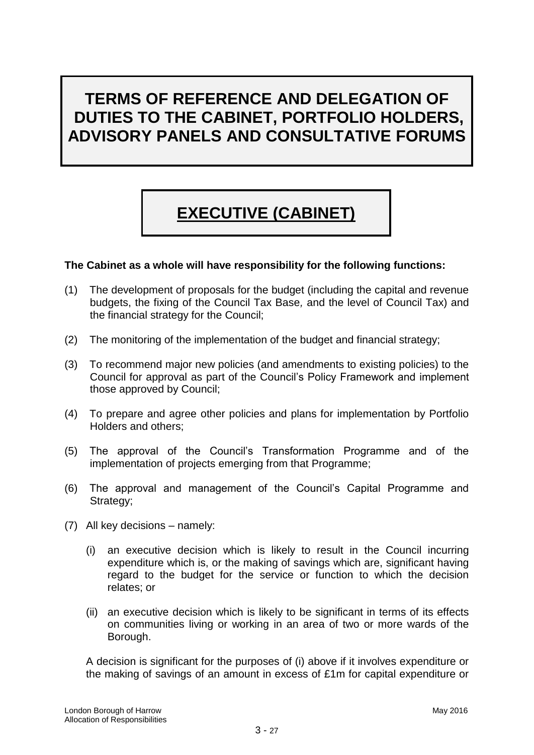# TERMS OF REFERENCE AND DELEGATION OF DUTIES TO THE CABINET, PORTFOLIO HOLDERS, ADVISORY PANELS AND CONSULTATIVE FORUMS

## EXECUTIVE (CABINET)

**The Cabinet as a whole will have responsibility for the following functions:**

(1) The development of proposals for the budget (including the capital and revenue budgets, the fixing of the Council Tax Base, and the level of Council Tax) and the financial strategy for the Council;

(2) The monitoring of the implementation of the budget and financial strategy;

(3) To recommend major new policies (and amendments to existing policies) to the Council for approval as part of the Council's Policy Framework and implement those approved by Council;

(4) To prepare and agree other policies and plans for implementation by Portfolio Holders and others;

(5) The approval of the Council's Transformation Programme and of the implementation of projects emerging from that Programme;

(6) The approval and management of the Council's Capital Programme and Strategy;

(7) All key decisions – namely:

   (i) an executive decision which is likely to result in the Council incurring expenditure which is, or the making of savings which are, significant having regard to the budget for the service or function to which the decision relates; or

   (ii) an executive decision which is likely to be significant in terms of its effects on communities living or working in an area of two or more wards of the Borough.

   A decision is significant for the purposes of (i) above if it involves expenditure or the making of savings of an amount in excess of £1m for capital expenditure or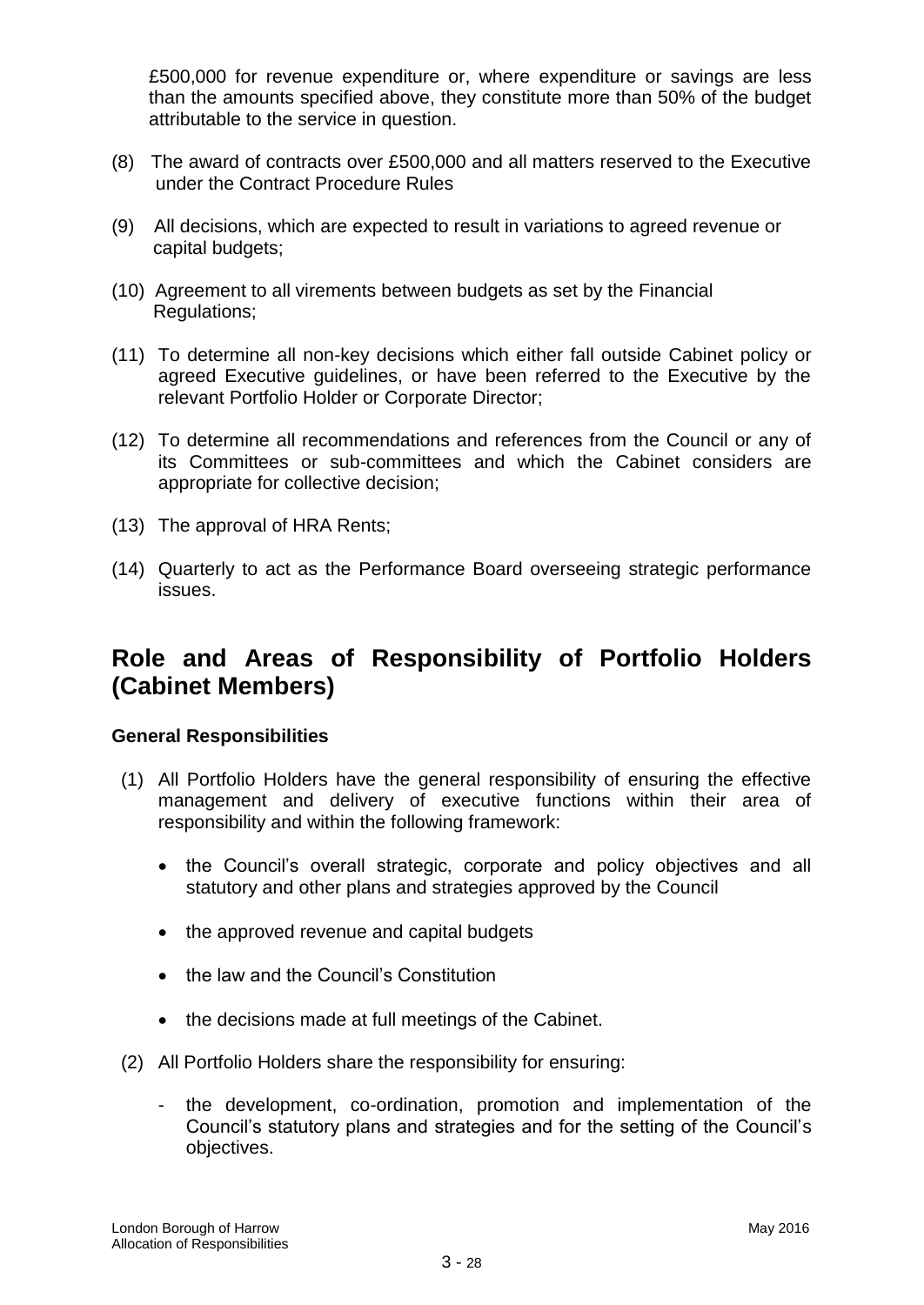£500,000 for revenue expenditure or, where expenditure or savings are less than the amounts specified above, they constitute more than 50% of the budget attributable to the service in question.

(8) The award of contracts over £500,000 and all matters reserved to the Executive under the Contract Procedure Rules

(9) All decisions, which are expected to result in variations to agreed revenue or capital budgets;

(10) Agreement to all virements between budgets as set by the Financial Regulations;

(11) To determine all non-key decisions which either fall outside Cabinet policy or agreed Executive guidelines, or have been referred to the Executive by the relevant Portfolio Holder or Corporate Director;

(12) To determine all recommendations and references from the Council or any of its Committees or sub-committees and which the Cabinet considers are appropriate for collective decision;

(13) The approval of HRA Rents;

(14) Quarterly to act as the Performance Board overseeing strategic performance issues.

## Role and Areas of Responsibility of Portfolio Holders (Cabinet Members)

**General Responsibilities**

(1) All Portfolio Holders have the general responsibility of ensuring the effective management and delivery of executive functions within their area of responsibility and within the following framework:

- the Council's overall strategic, corporate and policy objectives and all statutory and other plans and strategies approved by the Council
- the approved revenue and capital budgets
- the law and the Council's Constitution
- the decisions made at full meetings of the Cabinet.

(2) All Portfolio Holders share the responsibility for ensuring:

- the development, co-ordination, promotion and implementation of the Council's statutory plans and strategies and for the setting of the Council's objectives.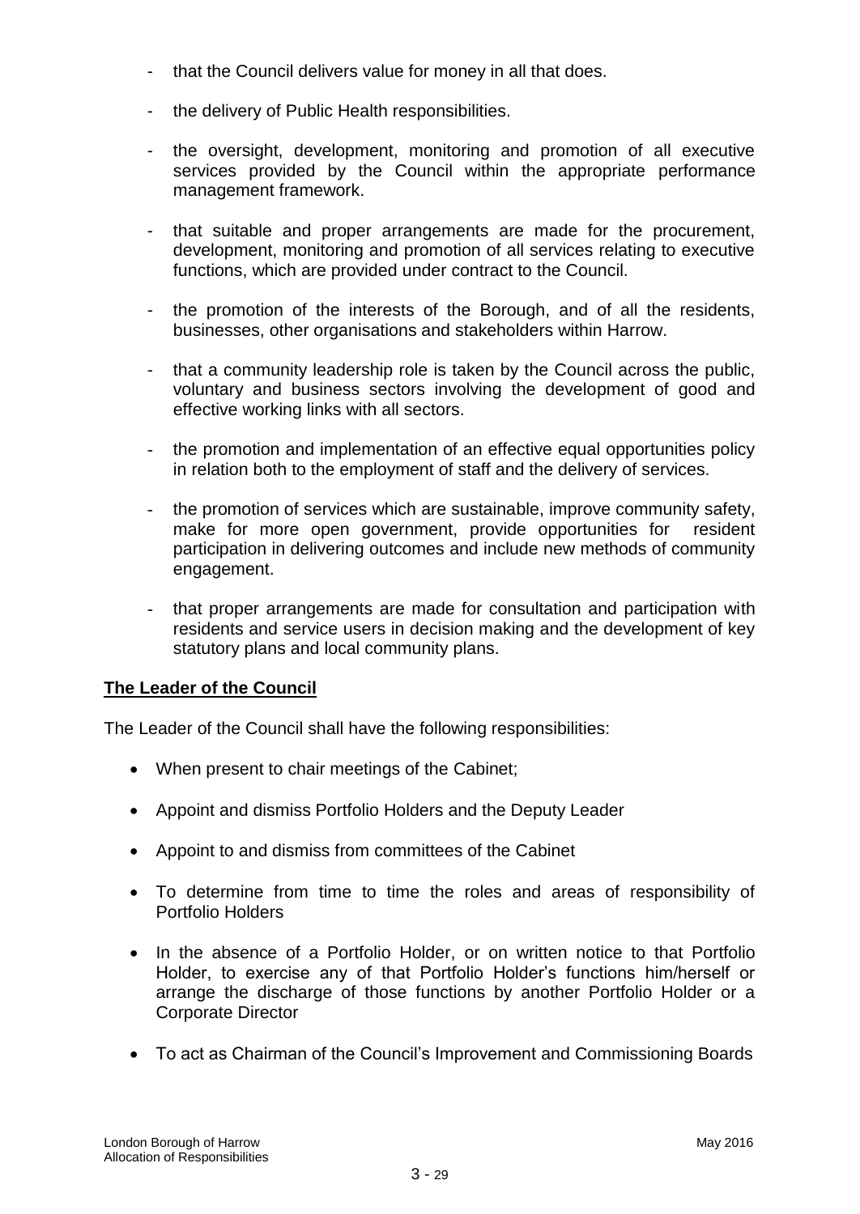- that the Council delivers value for money in all that does.

- the delivery of Public Health responsibilities.

- the oversight, development, monitoring and promotion of all executive services provided by the Council within the appropriate performance management framework.

- that suitable and proper arrangements are made for the procurement, development, monitoring and promotion of all services relating to executive functions, which are provided under contract to the Council.

- the promotion of the interests of the Borough, and of all the residents, businesses, other organisations and stakeholders within Harrow.

- that a community leadership role is taken by the Council across the public, voluntary and business sectors involving the development of good and effective working links with all sectors.

- the promotion and implementation of an effective equal opportunities policy in relation both to the employment of staff and the delivery of services.

- the promotion of services which are sustainable, improve community safety, make for more open government, provide opportunities for resident participation in delivering outcomes and include new methods of community engagement.

- that proper arrangements are made for consultation and participation with residents and service users in decision making and the development of key statutory plans and local community plans.

**The Leader of the Council**

The Leader of the Council shall have the following responsibilities:

- When present to chair meetings of the Cabinet;

- Appoint and dismiss Portfolio Holders and the Deputy Leader

- Appoint to and dismiss from committees of the Cabinet

- To determine from time to time the roles and areas of responsibility of Portfolio Holders

- In the absence of a Portfolio Holder, or on written notice to that Portfolio Holder, to exercise any of that Portfolio Holder's functions him/herself or arrange the discharge of those functions by another Portfolio Holder or a Corporate Director

- To act as Chairman of the Council's Improvement and Commissioning Boards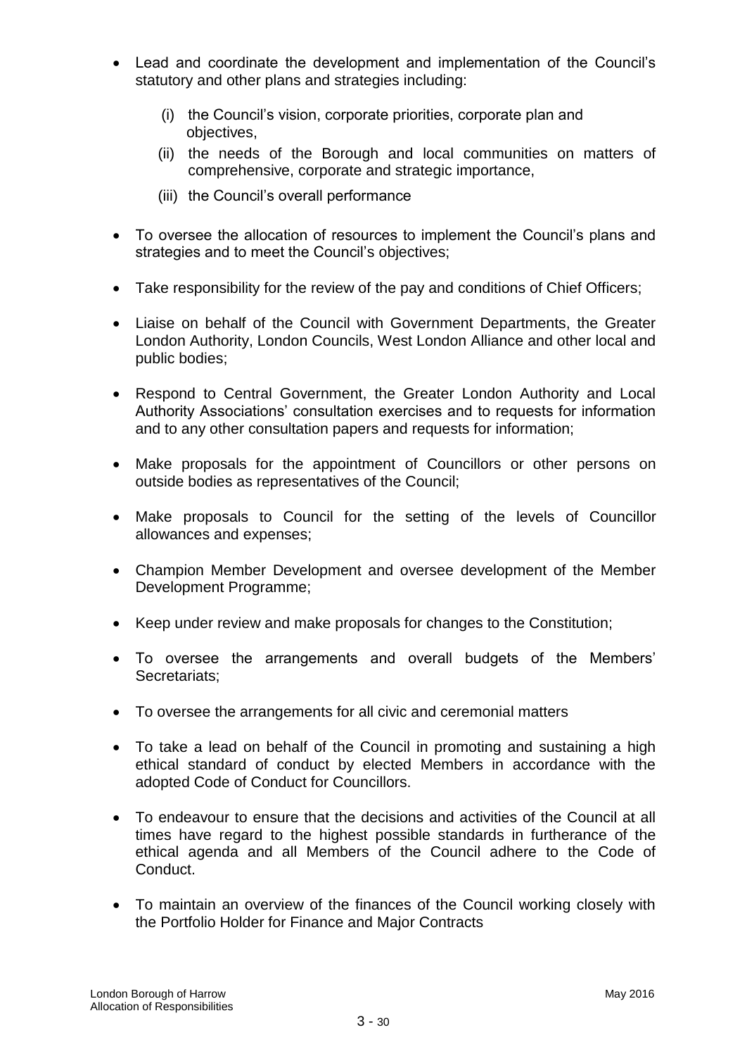- Lead and coordinate the development and implementation of the Council's statutory and other plans and strategies including:
    - (i) the Council's vision, corporate priorities, corporate plan and objectives,
    - (ii) the needs of the Borough and local communities on matters of comprehensive, corporate and strategic importance,
    - (iii) the Council's overall performance
- To oversee the allocation of resources to implement the Council's plans and strategies and to meet the Council's objectives;
- Take responsibility for the review of the pay and conditions of Chief Officers;
- Liaise on behalf of the Council with Government Departments, the Greater London Authority, London Councils, West London Alliance and other local and public bodies;
- Respond to Central Government, the Greater London Authority and Local Authority Associations' consultation exercises and to requests for information and to any other consultation papers and requests for information;
- Make proposals for the appointment of Councillors or other persons on outside bodies as representatives of the Council;
- Make proposals to Council for the setting of the levels of Councillor allowances and expenses;
- Champion Member Development and oversee development of the Member Development Programme;
- Keep under review and make proposals for changes to the Constitution;
- To oversee the arrangements and overall budgets of the Members' Secretariats;
- To oversee the arrangements for all civic and ceremonial matters
- To take a lead on behalf of the Council in promoting and sustaining a high ethical standard of conduct by elected Members in accordance with the adopted Code of Conduct for Councillors.
- To endeavour to ensure that the decisions and activities of the Council at all times have regard to the highest possible standards in furtherance of the ethical agenda and all Members of the Council adhere to the Code of Conduct.
- To maintain an overview of the finances of the Council working closely with the Portfolio Holder for Finance and Major Contracts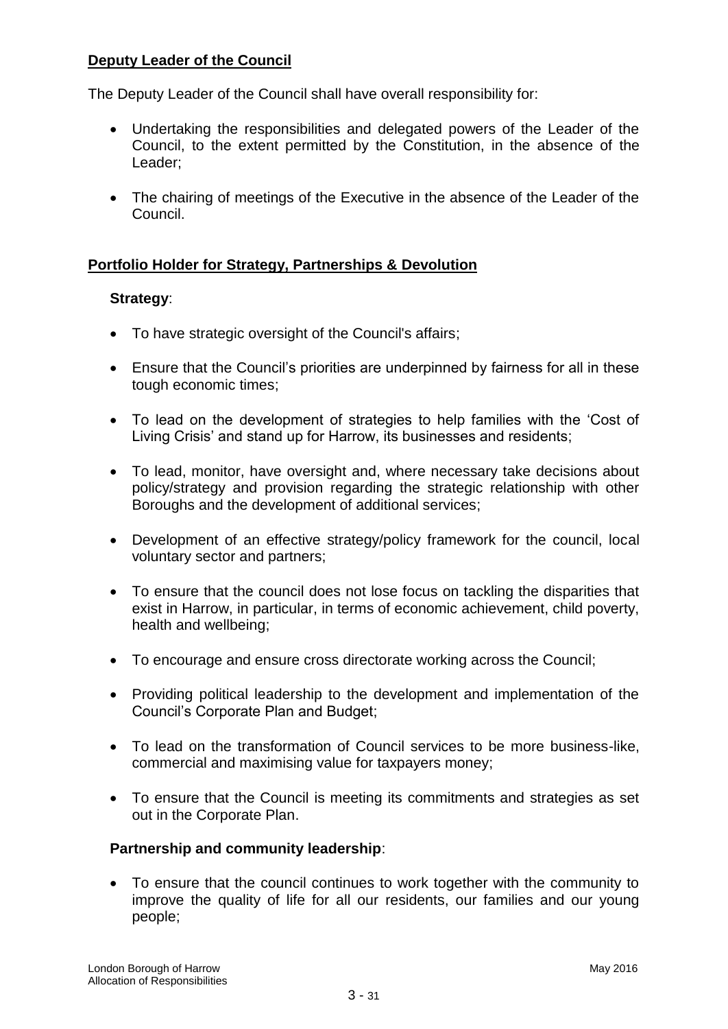**Deputy Leader of the Council**

The Deputy Leader of the Council shall have overall responsibility for:

- Undertaking the responsibilities and delegated powers of the Leader of the Council, to the extent permitted by the Constitution, in the absence of the Leader;
- The chairing of meetings of the Executive in the absence of the Leader of the Council.

**Portfolio Holder for Strategy, Partnerships & Devolution**

**Strategy**:

- To have strategic oversight of the Council's affairs;
- Ensure that the Council's priorities are underpinned by fairness for all in these tough economic times;
- To lead on the development of strategies to help families with the 'Cost of Living Crisis' and stand up for Harrow, its businesses and residents;
- To lead, monitor, have oversight and, where necessary take decisions about policy/strategy and provision regarding the strategic relationship with other Boroughs and the development of additional services;
- Development of an effective strategy/policy framework for the council, local voluntary sector and partners;
- To ensure that the council does not lose focus on tackling the disparities that exist in Harrow, in particular, in terms of economic achievement, child poverty, health and wellbeing;
- To encourage and ensure cross directorate working across the Council;
- Providing political leadership to the development and implementation of the Council's Corporate Plan and Budget;
- To lead on the transformation of Council services to be more business-like, commercial and maximising value for taxpayers money;
- To ensure that the Council is meeting its commitments and strategies as set out in the Corporate Plan.

**Partnership and community leadership**:

- To ensure that the council continues to work together with the community to improve the quality of life for all our residents, our families and our young people;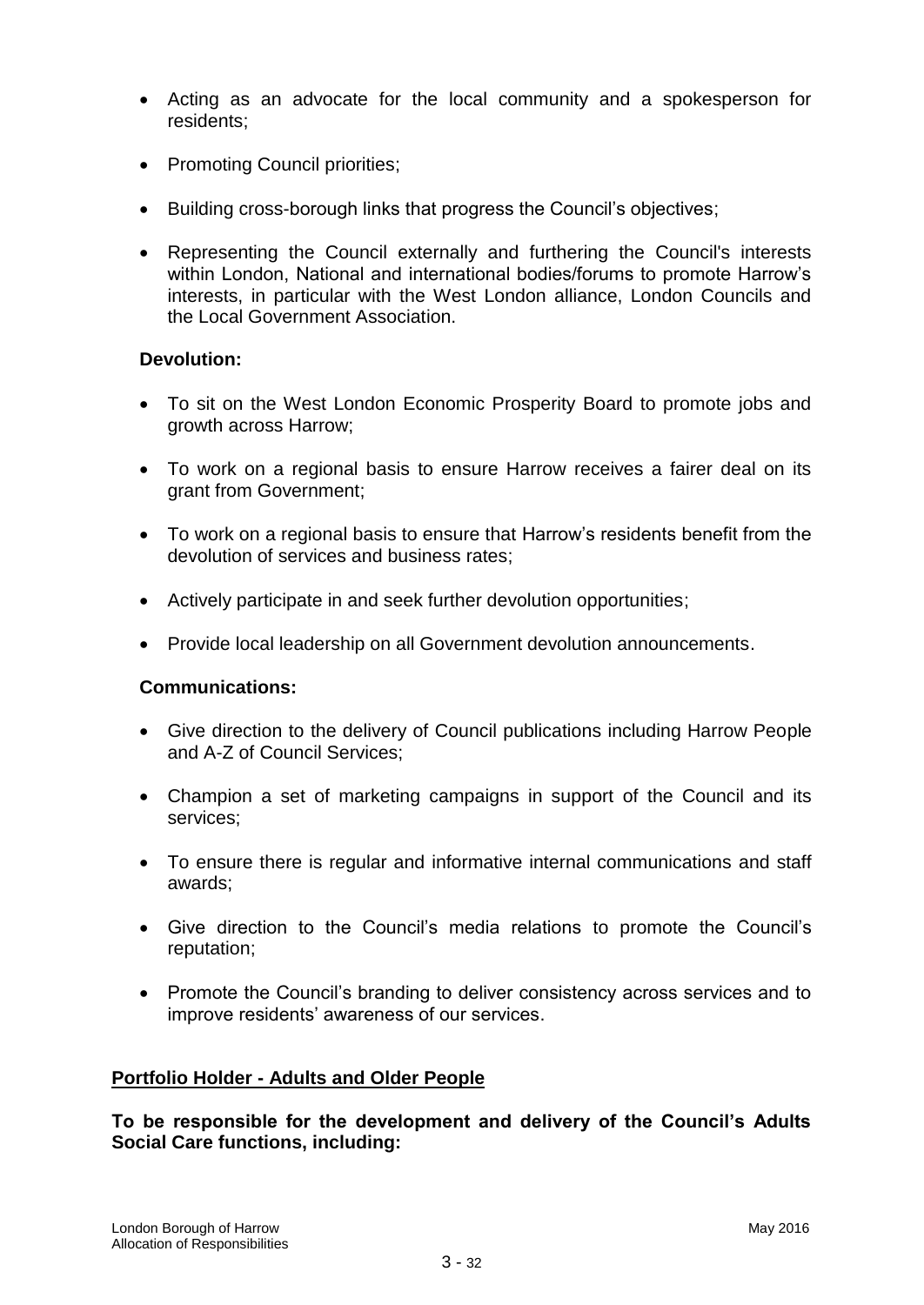- Acting as an advocate for the local community and a spokesperson for residents;
- Promoting Council priorities;
- Building cross-borough links that progress the Council's objectives;
- Representing the Council externally and furthering the Council's interests within London, National and international bodies/forums to promote Harrow's interests, in particular with the West London alliance, London Councils and the Local Government Association.

**Devolution:**

- To sit on the West London Economic Prosperity Board to promote jobs and growth across Harrow;
- To work on a regional basis to ensure Harrow receives a fairer deal on its grant from Government;
- To work on a regional basis to ensure that Harrow's residents benefit from the devolution of services and business rates;
- Actively participate in and seek further devolution opportunities;
- Provide local leadership on all Government devolution announcements.

**Communications:**

- Give direction to the delivery of Council publications including Harrow People and A-Z of Council Services;
- Champion a set of marketing campaigns in support of the Council and its services;
- To ensure there is regular and informative internal communications and staff awards;
- Give direction to the Council's media relations to promote the Council's reputation;
- Promote the Council's branding to deliver consistency across services and to improve residents' awareness of our services.

**Portfolio Holder - Adults and Older People**

**To be responsible for the development and delivery of the Council's Adults Social Care functions, including:**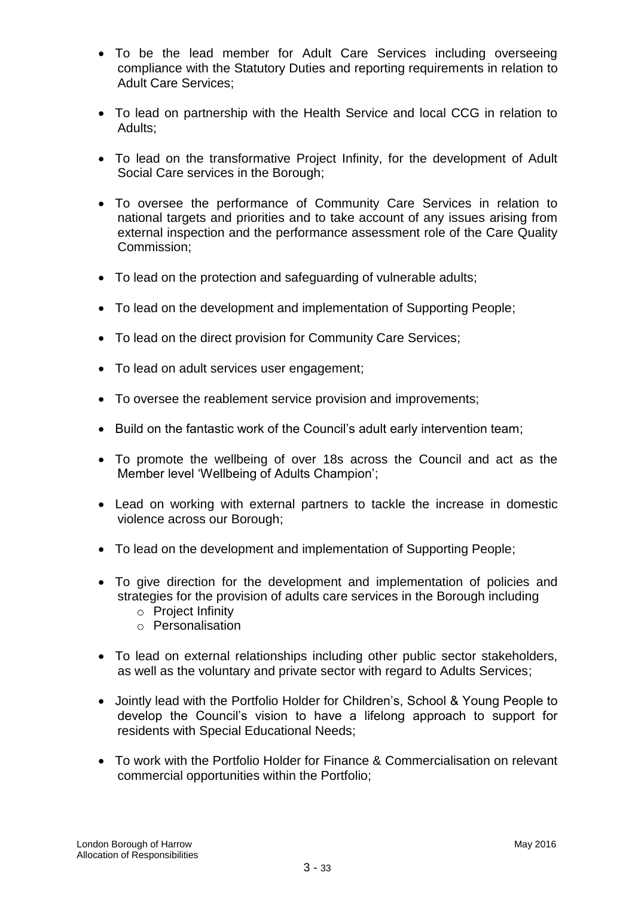- To be the lead member for Adult Care Services including overseeing compliance with the Statutory Duties and reporting requirements in relation to Adult Care Services;

- To lead on partnership with the Health Service and local CCG in relation to Adults;

- To lead on the transformative Project Infinity, for the development of Adult Social Care services in the Borough;

- To oversee the performance of Community Care Services in relation to national targets and priorities and to take account of any issues arising from external inspection and the performance assessment role of the Care Quality Commission;

- To lead on the protection and safeguarding of vulnerable adults;

- To lead on the development and implementation of Supporting People;

- To lead on the direct provision for Community Care Services;

- To lead on adult services user engagement;

- To oversee the reablement service provision and improvements;

- Build on the fantastic work of the Council's adult early intervention team;

- To promote the wellbeing of over 18s across the Council and act as the Member level 'Wellbeing of Adults Champion';

- Lead on working with external partners to tackle the increase in domestic violence across our Borough;

- To lead on the development and implementation of Supporting People;

- To give direction for the development and implementation of policies and strategies for the provision of adults care services in the Borough including
  - Project Infinity
  - Personalisation

- To lead on external relationships including other public sector stakeholders, as well as the voluntary and private sector with regard to Adults Services;

- Jointly lead with the Portfolio Holder for Children's, School & Young People to develop the Council's vision to have a lifelong approach to support for residents with Special Educational Needs;

- To work with the Portfolio Holder for Finance & Commercialisation on relevant commercial opportunities within the Portfolio;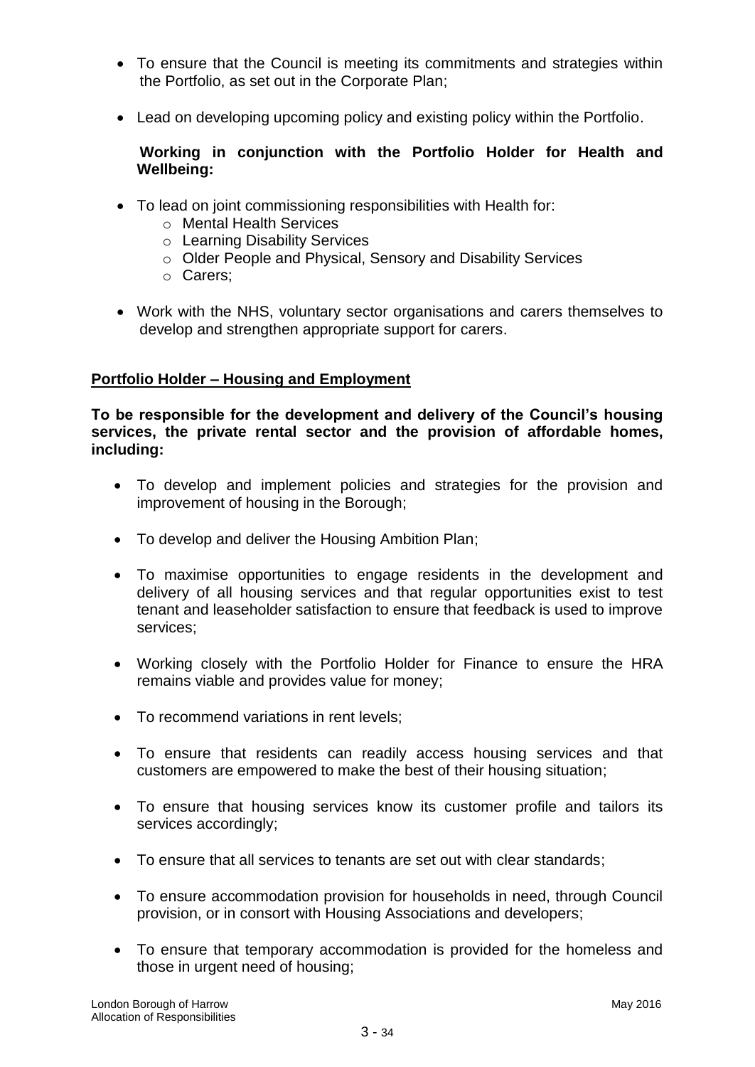- To ensure that the Council is meeting its commitments and strategies within the Portfolio, as set out in the Corporate Plan;
- Lead on developing upcoming policy and existing policy within the Portfolio.

**Working in conjunction with the Portfolio Holder for Health and Wellbeing:**

- To lead on joint commissioning responsibilities with Health for:
  - Mental Health Services
  - Learning Disability Services
  - Older People and Physical, Sensory and Disability Services
  - Carers;
- Work with the NHS, voluntary sector organisations and carers themselves to develop and strengthen appropriate support for carers.

## Portfolio Holder – Housing and Employment

**To be responsible for the development and delivery of the Council's housing services, the private rental sector and the provision of affordable homes, including:**

- To develop and implement policies and strategies for the provision and improvement of housing in the Borough;
- To develop and deliver the Housing Ambition Plan;
- To maximise opportunities to engage residents in the development and delivery of all housing services and that regular opportunities exist to test tenant and leaseholder satisfaction to ensure that feedback is used to improve services;
- Working closely with the Portfolio Holder for Finance to ensure the HRA remains viable and provides value for money;
- To recommend variations in rent levels;
- To ensure that residents can readily access housing services and that customers are empowered to make the best of their housing situation;
- To ensure that housing services know its customer profile and tailors its services accordingly;
- To ensure that all services to tenants are set out with clear standards;
- To ensure accommodation provision for households in need, through Council provision, or in consort with Housing Associations and developers;
- To ensure that temporary accommodation is provided for the homeless and those in urgent need of housing;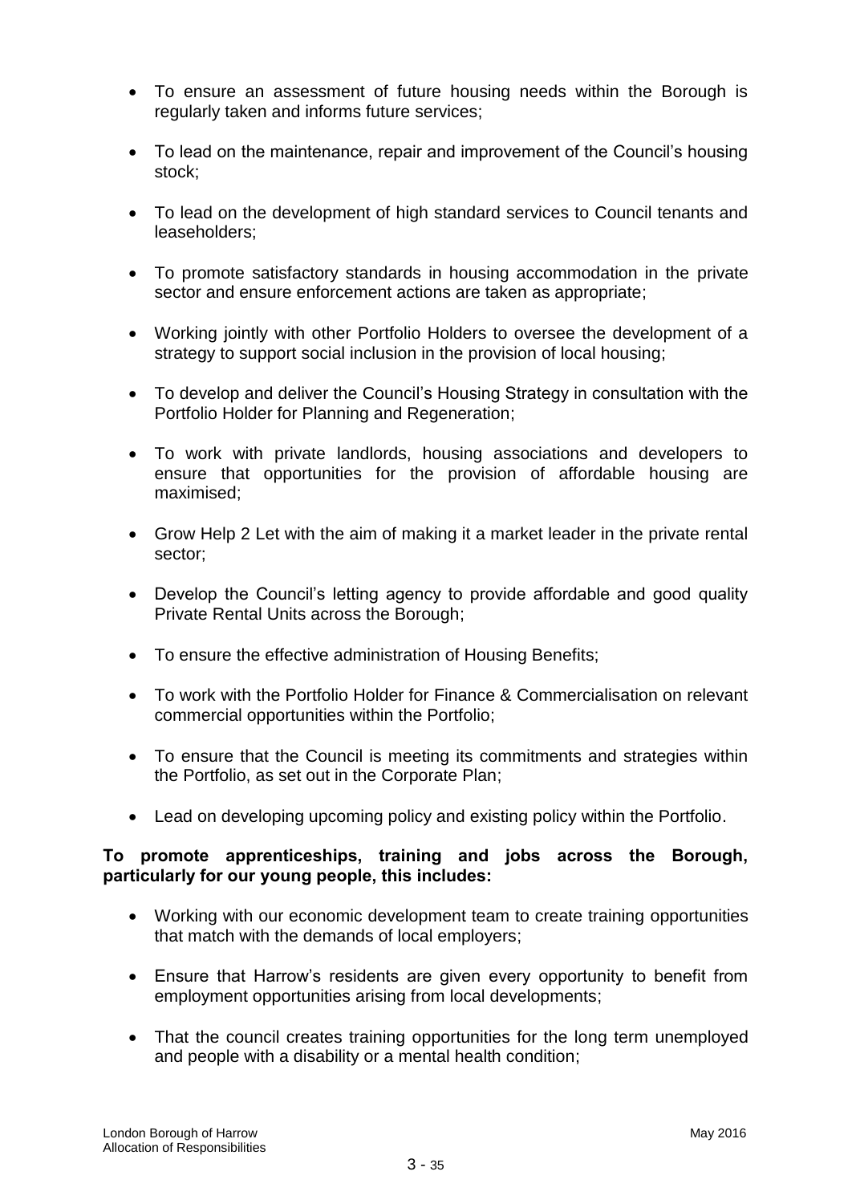- To ensure an assessment of future housing needs within the Borough is regularly taken and informs future services;
- To lead on the maintenance, repair and improvement of the Council's housing stock;
- To lead on the development of high standard services to Council tenants and leaseholders;
- To promote satisfactory standards in housing accommodation in the private sector and ensure enforcement actions are taken as appropriate;
- Working jointly with other Portfolio Holders to oversee the development of a strategy to support social inclusion in the provision of local housing;
- To develop and deliver the Council's Housing Strategy in consultation with the Portfolio Holder for Planning and Regeneration;
- To work with private landlords, housing associations and developers to ensure that opportunities for the provision of affordable housing are maximised;
- Grow Help 2 Let with the aim of making it a market leader in the private rental sector;
- Develop the Council's letting agency to provide affordable and good quality Private Rental Units across the Borough;
- To ensure the effective administration of Housing Benefits;
- To work with the Portfolio Holder for Finance & Commercialisation on relevant commercial opportunities within the Portfolio;
- To ensure that the Council is meeting its commitments and strategies within the Portfolio, as set out in the Corporate Plan;
- Lead on developing upcoming policy and existing policy within the Portfolio.

**To promote apprenticeships, training and jobs across the Borough, particularly for our young people, this includes:**

- Working with our economic development team to create training opportunities that match with the demands of local employers;
- Ensure that Harrow's residents are given every opportunity to benefit from employment opportunities arising from local developments;
- That the council creates training opportunities for the long term unemployed and people with a disability or a mental health condition;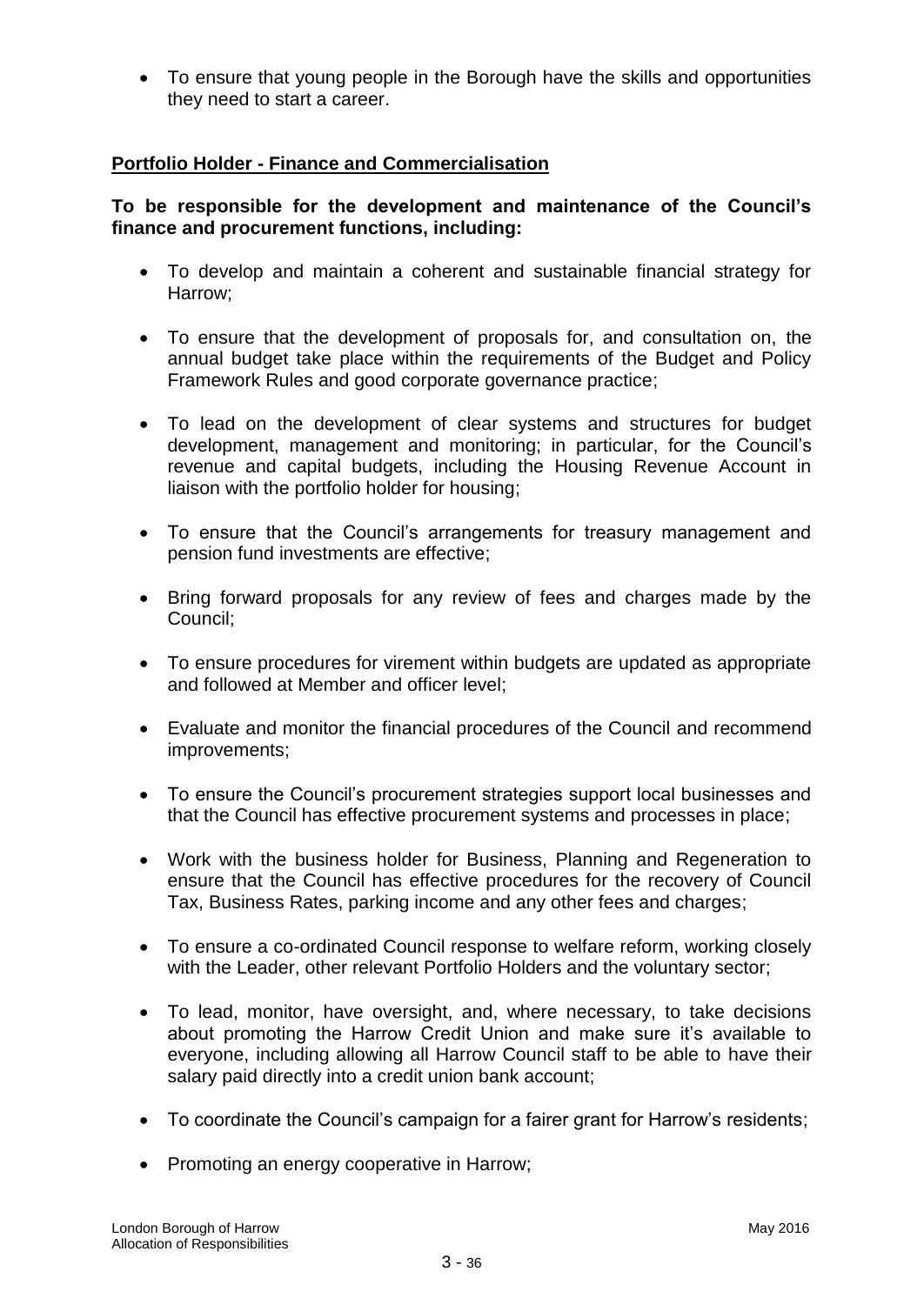- To ensure that young people in the Borough have the skills and opportunities they need to start a career.

**Portfolio Holder - Finance and Commercialisation**

**To be responsible for the development and maintenance of the Council's finance and procurement functions, including:**

- To develop and maintain a coherent and sustainable financial strategy for Harrow;

- To ensure that the development of proposals for, and consultation on, the annual budget take place within the requirements of the Budget and Policy Framework Rules and good corporate governance practice;

- To lead on the development of clear systems and structures for budget development, management and monitoring; in particular, for the Council's revenue and capital budgets, including the Housing Revenue Account in liaison with the portfolio holder for housing;

- To ensure that the Council's arrangements for treasury management and pension fund investments are effective;

- Bring forward proposals for any review of fees and charges made by the Council;

- To ensure procedures for virement within budgets are updated as appropriate and followed at Member and officer level;

- Evaluate and monitor the financial procedures of the Council and recommend improvements;

- To ensure the Council's procurement strategies support local businesses and that the Council has effective procurement systems and processes in place;

- Work with the business holder for Business, Planning and Regeneration to ensure that the Council has effective procedures for the recovery of Council Tax, Business Rates, parking income and any other fees and charges;

- To ensure a co-ordinated Council response to welfare reform, working closely with the Leader, other relevant Portfolio Holders and the voluntary sector;

- To lead, monitor, have oversight, and, where necessary, to take decisions about promoting the Harrow Credit Union and make sure it's available to everyone, including allowing all Harrow Council staff to be able to have their salary paid directly into a credit union bank account;

- To coordinate the Council's campaign for a fairer grant for Harrow's residents;

- Promoting an energy cooperative in Harrow;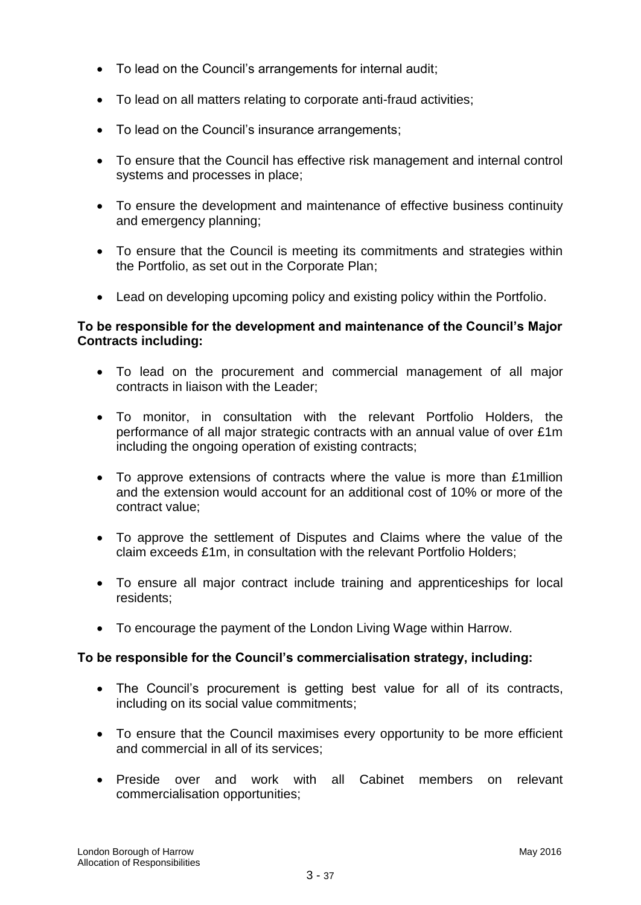- To lead on the Council's arrangements for internal audit;
- To lead on all matters relating to corporate anti-fraud activities;
- To lead on the Council's insurance arrangements;
- To ensure that the Council has effective risk management and internal control systems and processes in place;
- To ensure the development and maintenance of effective business continuity and emergency planning;
- To ensure that the Council is meeting its commitments and strategies within the Portfolio, as set out in the Corporate Plan;
- Lead on developing upcoming policy and existing policy within the Portfolio.

**To be responsible for the development and maintenance of the Council's Major Contracts including:**

- To lead on the procurement and commercial management of all major contracts in liaison with the Leader;
- To monitor, in consultation with the relevant Portfolio Holders, the performance of all major strategic contracts with an annual value of over £1m including the ongoing operation of existing contracts;
- To approve extensions of contracts where the value is more than £1million and the extension would account for an additional cost of 10% or more of the contract value;
- To approve the settlement of Disputes and Claims where the value of the claim exceeds £1m, in consultation with the relevant Portfolio Holders;
- To ensure all major contract include training and apprenticeships for local residents;
- To encourage the payment of the London Living Wage within Harrow.

**To be responsible for the Council's commercialisation strategy, including:**

- The Council's procurement is getting best value for all of its contracts, including on its social value commitments;
- To ensure that the Council maximises every opportunity to be more efficient and commercial in all of its services;
- Preside over and work with all Cabinet members on relevant commercialisation opportunities;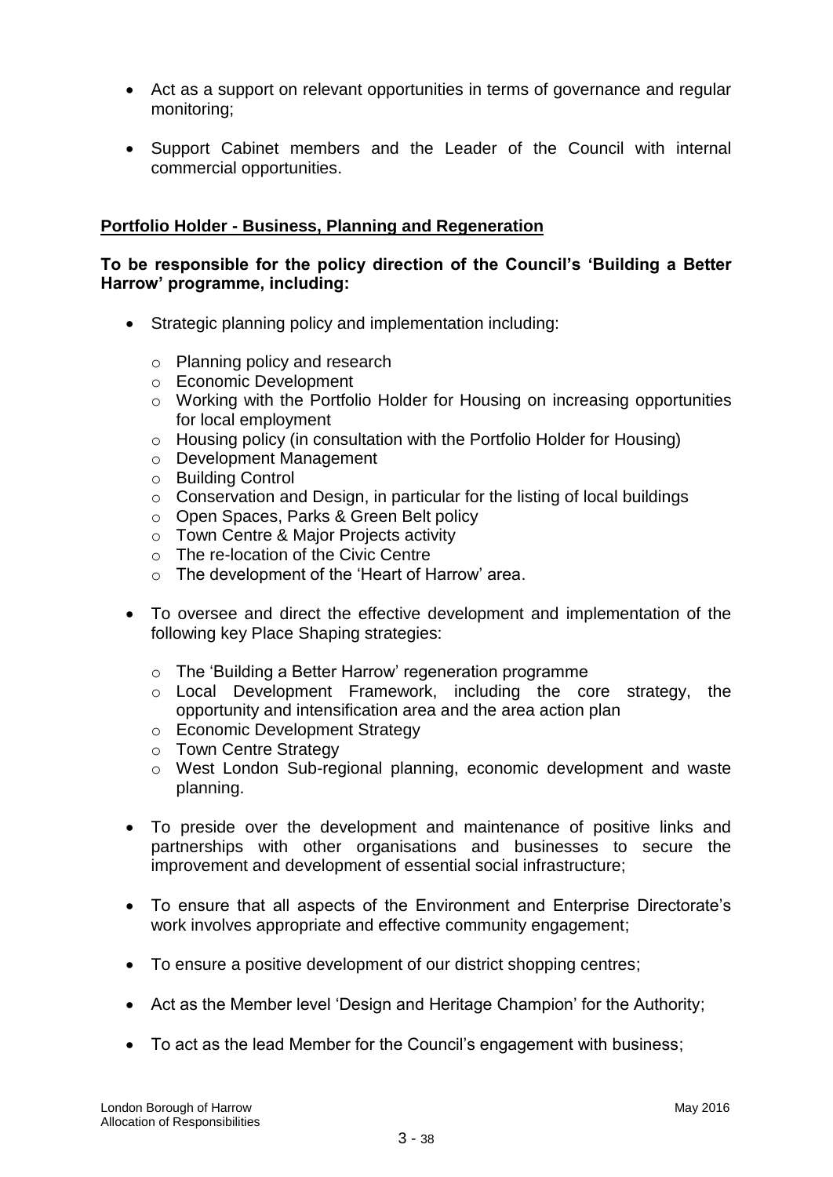- Act as a support on relevant opportunities in terms of governance and regular monitoring;

- Support Cabinet members and the Leader of the Council with internal commercial opportunities.

## Portfolio Holder - Business, Planning and Regeneration

**To be responsible for the policy direction of the Council's 'Building a Better Harrow' programme, including:**

- Strategic planning policy and implementation including:
  - Planning policy and research
  - Economic Development
  - Working with the Portfolio Holder for Housing on increasing opportunities for local employment
  - Housing policy (in consultation with the Portfolio Holder for Housing)
  - Development Management
  - Building Control
  - Conservation and Design, in particular for the listing of local buildings
  - Open Spaces, Parks & Green Belt policy
  - Town Centre & Major Projects activity
  - The re-location of the Civic Centre
  - The development of the 'Heart of Harrow' area.

- To oversee and direct the effective development and implementation of the following key Place Shaping strategies:
  - The 'Building a Better Harrow' regeneration programme
  - Local Development Framework, including the core strategy, the opportunity and intensification area and the area action plan
  - Economic Development Strategy
  - Town Centre Strategy
  - West London Sub-regional planning, economic development and waste planning.

- To preside over the development and maintenance of positive links and partnerships with other organisations and businesses to secure the improvement and development of essential social infrastructure;

- To ensure that all aspects of the Environment and Enterprise Directorate's work involves appropriate and effective community engagement;

- To ensure a positive development of our district shopping centres;

- Act as the Member level 'Design and Heritage Champion' for the Authority;

- To act as the lead Member for the Council's engagement with business;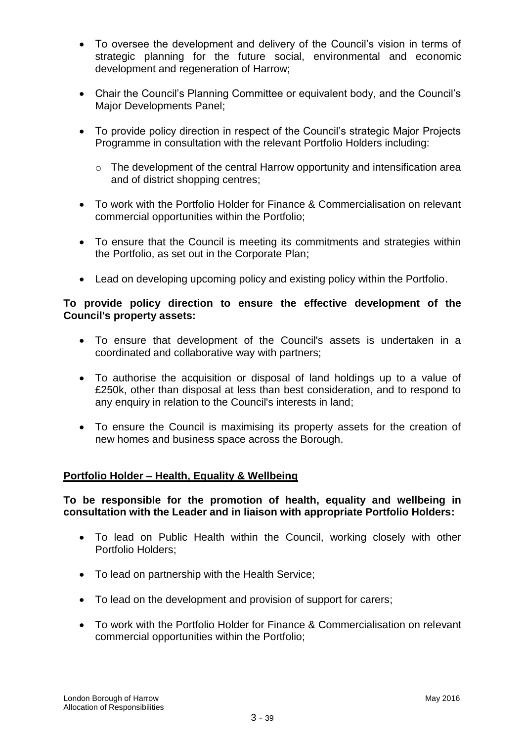- To oversee the development and delivery of the Council's vision in terms of strategic planning for the future social, environmental and economic development and regeneration of Harrow;

- Chair the Council's Planning Committee or equivalent body, and the Council's Major Developments Panel;

- To provide policy direction in respect of the Council's strategic Major Projects Programme in consultation with the relevant Portfolio Holders including:

  - The development of the central Harrow opportunity and intensification area and of district shopping centres;

- To work with the Portfolio Holder for Finance & Commercialisation on relevant commercial opportunities within the Portfolio;

- To ensure that the Council is meeting its commitments and strategies within the Portfolio, as set out in the Corporate Plan;

- Lead on developing upcoming policy and existing policy within the Portfolio.

**To provide policy direction to ensure the effective development of the Council's property assets:**

- To ensure that development of the Council's assets is undertaken in a coordinated and collaborative way with partners;

- To authorise the acquisition or disposal of land holdings up to a value of £250k, other than disposal at less than best consideration, and to respond to any enquiry in relation to the Council's interests in land;

- To ensure the Council is maximising its property assets for the creation of new homes and business space across the Borough.

**Portfolio Holder – Health, Equality & Wellbeing**

**To be responsible for the promotion of health, equality and wellbeing in consultation with the Leader and in liaison with appropriate Portfolio Holders:**

- To lead on Public Health within the Council, working closely with other Portfolio Holders;

- To lead on partnership with the Health Service;

- To lead on the development and provision of support for carers;

- To work with the Portfolio Holder for Finance & Commercialisation on relevant commercial opportunities within the Portfolio;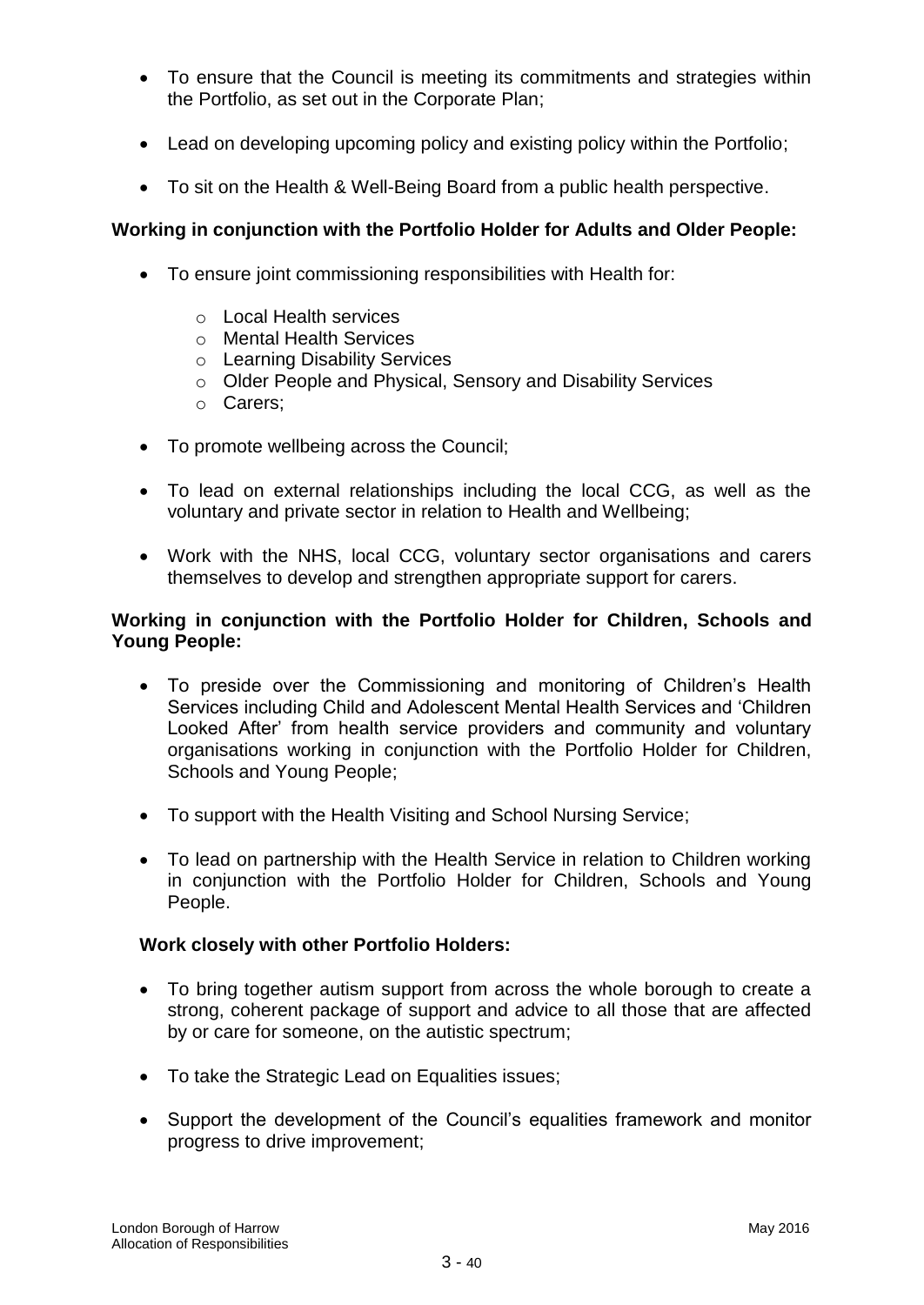- To ensure that the Council is meeting its commitments and strategies within the Portfolio, as set out in the Corporate Plan;
- Lead on developing upcoming policy and existing policy within the Portfolio;
- To sit on the Health & Well-Being Board from a public health perspective.

**Working in conjunction with the Portfolio Holder for Adults and Older People:**

- To ensure joint commissioning responsibilities with Health for:
  - Local Health services
  - Mental Health Services
  - Learning Disability Services
  - Older People and Physical, Sensory and Disability Services
  - Carers;
- To promote wellbeing across the Council;
- To lead on external relationships including the local CCG, as well as the voluntary and private sector in relation to Health and Wellbeing;
- Work with the NHS, local CCG, voluntary sector organisations and carers themselves to develop and strengthen appropriate support for carers.

**Working in conjunction with the Portfolio Holder for Children, Schools and Young People:**

- To preside over the Commissioning and monitoring of Children's Health Services including Child and Adolescent Mental Health Services and 'Children Looked After' from health service providers and community and voluntary organisations working in conjunction with the Portfolio Holder for Children, Schools and Young People;
- To support with the Health Visiting and School Nursing Service;
- To lead on partnership with the Health Service in relation to Children working in conjunction with the Portfolio Holder for Children, Schools and Young People.

**Work closely with other Portfolio Holders:**

- To bring together autism support from across the whole borough to create a strong, coherent package of support and advice to all those that are affected by or care for someone, on the autistic spectrum;
- To take the Strategic Lead on Equalities issues;
- Support the development of the Council's equalities framework and monitor progress to drive improvement;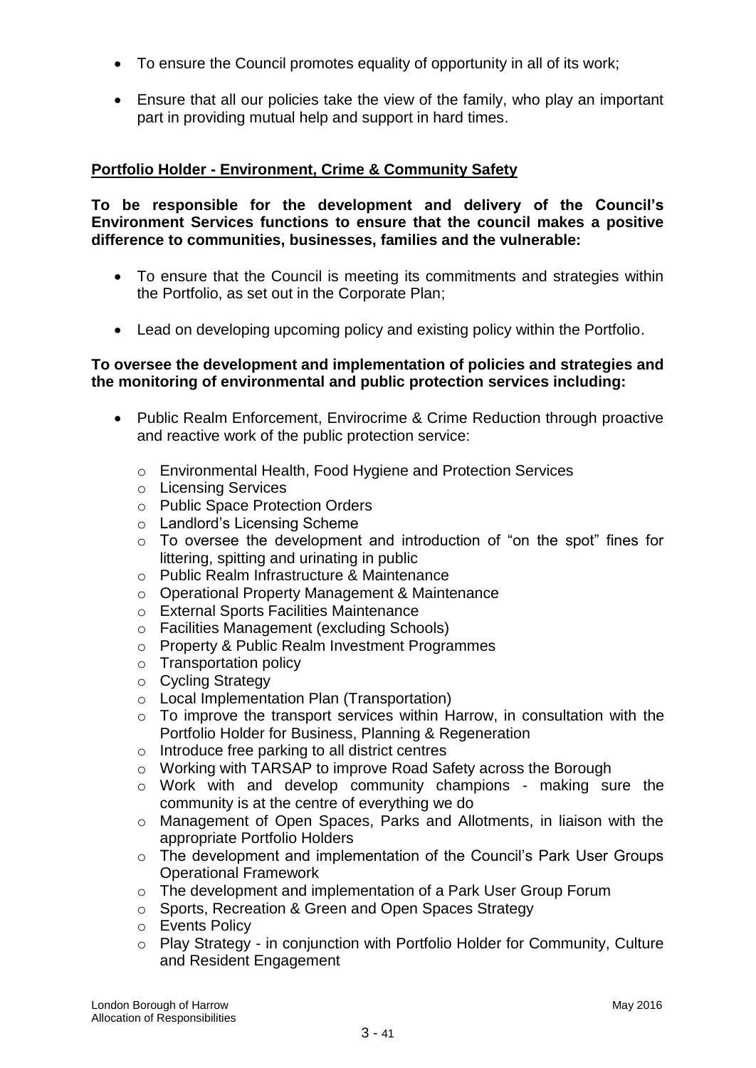- To ensure the Council promotes equality of opportunity in all of its work;
- Ensure that all our policies take the view of the family, who play an important part in providing mutual help and support in hard times.

**Portfolio Holder - Environment, Crime & Community Safety**

**To be responsible for the development and delivery of the Council's Environment Services functions to ensure that the council makes a positive difference to communities, businesses, families and the vulnerable:**

- To ensure that the Council is meeting its commitments and strategies within the Portfolio, as set out in the Corporate Plan;
- Lead on developing upcoming policy and existing policy within the Portfolio.

**To oversee the development and implementation of policies and strategies and the monitoring of environmental and public protection services including:**

- Public Realm Enforcement, Envirocrime & Crime Reduction through proactive and reactive work of the public protection service:
    - Environmental Health, Food Hygiene and Protection Services
    - Licensing Services
    - Public Space Protection Orders
    - Landlord's Licensing Scheme
    - To oversee the development and introduction of "on the spot" fines for littering, spitting and urinating in public
    - Public Realm Infrastructure & Maintenance
    - Operational Property Management & Maintenance
    - External Sports Facilities Maintenance
    - Facilities Management (excluding Schools)
    - Property & Public Realm Investment Programmes
    - Transportation policy
    - Cycling Strategy
    - Local Implementation Plan (Transportation)
    - To improve the transport services within Harrow, in consultation with the Portfolio Holder for Business, Planning & Regeneration
    - Introduce free parking to all district centres
    - Working with TARSAP to improve Road Safety across the Borough
    - Work with and develop community champions - making sure the community is at the centre of everything we do
    - Management of Open Spaces, Parks and Allotments, in liaison with the appropriate Portfolio Holders
    - The development and implementation of the Council's Park User Groups Operational Framework
    - The development and implementation of a Park User Group Forum
    - Sports, Recreation & Green and Open Spaces Strategy
    - Events Policy
    - Play Strategy - in conjunction with Portfolio Holder for Community, Culture and Resident Engagement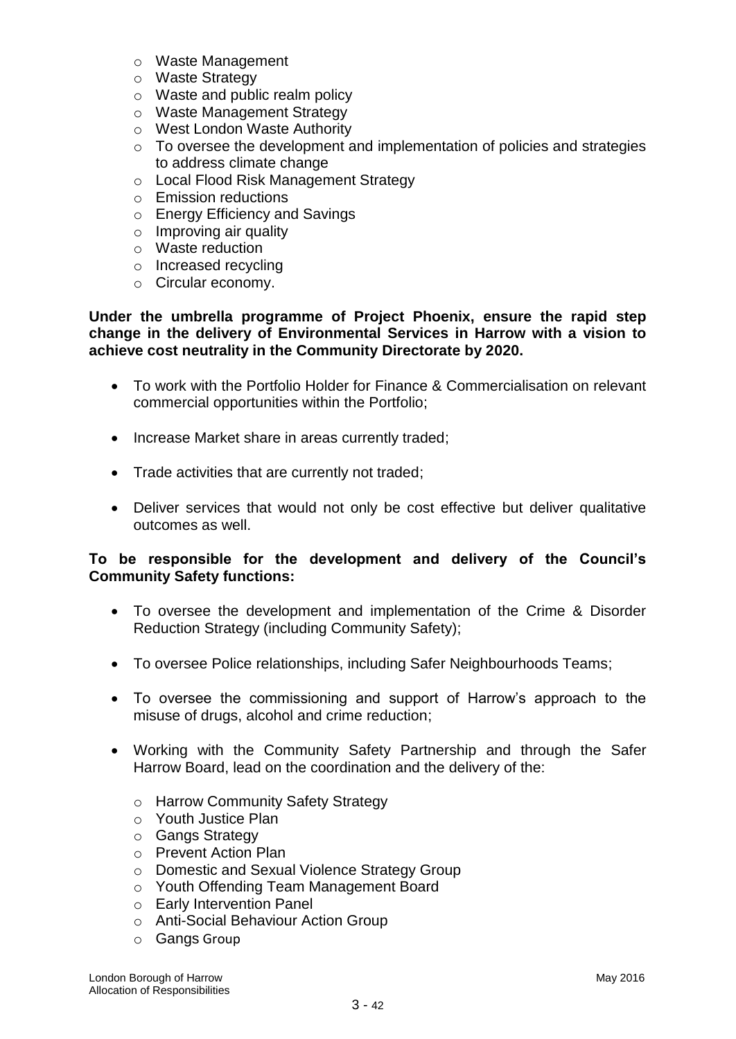- Waste Management
- Waste Strategy
- Waste and public realm policy
- Waste Management Strategy
- West London Waste Authority
- To oversee the development and implementation of policies and strategies to address climate change
- Local Flood Risk Management Strategy
- Emission reductions
- Energy Efficiency and Savings
- Improving air quality
- Waste reduction
- Increased recycling
- Circular economy.

**Under the umbrella programme of Project Phoenix, ensure the rapid step change in the delivery of Environmental Services in Harrow with a vision to achieve cost neutrality in the Community Directorate by 2020.**

- To work with the Portfolio Holder for Finance & Commercialisation on relevant commercial opportunities within the Portfolio;
- Increase Market share in areas currently traded;
- Trade activities that are currently not traded;
- Deliver services that would not only be cost effective but deliver qualitative outcomes as well.

**To be responsible for the development and delivery of the Council's Community Safety functions:**

- To oversee the development and implementation of the Crime & Disorder Reduction Strategy (including Community Safety);
- To oversee Police relationships, including Safer Neighbourhoods Teams;
- To oversee the commissioning and support of Harrow's approach to the misuse of drugs, alcohol and crime reduction;
- Working with the Community Safety Partnership and through the Safer Harrow Board, lead on the coordination and the delivery of the:
  - Harrow Community Safety Strategy
  - Youth Justice Plan
  - Gangs Strategy
  - Prevent Action Plan
  - Domestic and Sexual Violence Strategy Group
  - Youth Offending Team Management Board
  - Early Intervention Panel
  - Anti-Social Behaviour Action Group
  - Gangs Group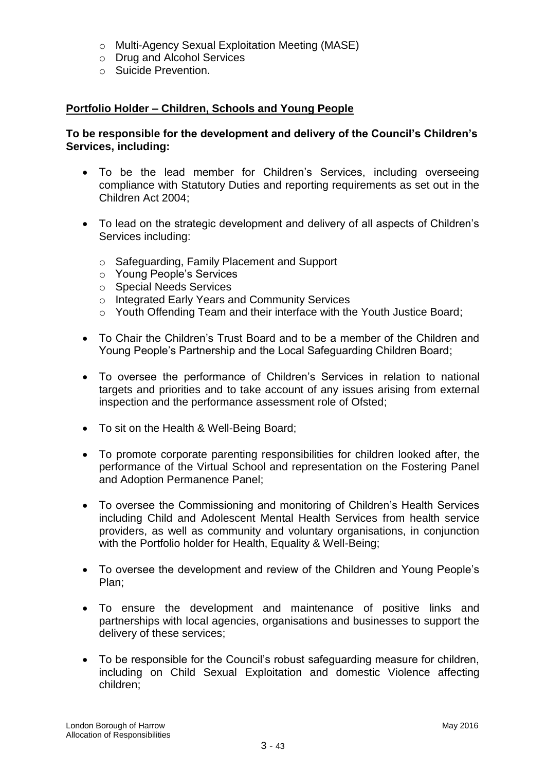- Multi-Agency Sexual Exploitation Meeting (MASE)
  - Drug and Alcohol Services
  - Suicide Prevention.

**Portfolio Holder – Children, Schools and Young People**

**To be responsible for the development and delivery of the Council's Children's Services, including:**

- To be the lead member for Children's Services, including overseeing compliance with Statutory Duties and reporting requirements as set out in the Children Act 2004;

- To lead on the strategic development and delivery of all aspects of Children's Services including:
  - Safeguarding, Family Placement and Support
  - Young People's Services
  - Special Needs Services
  - Integrated Early Years and Community Services
  - Youth Offending Team and their interface with the Youth Justice Board;

- To Chair the Children's Trust Board and to be a member of the Children and Young People's Partnership and the Local Safeguarding Children Board;

- To oversee the performance of Children's Services in relation to national targets and priorities and to take account of any issues arising from external inspection and the performance assessment role of Ofsted;

- To sit on the Health & Well-Being Board;

- To promote corporate parenting responsibilities for children looked after, the performance of the Virtual School and representation on the Fostering Panel and Adoption Permanence Panel;

- To oversee the Commissioning and monitoring of Children's Health Services including Child and Adolescent Mental Health Services from health service providers, as well as community and voluntary organisations, in conjunction with the Portfolio holder for Health, Equality & Well-Being;

- To oversee the development and review of the Children and Young People's Plan;

- To ensure the development and maintenance of positive links and partnerships with local agencies, organisations and businesses to support the delivery of these services;

- To be responsible for the Council's robust safeguarding measure for children, including on Child Sexual Exploitation and domestic Violence affecting children;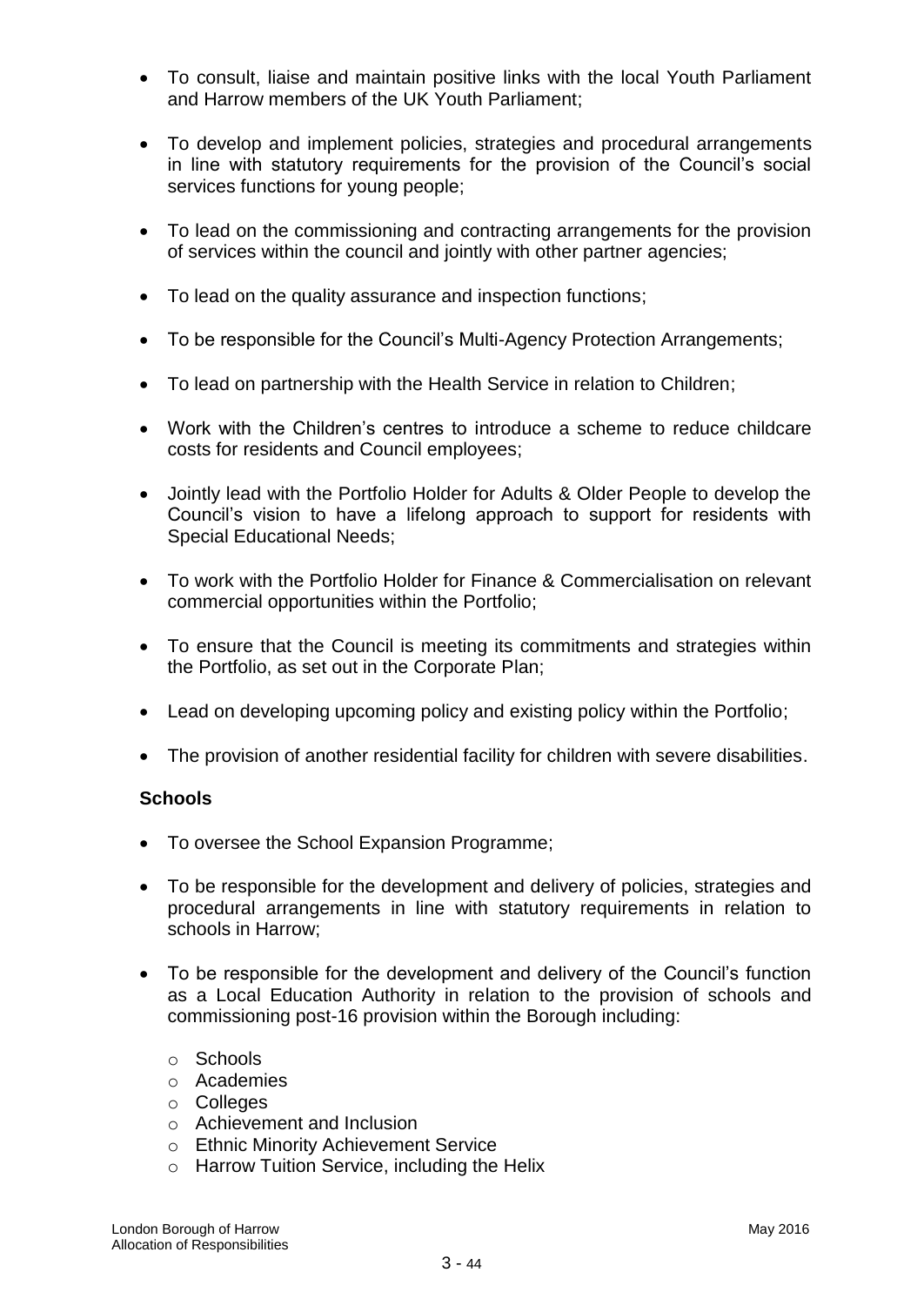- To consult, liaise and maintain positive links with the local Youth Parliament and Harrow members of the UK Youth Parliament;
- To develop and implement policies, strategies and procedural arrangements in line with statutory requirements for the provision of the Council's social services functions for young people;
- To lead on the commissioning and contracting arrangements for the provision of services within the council and jointly with other partner agencies;
- To lead on the quality assurance and inspection functions;
- To be responsible for the Council's Multi-Agency Protection Arrangements;
- To lead on partnership with the Health Service in relation to Children;
- Work with the Children's centres to introduce a scheme to reduce childcare costs for residents and Council employees;
- Jointly lead with the Portfolio Holder for Adults & Older People to develop the Council's vision to have a lifelong approach to support for residents with Special Educational Needs;
- To work with the Portfolio Holder for Finance & Commercialisation on relevant commercial opportunities within the Portfolio;
- To ensure that the Council is meeting its commitments and strategies within the Portfolio, as set out in the Corporate Plan;
- Lead on developing upcoming policy and existing policy within the Portfolio;
- The provision of another residential facility for children with severe disabilities.

**Schools**

- To oversee the School Expansion Programme;
- To be responsible for the development and delivery of policies, strategies and procedural arrangements in line with statutory requirements in relation to schools in Harrow;
- To be responsible for the development and delivery of the Council's function as a Local Education Authority in relation to the provision of schools and commissioning post-16 provision within the Borough including:
    - Schools
    - Academies
    - Colleges
    - Achievement and Inclusion
    - Ethnic Minority Achievement Service
    - Harrow Tuition Service, including the Helix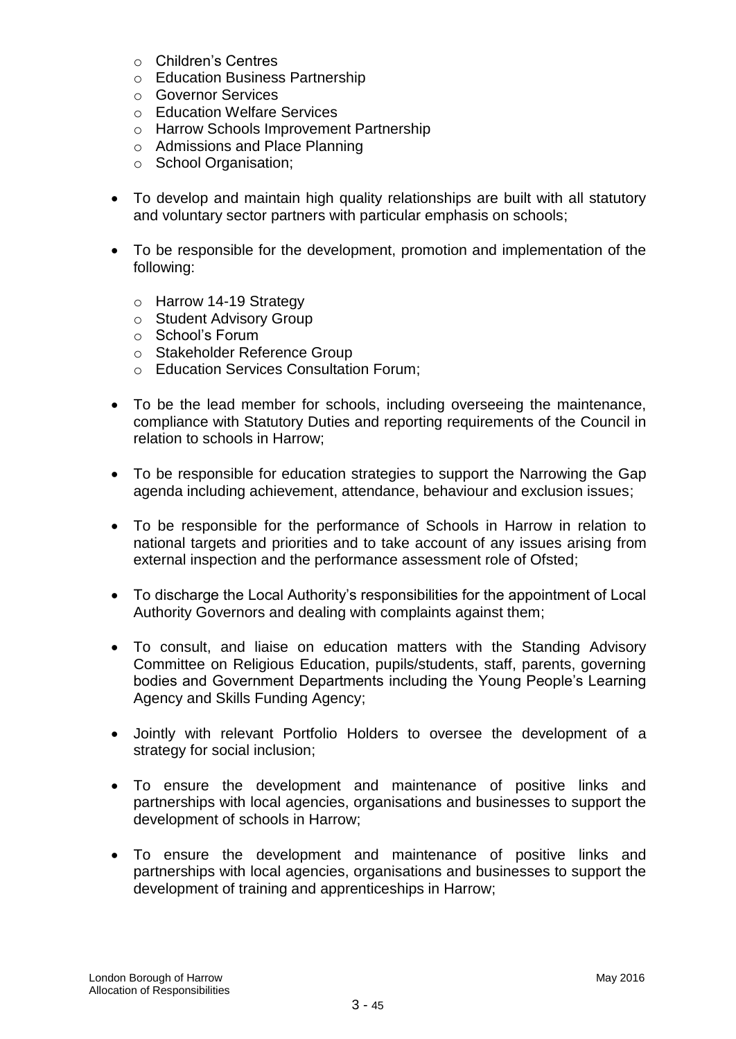- Children's Centres
  - Education Business Partnership
  - Governor Services
  - Education Welfare Services
  - Harrow Schools Improvement Partnership
  - Admissions and Place Planning
  - School Organisation;

- To develop and maintain high quality relationships are built with all statutory and voluntary sector partners with particular emphasis on schools;

- To be responsible for the development, promotion and implementation of the following:

  - Harrow 14-19 Strategy
  - Student Advisory Group
  - School's Forum
  - Stakeholder Reference Group
  - Education Services Consultation Forum;

- To be the lead member for schools, including overseeing the maintenance, compliance with Statutory Duties and reporting requirements of the Council in relation to schools in Harrow;

- To be responsible for education strategies to support the Narrowing the Gap agenda including achievement, attendance, behaviour and exclusion issues;

- To be responsible for the performance of Schools in Harrow in relation to national targets and priorities and to take account of any issues arising from external inspection and the performance assessment role of Ofsted;

- To discharge the Local Authority's responsibilities for the appointment of Local Authority Governors and dealing with complaints against them;

- To consult, and liaise on education matters with the Standing Advisory Committee on Religious Education, pupils/students, staff, parents, governing bodies and Government Departments including the Young People's Learning Agency and Skills Funding Agency;

- Jointly with relevant Portfolio Holders to oversee the development of a strategy for social inclusion;

- To ensure the development and maintenance of positive links and partnerships with local agencies, organisations and businesses to support the development of schools in Harrow;

- To ensure the development and maintenance of positive links and partnerships with local agencies, organisations and businesses to support the development of training and apprenticeships in Harrow;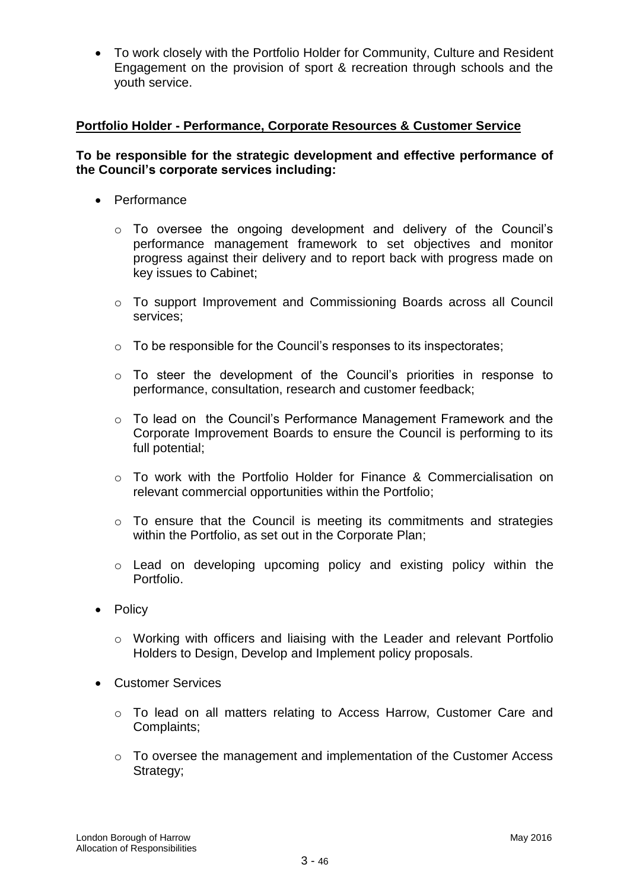- To work closely with the Portfolio Holder for Community, Culture and Resident Engagement on the provision of sport & recreation through schools and the youth service.

**Portfolio Holder - Performance, Corporate Resources & Customer Service**

**To be responsible for the strategic development and effective performance of the Council's corporate services including:**

- Performance
  - To oversee the ongoing development and delivery of the Council's performance management framework to set objectives and monitor progress against their delivery and to report back with progress made on key issues to Cabinet;
  - To support Improvement and Commissioning Boards across all Council services;
  - To be responsible for the Council's responses to its inspectorates;
  - To steer the development of the Council's priorities in response to performance, consultation, research and customer feedback;
  - To lead on the Council's Performance Management Framework and the Corporate Improvement Boards to ensure the Council is performing to its full potential;
  - To work with the Portfolio Holder for Finance & Commercialisation on relevant commercial opportunities within the Portfolio;
  - To ensure that the Council is meeting its commitments and strategies within the Portfolio, as set out in the Corporate Plan;
  - Lead on developing upcoming policy and existing policy within the Portfolio.
- Policy
  - Working with officers and liaising with the Leader and relevant Portfolio Holders to Design, Develop and Implement policy proposals.
- Customer Services
  - To lead on all matters relating to Access Harrow, Customer Care and Complaints;
  - To oversee the management and implementation of the Customer Access Strategy;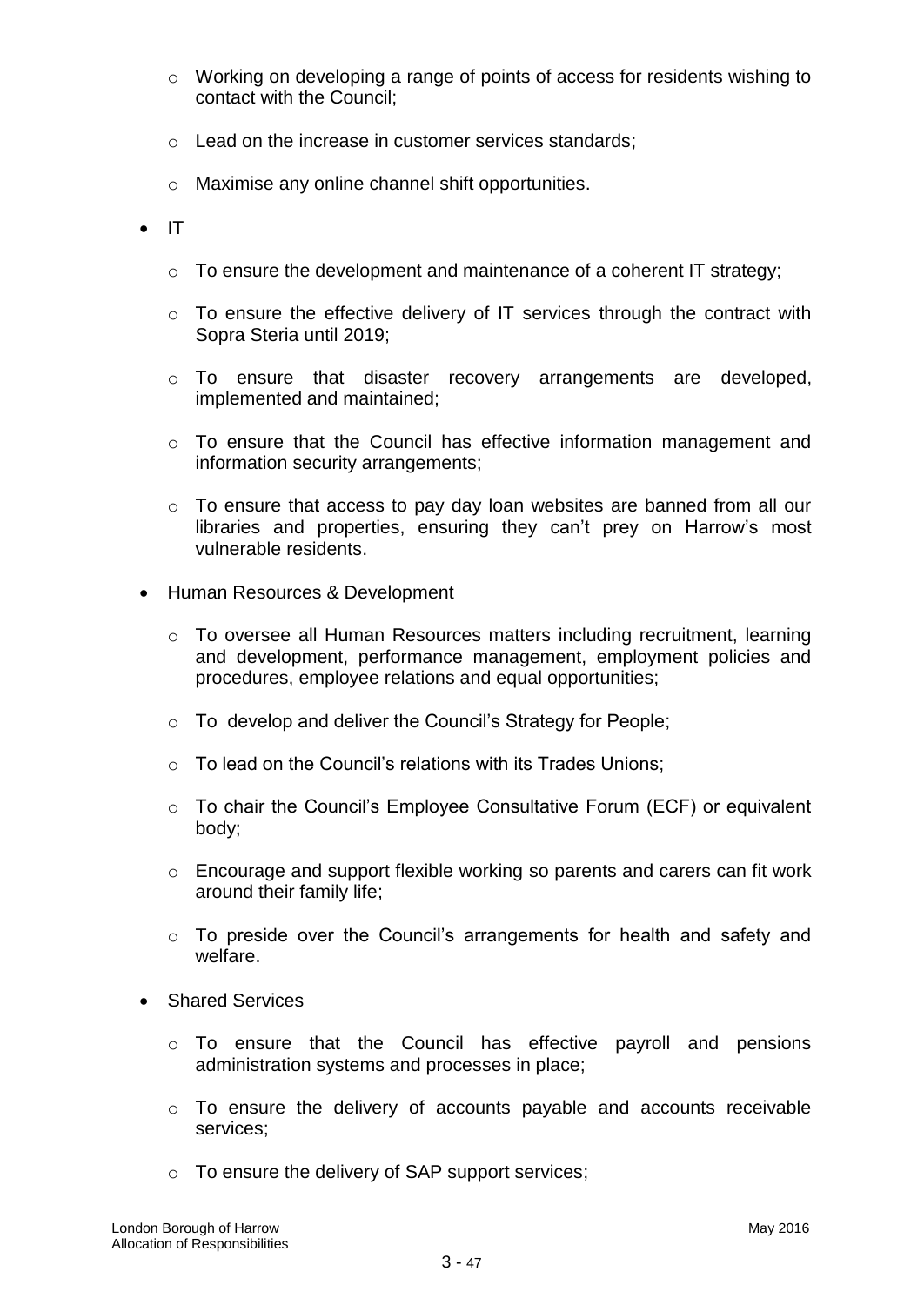- Working on developing a range of points of access for residents wishing to contact with the Council;

  - Lead on the increase in customer services standards;

  - Maximise any online channel shift opportunities.

- IT

  - To ensure the development and maintenance of a coherent IT strategy;

  - To ensure the effective delivery of IT services through the contract with Sopra Steria until 2019;

  - To ensure that disaster recovery arrangements are developed, implemented and maintained;

  - To ensure that the Council has effective information management and information security arrangements;

  - To ensure that access to pay day loan websites are banned from all our libraries and properties, ensuring they can't prey on Harrow's most vulnerable residents.

- Human Resources & Development

  - To oversee all Human Resources matters including recruitment, learning and development, performance management, employment policies and procedures, employee relations and equal opportunities;

  - To develop and deliver the Council's Strategy for People;

  - To lead on the Council's relations with its Trades Unions;

  - To chair the Council's Employee Consultative Forum (ECF) or equivalent body;

  - Encourage and support flexible working so parents and carers can fit work around their family life;

  - To preside over the Council's arrangements for health and safety and welfare.

- Shared Services

  - To ensure that the Council has effective payroll and pensions administration systems and processes in place;

  - To ensure the delivery of accounts payable and accounts receivable services;

  - To ensure the delivery of SAP support services;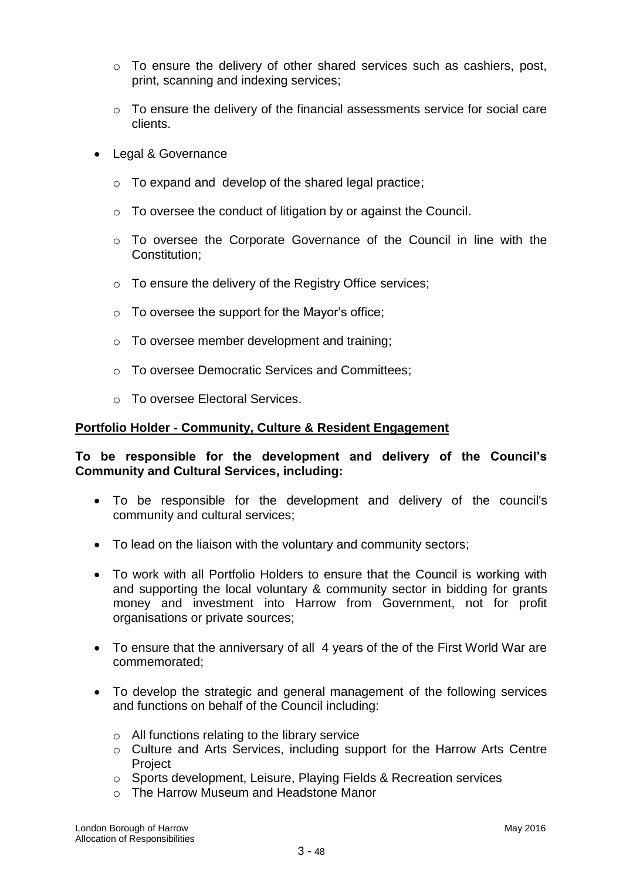- To ensure the delivery of other shared services such as cashiers, post, print, scanning and indexing services;
  - To ensure the delivery of the financial assessments service for social care clients.

- Legal & Governance
  - To expand and develop of the shared legal practice;
  - To oversee the conduct of litigation by or against the Council.
  - To oversee the Corporate Governance of the Council in line with the Constitution;
  - To ensure the delivery of the Registry Office services;
  - To oversee the support for the Mayor's office;
  - To oversee member development and training;
  - To oversee Democratic Services and Committees;
  - To oversee Electoral Services.

**Portfolio Holder - Community, Culture & Resident Engagement**

**To be responsible for the development and delivery of the Council's Community and Cultural Services, including:**

- To be responsible for the development and delivery of the council's community and cultural services;
- To lead on the liaison with the voluntary and community sectors;
- To work with all Portfolio Holders to ensure that the Council is working with and supporting the local voluntary & community sector in bidding for grants money and investment into Harrow from Government, not for profit organisations or private sources;
- To ensure that the anniversary of all 4 years of the of the First World War are commemorated;
- To develop the strategic and general management of the following services and functions on behalf of the Council including:
  - All functions relating to the library service
  - Culture and Arts Services, including support for the Harrow Arts Centre Project
  - Sports development, Leisure, Playing Fields & Recreation services
  - The Harrow Museum and Headstone Manor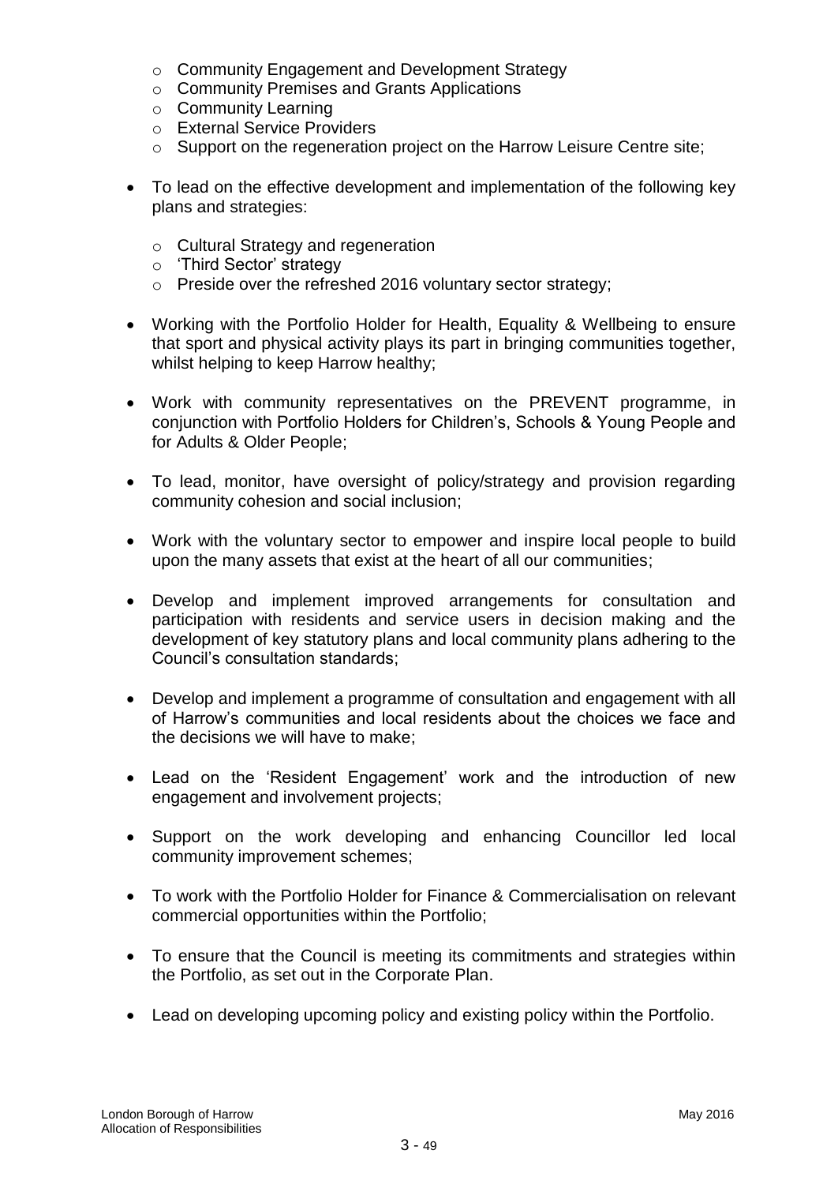- Community Engagement and Development Strategy
  - Community Premises and Grants Applications
  - Community Learning
  - External Service Providers
  - Support on the regeneration project on the Harrow Leisure Centre site;

- To lead on the effective development and implementation of the following key plans and strategies:

  - Cultural Strategy and regeneration
  - 'Third Sector' strategy
  - Preside over the refreshed 2016 voluntary sector strategy;

- Working with the Portfolio Holder for Health, Equality & Wellbeing to ensure that sport and physical activity plays its part in bringing communities together, whilst helping to keep Harrow healthy;

- Work with community representatives on the PREVENT programme, in conjunction with Portfolio Holders for Children's, Schools & Young People and for Adults & Older People;

- To lead, monitor, have oversight of policy/strategy and provision regarding community cohesion and social inclusion;

- Work with the voluntary sector to empower and inspire local people to build upon the many assets that exist at the heart of all our communities;

- Develop and implement improved arrangements for consultation and participation with residents and service users in decision making and the development of key statutory plans and local community plans adhering to the Council's consultation standards;

- Develop and implement a programme of consultation and engagement with all of Harrow's communities and local residents about the choices we face and the decisions we will have to make;

- Lead on the 'Resident Engagement' work and the introduction of new engagement and involvement projects;

- Support on the work developing and enhancing Councillor led local community improvement schemes;

- To work with the Portfolio Holder for Finance & Commercialisation on relevant commercial opportunities within the Portfolio;

- To ensure that the Council is meeting its commitments and strategies within the Portfolio, as set out in the Corporate Plan.

- Lead on developing upcoming policy and existing policy within the Portfolio.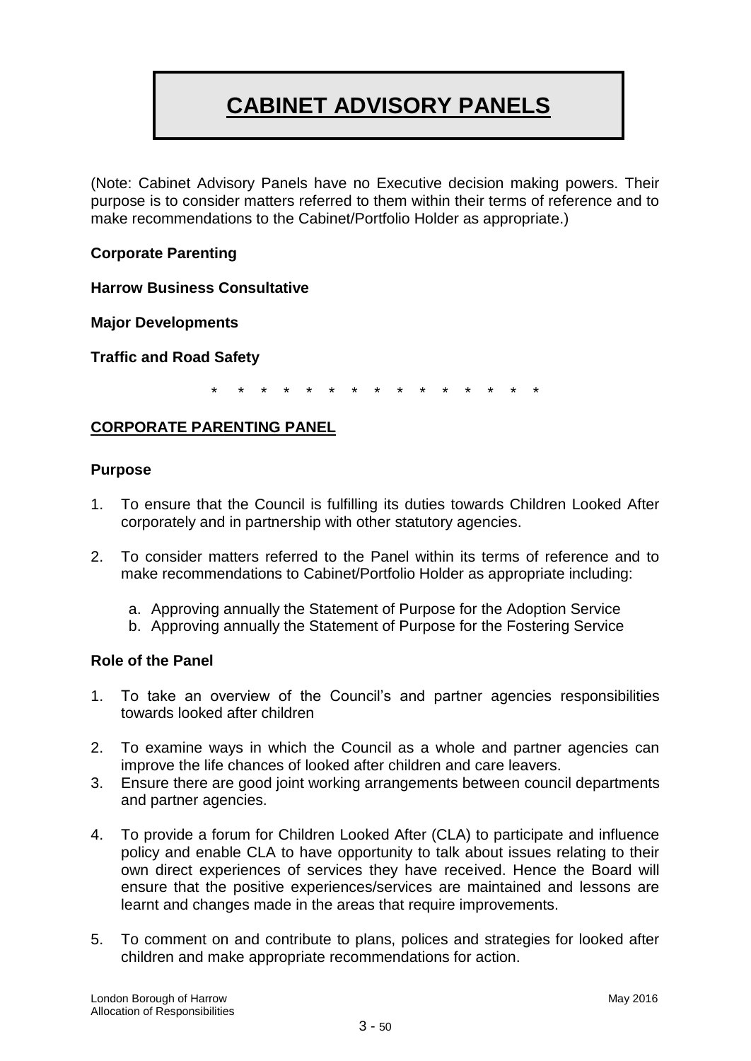# CABINET ADVISORY PANELS

(Note: Cabinet Advisory Panels have no Executive decision making powers. Their purpose is to consider matters referred to them within their terms of reference and to make recommendations to the Cabinet/Portfolio Holder as appropriate.)

**Corporate Parenting**

**Harrow Business Consultative**

**Major Developments**

**Traffic and Road Safety**

\* \* \* \* \* \* \* \* \* \* \* \* \* \* \* \*

## CORPORATE PARENTING PANEL

### Purpose

1. To ensure that the Council is fulfilling its duties towards Children Looked After corporately and in partnership with other statutory agencies.

2. To consider matters referred to the Panel within its terms of reference and to make recommendations to Cabinet/Portfolio Holder as appropriate including:

   a. Approving annually the Statement of Purpose for the Adoption Service
   b. Approving annually the Statement of Purpose for the Fostering Service

### Role of the Panel

1. To take an overview of the Council's and partner agencies responsibilities towards looked after children

2. To examine ways in which the Council as a whole and partner agencies can improve the life chances of looked after children and care leavers.
3. Ensure there are good joint working arrangements between council departments and partner agencies.

4. To provide a forum for Children Looked After (CLA) to participate and influence policy and enable CLA to have opportunity to talk about issues relating to their own direct experiences of services they have received. Hence the Board will ensure that the positive experiences/services are maintained and lessons are learnt and changes made in the areas that require improvements.

5. To comment on and contribute to plans, polices and strategies for looked after children and make appropriate recommendations for action.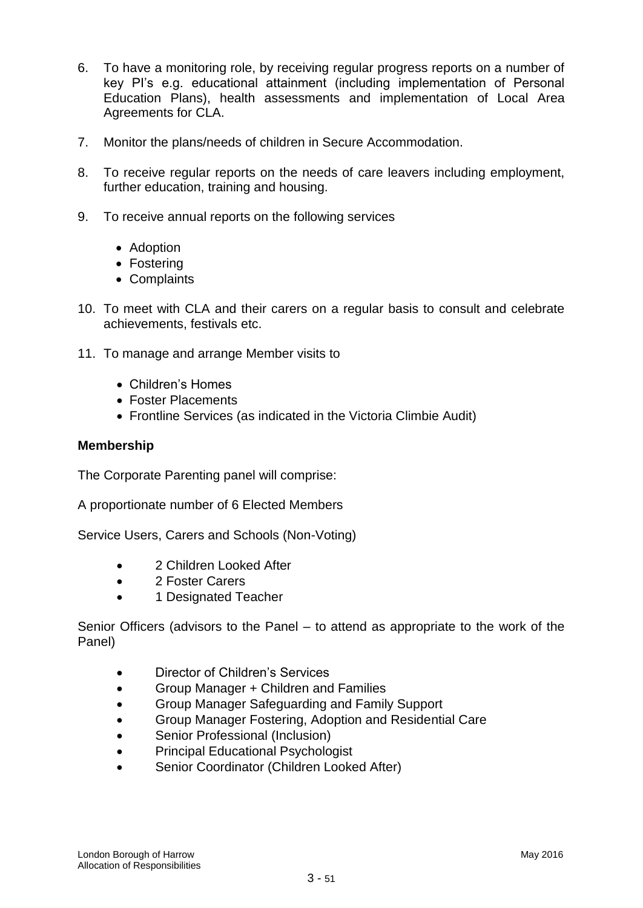6. To have a monitoring role, by receiving regular progress reports on a number of key PI's e.g. educational attainment (including implementation of Personal Education Plans), health assessments and implementation of Local Area Agreements for CLA.

7. Monitor the plans/needs of children in Secure Accommodation.

8. To receive regular reports on the needs of care leavers including employment, further education, training and housing.

9. To receive annual reports on the following services

   - Adoption
   - Fostering
   - Complaints

10. To meet with CLA and their carers on a regular basis to consult and celebrate achievements, festivals etc.

11. To manage and arrange Member visits to

    - Children's Homes
    - Foster Placements
    - Frontline Services (as indicated in the Victoria Climbie Audit)

**Membership**

The Corporate Parenting panel will comprise:

A proportionate number of 6 Elected Members

Service Users, Carers and Schools (Non-Voting)

- 2 Children Looked After
- 2 Foster Carers
- 1 Designated Teacher

Senior Officers (advisors to the Panel – to attend as appropriate to the work of the Panel)

- Director of Children's Services
- Group Manager + Children and Families
- Group Manager Safeguarding and Family Support
- Group Manager Fostering, Adoption and Residential Care
- Senior Professional (Inclusion)
- Principal Educational Psychologist
- Senior Coordinator (Children Looked After)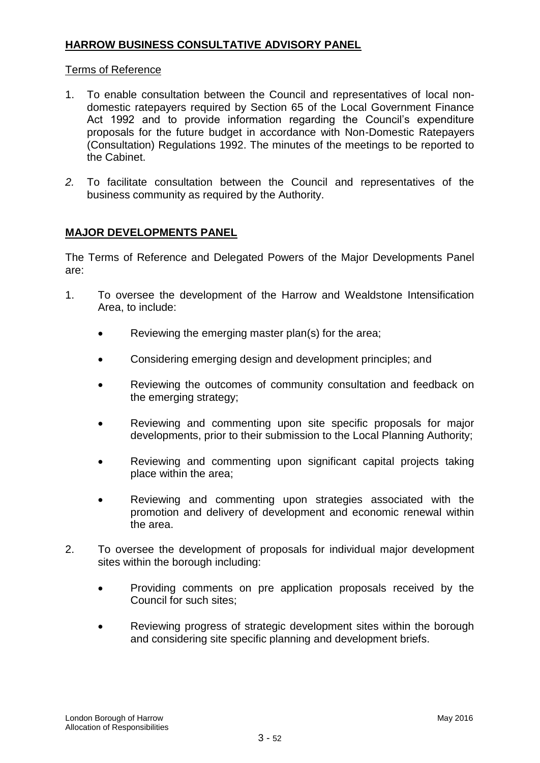## HARROW BUSINESS CONSULTATIVE ADVISORY PANEL

Terms of Reference

1. To enable consultation between the Council and representatives of local non-domestic ratepayers required by Section 65 of the Local Government Finance Act 1992 and to provide information regarding the Council's expenditure proposals for the future budget in accordance with Non-Domestic Ratepayers (Consultation) Regulations 1992. The minutes of the meetings to be reported to the Cabinet.

2. To facilitate consultation between the Council and representatives of the business community as required by the Authority.

## MAJOR DEVELOPMENTS PANEL

The Terms of Reference and Delegated Powers of the Major Developments Panel are:

1. To oversee the development of the Harrow and Wealdstone Intensification Area, to include:

   - Reviewing the emerging master plan(s) for the area;
   - Considering emerging design and development principles; and
   - Reviewing the outcomes of community consultation and feedback on the emerging strategy;
   - Reviewing and commenting upon site specific proposals for major developments, prior to their submission to the Local Planning Authority;
   - Reviewing and commenting upon significant capital projects taking place within the area;
   - Reviewing and commenting upon strategies associated with the promotion and delivery of development and economic renewal within the area.

2. To oversee the development of proposals for individual major development sites within the borough including:

   - Providing comments on pre application proposals received by the Council for such sites;
   - Reviewing progress of strategic development sites within the borough and considering site specific planning and development briefs.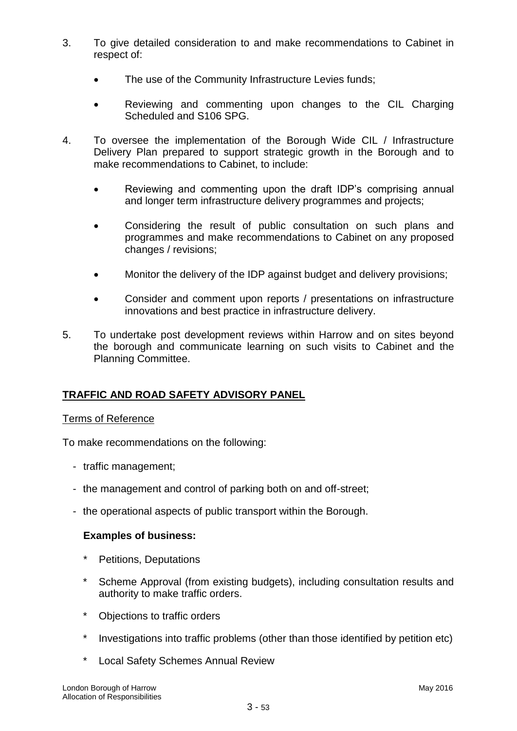3. To give detailed consideration to and make recommendations to Cabinet in respect of:

    - The use of the Community Infrastructure Levies funds;

    - Reviewing and commenting upon changes to the CIL Charging Scheduled and S106 SPG.

4. To oversee the implementation of the Borough Wide CIL / Infrastructure Delivery Plan prepared to support strategic growth in the Borough and to make recommendations to Cabinet, to include:

    - Reviewing and commenting upon the draft IDP's comprising annual and longer term infrastructure delivery programmes and projects;

    - Considering the result of public consultation on such plans and programmes and make recommendations to Cabinet on any proposed changes / revisions;

    - Monitor the delivery of the IDP against budget and delivery provisions;

    - Consider and comment upon reports / presentations on infrastructure innovations and best practice in infrastructure delivery.

5. To undertake post development reviews within Harrow and on sites beyond the borough and communicate learning on such visits to Cabinet and the Planning Committee.

## **TRAFFIC AND ROAD SAFETY ADVISORY PANEL**

Terms of Reference

To make recommendations on the following:

- traffic management;
- the management and control of parking both on and off-street;
- the operational aspects of public transport within the Borough.

**Examples of business:**

- Petitions, Deputations
- Scheme Approval (from existing budgets), including consultation results and authority to make traffic orders.
- Objections to traffic orders
- Investigations into traffic problems (other than those identified by petition etc)
- Local Safety Schemes Annual Review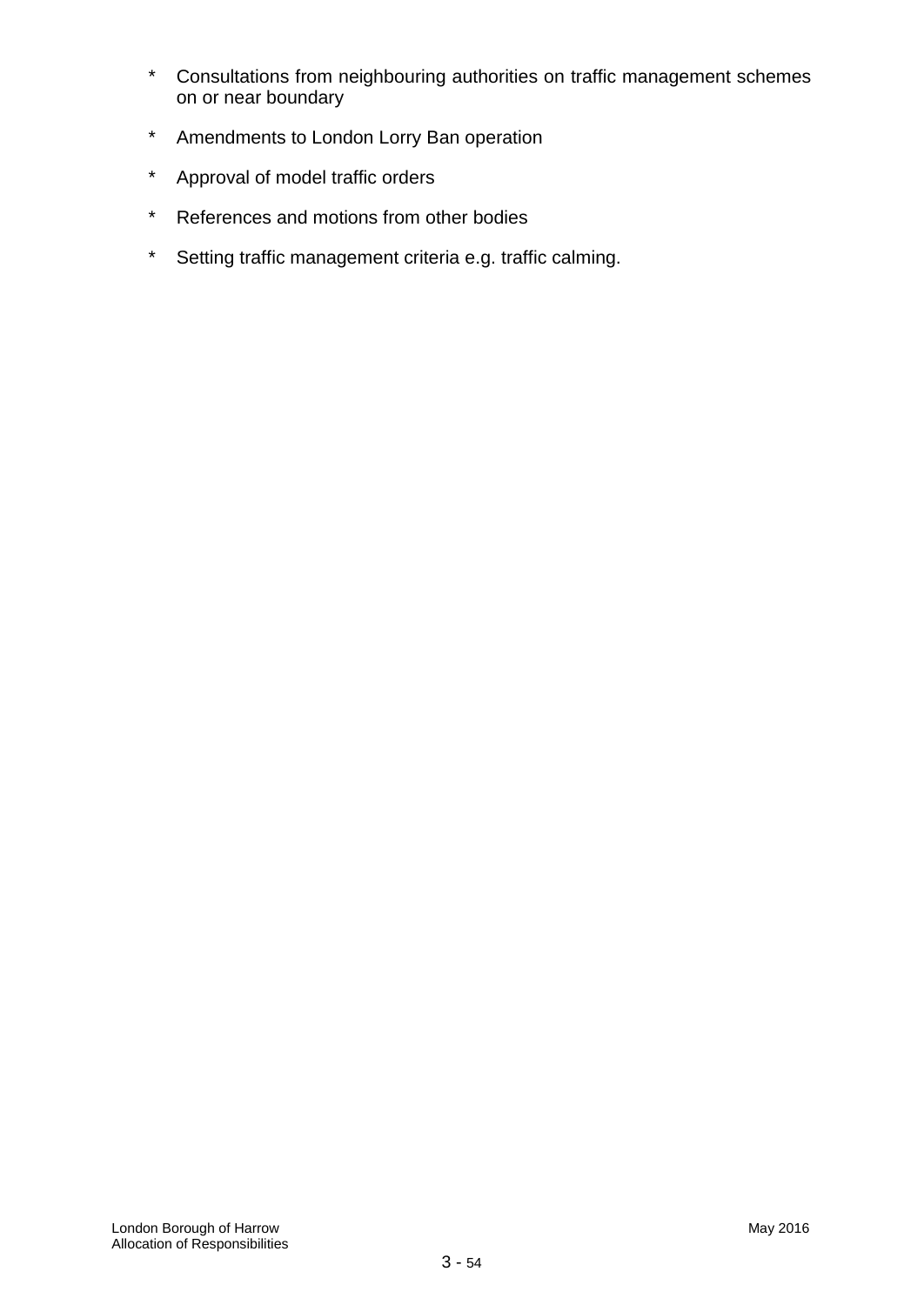* Consultations from neighbouring authorities on traffic management schemes on or near boundary

* Amendments to London Lorry Ban operation

* Approval of model traffic orders

* References and motions from other bodies

* Setting traffic management criteria e.g. traffic calming.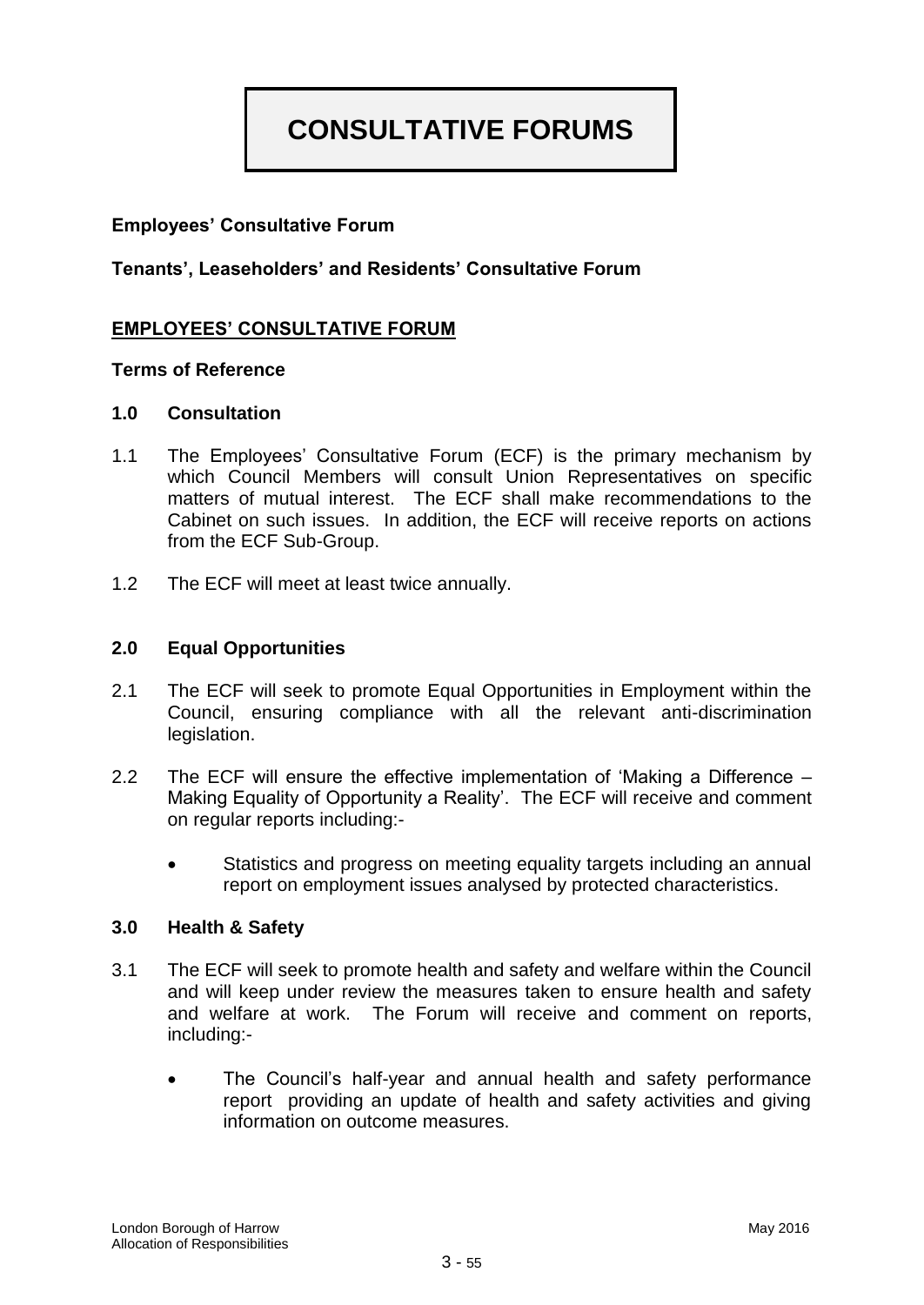# CONSULTATIVE FORUMS

**Employees' Consultative Forum**

**Tenants', Leaseholders' and Residents' Consultative Forum**

## EMPLOYEES' CONSULTATIVE FORUM

**Terms of Reference**

### 1.0 Consultation

1.1 The Employees' Consultative Forum (ECF) is the primary mechanism by which Council Members will consult Union Representatives on specific matters of mutual interest. The ECF shall make recommendations to the Cabinet on such issues. In addition, the ECF will receive reports on actions from the ECF Sub-Group.

1.2 The ECF will meet at least twice annually.

### 2.0 Equal Opportunities

2.1 The ECF will seek to promote Equal Opportunities in Employment within the Council, ensuring compliance with all the relevant anti-discrimination legislation.

2.2 The ECF will ensure the effective implementation of 'Making a Difference – Making Equality of Opportunity a Reality'. The ECF will receive and comment on regular reports including:-

- Statistics and progress on meeting equality targets including an annual report on employment issues analysed by protected characteristics.

### 3.0 Health & Safety

3.1 The ECF will seek to promote health and safety and welfare within the Council and will keep under review the measures taken to ensure health and safety and welfare at work. The Forum will receive and comment on reports, including:-

- The Council's half-year and annual health and safety performance report providing an update of health and safety activities and giving information on outcome measures.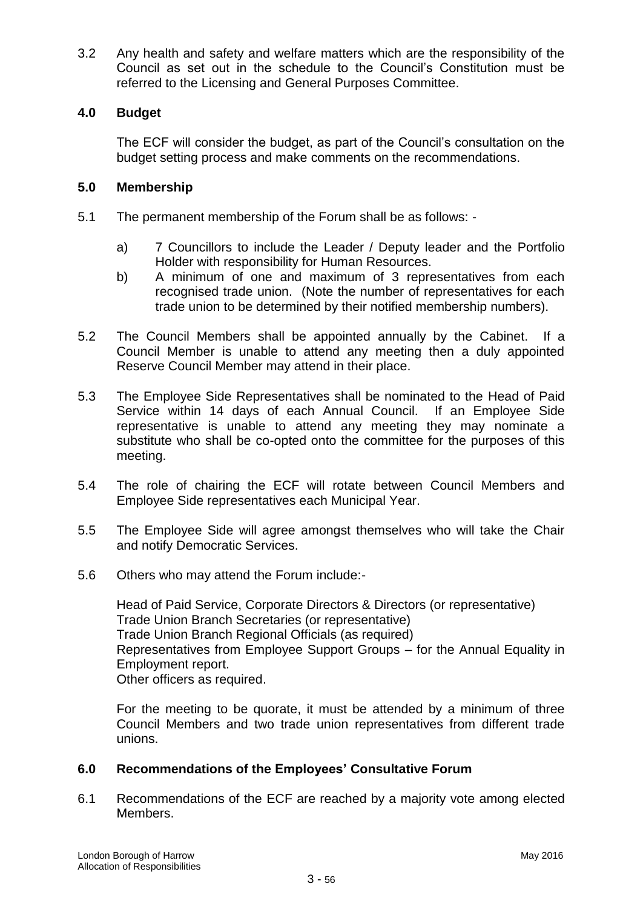3.2 Any health and safety and welfare matters which are the responsibility of the Council as set out in the schedule to the Council's Constitution must be referred to the Licensing and General Purposes Committee.

## 4.0 Budget

The ECF will consider the budget, as part of the Council's consultation on the budget setting process and make comments on the recommendations.

## 5.0 Membership

5.1 The permanent membership of the Forum shall be as follows: -

a) 7 Councillors to include the Leader / Deputy leader and the Portfolio Holder with responsibility for Human Resources.

b) A minimum of one and maximum of 3 representatives from each recognised trade union. (Note the number of representatives for each trade union to be determined by their notified membership numbers).

5.2 The Council Members shall be appointed annually by the Cabinet. If a Council Member is unable to attend any meeting then a duly appointed Reserve Council Member may attend in their place.

5.3 The Employee Side Representatives shall be nominated to the Head of Paid Service within 14 days of each Annual Council. If an Employee Side representative is unable to attend any meeting they may nominate a substitute who shall be co-opted onto the committee for the purposes of this meeting.

5.4 The role of chairing the ECF will rotate between Council Members and Employee Side representatives each Municipal Year.

5.5 The Employee Side will agree amongst themselves who will take the Chair and notify Democratic Services.

5.6 Others who may attend the Forum include:-

Head of Paid Service, Corporate Directors & Directors (or representative)
Trade Union Branch Secretaries (or representative)
Trade Union Branch Regional Officials (as required)
Representatives from Employee Support Groups – for the Annual Equality in Employment report.
Other officers as required.

For the meeting to be quorate, it must be attended by a minimum of three Council Members and two trade union representatives from different trade unions.

## 6.0 Recommendations of the Employees' Consultative Forum

6.1 Recommendations of the ECF are reached by a majority vote among elected Members.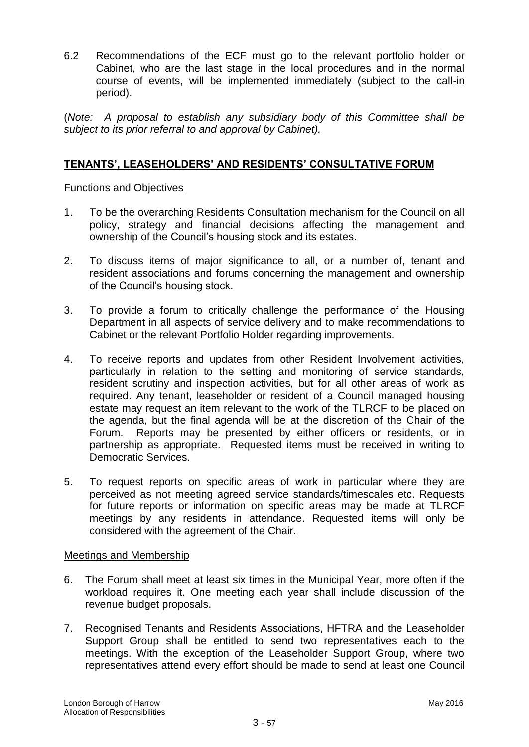6.2 Recommendations of the ECF must go to the relevant portfolio holder or Cabinet, who are the last stage in the local procedures and in the normal course of events, will be implemented immediately (subject to the call-in period).

(*Note: A proposal to establish any subsidiary body of this Committee shall be subject to its prior referral to and approval by Cabinet).*

## TENANTS', LEASEHOLDERS' AND RESIDENTS' CONSULTATIVE FORUM

Functions and Objectives

1. To be the overarching Residents Consultation mechanism for the Council on all policy, strategy and financial decisions affecting the management and ownership of the Council's housing stock and its estates.

2. To discuss items of major significance to all, or a number of, tenant and resident associations and forums concerning the management and ownership of the Council's housing stock.

3. To provide a forum to critically challenge the performance of the Housing Department in all aspects of service delivery and to make recommendations to Cabinet or the relevant Portfolio Holder regarding improvements.

4. To receive reports and updates from other Resident Involvement activities, particularly in relation to the setting and monitoring of service standards, resident scrutiny and inspection activities, but for all other areas of work as required. Any tenant, leaseholder or resident of a Council managed housing estate may request an item relevant to the work of the TLRCF to be placed on the agenda, but the final agenda will be at the discretion of the Chair of the Forum. Reports may be presented by either officers or residents, or in partnership as appropriate. Requested items must be received in writing to Democratic Services.

5. To request reports on specific areas of work in particular where they are perceived as not meeting agreed service standards/timescales etc. Requests for future reports or information on specific areas may be made at TLRCF meetings by any residents in attendance. Requested items will only be considered with the agreement of the Chair.

Meetings and Membership

6. The Forum shall meet at least six times in the Municipal Year, more often if the workload requires it. One meeting each year shall include discussion of the revenue budget proposals.

7. Recognised Tenants and Residents Associations, HFTRA and the Leaseholder Support Group shall be entitled to send two representatives each to the meetings. With the exception of the Leaseholder Support Group, where two representatives attend every effort should be made to send at least one Council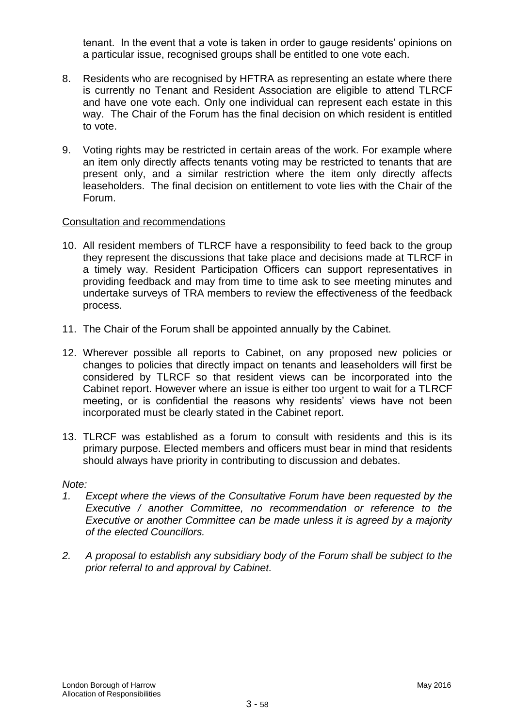tenant. In the event that a vote is taken in order to gauge residents' opinions on a particular issue, recognised groups shall be entitled to one vote each.

8. Residents who are recognised by HFTRA as representing an estate where there is currently no Tenant and Resident Association are eligible to attend TLRCF and have one vote each. Only one individual can represent each estate in this way. The Chair of the Forum has the final decision on which resident is entitled to vote.

9. Voting rights may be restricted in certain areas of the work. For example where an item only directly affects tenants voting may be restricted to tenants that are present only, and a similar restriction where the item only directly affects leaseholders. The final decision on entitlement to vote lies with the Chair of the Forum.

<u>Consultation and recommendations</u>

10. All resident members of TLRCF have a responsibility to feed back to the group they represent the discussions that take place and decisions made at TLRCF in a timely way. Resident Participation Officers can support representatives in providing feedback and may from time to time ask to see meeting minutes and undertake surveys of TRA members to review the effectiveness of the feedback process.

11. The Chair of the Forum shall be appointed annually by the Cabinet.

12. Wherever possible all reports to Cabinet, on any proposed new policies or changes to policies that directly impact on tenants and leaseholders will first be considered by TLRCF so that resident views can be incorporated into the Cabinet report. However where an issue is either too urgent to wait for a TLRCF meeting, or is confidential the reasons why residents' views have not been incorporated must be clearly stated in the Cabinet report.

13. TLRCF was established as a forum to consult with residents and this is its primary purpose. Elected members and officers must bear in mind that residents should always have priority in contributing to discussion and debates.

*Note:*

1. *Except where the views of the Consultative Forum have been requested by the Executive / another Committee, no recommendation or reference to the Executive or another Committee can be made unless it is agreed by a majority of the elected Councillors.*

2. *A proposal to establish any subsidiary body of the Forum shall be subject to the prior referral to and approval by Cabinet.*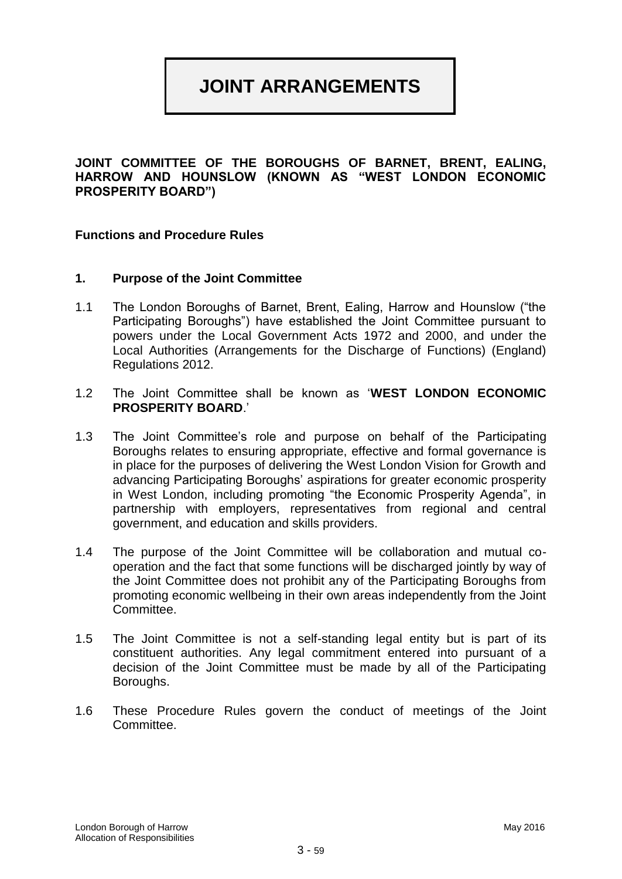# JOINT ARRANGEMENTS

**JOINT COMMITTEE OF THE BOROUGHS OF BARNET, BRENT, EALING, HARROW AND HOUNSLOW (KNOWN AS "WEST LONDON ECONOMIC PROSPERITY BOARD")**

**Functions and Procedure Rules**

## 1. Purpose of the Joint Committee

1.1 The London Boroughs of Barnet, Brent, Ealing, Harrow and Hounslow ("the Participating Boroughs") have established the Joint Committee pursuant to powers under the Local Government Acts 1972 and 2000, and under the Local Authorities (Arrangements for the Discharge of Functions) (England) Regulations 2012.

1.2 The Joint Committee shall be known as '**WEST LONDON ECONOMIC PROSPERITY BOARD**.'

1.3 The Joint Committee's role and purpose on behalf of the Participating Boroughs relates to ensuring appropriate, effective and formal governance is in place for the purposes of delivering the West London Vision for Growth and advancing Participating Boroughs' aspirations for greater economic prosperity in West London, including promoting "the Economic Prosperity Agenda", in partnership with employers, representatives from regional and central government, and education and skills providers.

1.4 The purpose of the Joint Committee will be collaboration and mutual co-operation and the fact that some functions will be discharged jointly by way of the Joint Committee does not prohibit any of the Participating Boroughs from promoting economic wellbeing in their own areas independently from the Joint Committee.

1.5 The Joint Committee is not a self-standing legal entity but is part of its constituent authorities. Any legal commitment entered into pursuant of a decision of the Joint Committee must be made by all of the Participating Boroughs.

1.6 These Procedure Rules govern the conduct of meetings of the Joint Committee.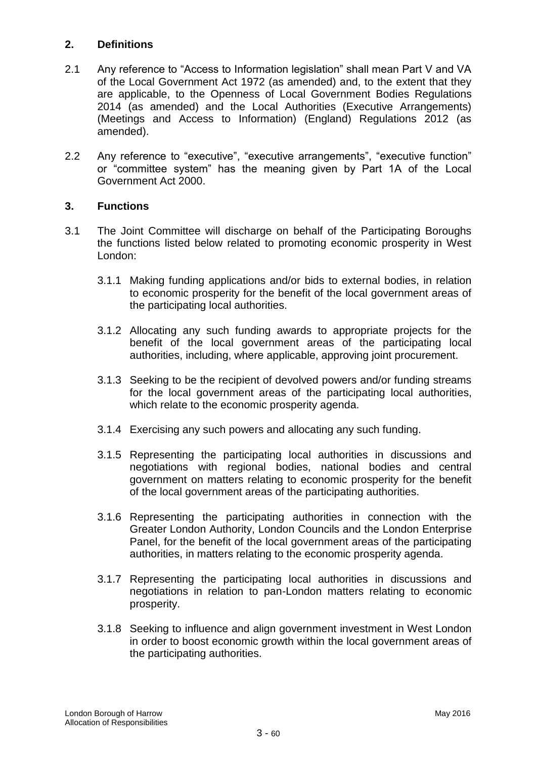## 2. Definitions

2.1 Any reference to "Access to Information legislation" shall mean Part V and VA of the Local Government Act 1972 (as amended) and, to the extent that they are applicable, to the Openness of Local Government Bodies Regulations 2014 (as amended) and the Local Authorities (Executive Arrangements) (Meetings and Access to Information) (England) Regulations 2012 (as amended).

2.2 Any reference to "executive", "executive arrangements", "executive function" or "committee system" has the meaning given by Part 1A of the Local Government Act 2000.

## 3. Functions

3.1 The Joint Committee will discharge on behalf of the Participating Boroughs the functions listed below related to promoting economic prosperity in West London:

3.1.1 Making funding applications and/or bids to external bodies, in relation to economic prosperity for the benefit of the local government areas of the participating local authorities.

3.1.2 Allocating any such funding awards to appropriate projects for the benefit of the local government areas of the participating local authorities, including, where applicable, approving joint procurement.

3.1.3 Seeking to be the recipient of devolved powers and/or funding streams for the local government areas of the participating local authorities, which relate to the economic prosperity agenda.

3.1.4 Exercising any such powers and allocating any such funding.

3.1.5 Representing the participating local authorities in discussions and negotiations with regional bodies, national bodies and central government on matters relating to economic prosperity for the benefit of the local government areas of the participating authorities.

3.1.6 Representing the participating authorities in connection with the Greater London Authority, London Councils and the London Enterprise Panel, for the benefit of the local government areas of the participating authorities, in matters relating to the economic prosperity agenda.

3.1.7 Representing the participating local authorities in discussions and negotiations in relation to pan-London matters relating to economic prosperity.

3.1.8 Seeking to influence and align government investment in West London in order to boost economic growth within the local government areas of the participating authorities.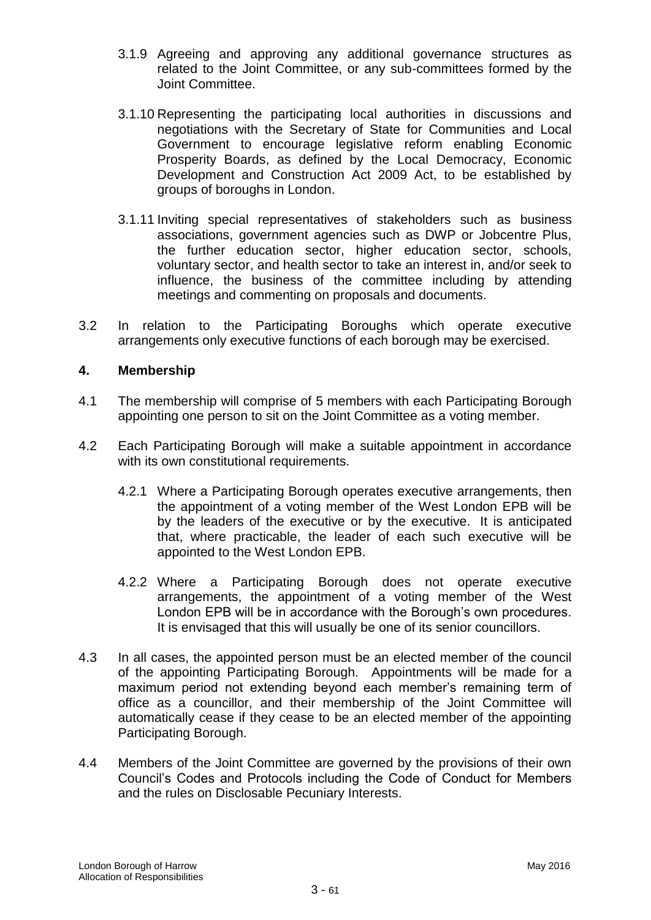3.1.9 Agreeing and approving any additional governance structures as related to the Joint Committee, or any sub-committees formed by the Joint Committee.

3.1.10 Representing the participating local authorities in discussions and negotiations with the Secretary of State for Communities and Local Government to encourage legislative reform enabling Economic Prosperity Boards, as defined by the Local Democracy, Economic Development and Construction Act 2009 Act, to be established by groups of boroughs in London.

3.1.11 Inviting special representatives of stakeholders such as business associations, government agencies such as DWP or Jobcentre Plus, the further education sector, higher education sector, schools, voluntary sector, and health sector to take an interest in, and/or seek to influence, the business of the committee including by attending meetings and commenting on proposals and documents.

3.2 In relation to the Participating Boroughs which operate executive arrangements only executive functions of each borough may be exercised.

## 4. Membership

4.1 The membership will comprise of 5 members with each Participating Borough appointing one person to sit on the Joint Committee as a voting member.

4.2 Each Participating Borough will make a suitable appointment in accordance with its own constitutional requirements.

4.2.1 Where a Participating Borough operates executive arrangements, then the appointment of a voting member of the West London EPB will be by the leaders of the executive or by the executive. It is anticipated that, where practicable, the leader of each such executive will be appointed to the West London EPB.

4.2.2 Where a Participating Borough does not operate executive arrangements, the appointment of a voting member of the West London EPB will be in accordance with the Borough's own procedures. It is envisaged that this will usually be one of its senior councillors.

4.3 In all cases, the appointed person must be an elected member of the council of the appointing Participating Borough. Appointments will be made for a maximum period not extending beyond each member's remaining term of office as a councillor, and their membership of the Joint Committee will automatically cease if they cease to be an elected member of the appointing Participating Borough.

4.4 Members of the Joint Committee are governed by the provisions of their own Council's Codes and Protocols including the Code of Conduct for Members and the rules on Disclosable Pecuniary Interests.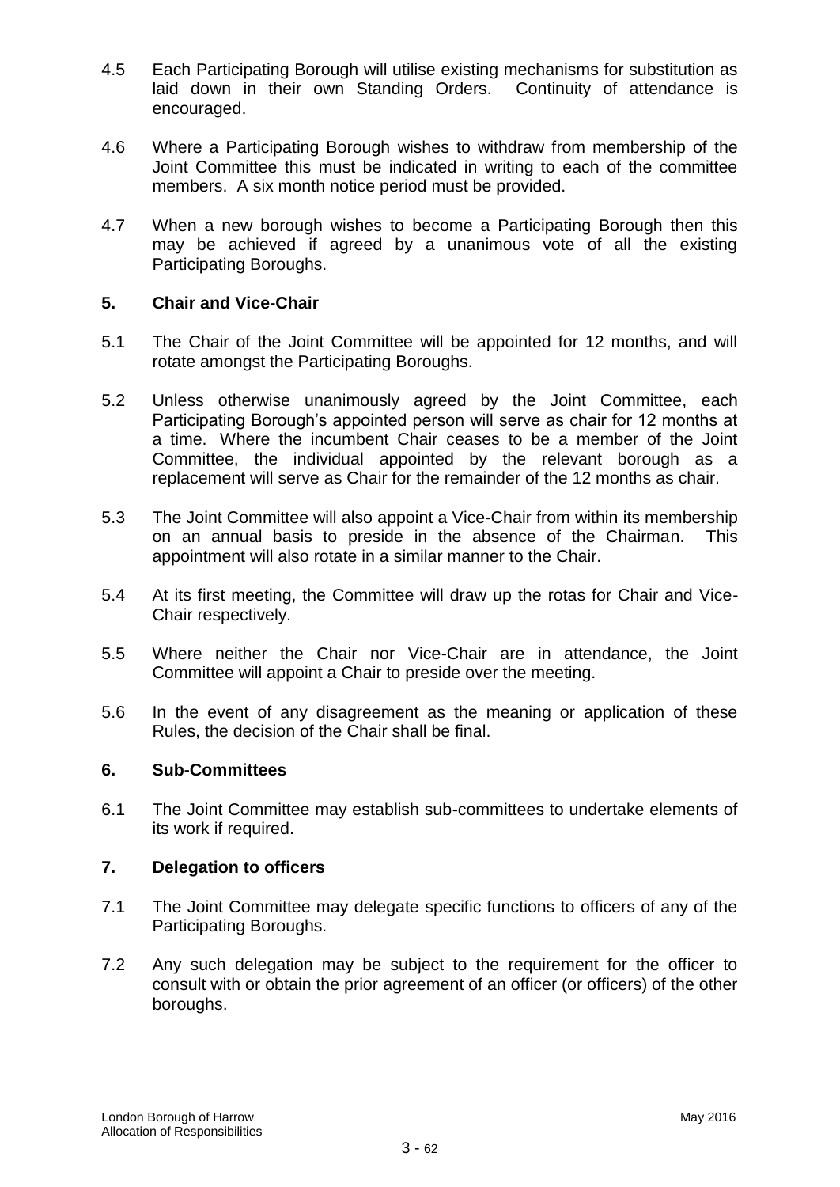4.5 Each Participating Borough will utilise existing mechanisms for substitution as laid down in their own Standing Orders. Continuity of attendance is encouraged.

4.6 Where a Participating Borough wishes to withdraw from membership of the Joint Committee this must be indicated in writing to each of the committee members. A six month notice period must be provided.

4.7 When a new borough wishes to become a Participating Borough then this may be achieved if agreed by a unanimous vote of all the existing Participating Boroughs.

## 5. Chair and Vice-Chair

5.1 The Chair of the Joint Committee will be appointed for 12 months, and will rotate amongst the Participating Boroughs.

5.2 Unless otherwise unanimously agreed by the Joint Committee, each Participating Borough's appointed person will serve as chair for 12 months at a time. Where the incumbent Chair ceases to be a member of the Joint Committee, the individual appointed by the relevant borough as a replacement will serve as Chair for the remainder of the 12 months as chair.

5.3 The Joint Committee will also appoint a Vice-Chair from within its membership on an annual basis to preside in the absence of the Chairman. This appointment will also rotate in a similar manner to the Chair.

5.4 At its first meeting, the Committee will draw up the rotas for Chair and Vice-Chair respectively.

5.5 Where neither the Chair nor Vice-Chair are in attendance, the Joint Committee will appoint a Chair to preside over the meeting.

5.6 In the event of any disagreement as the meaning or application of these Rules, the decision of the Chair shall be final.

## 6. Sub-Committees

6.1 The Joint Committee may establish sub-committees to undertake elements of its work if required.

## 7. Delegation to officers

7.1 The Joint Committee may delegate specific functions to officers of any of the Participating Boroughs.

7.2 Any such delegation may be subject to the requirement for the officer to consult with or obtain the prior agreement of an officer (or officers) of the other boroughs.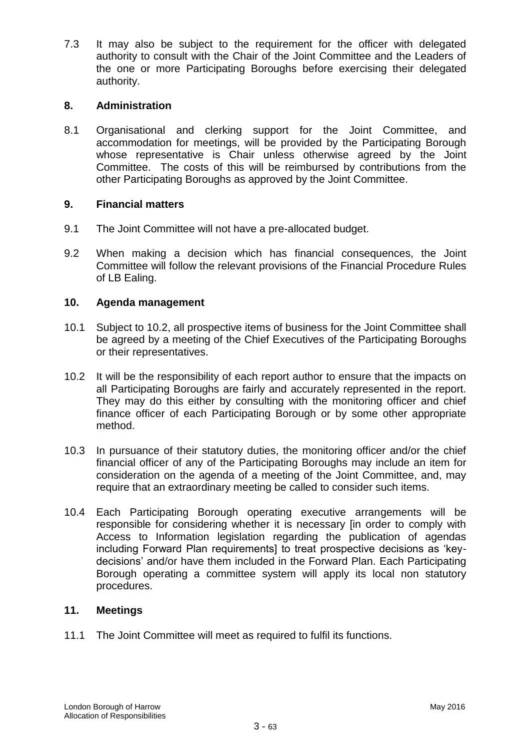7.3 It may also be subject to the requirement for the officer with delegated authority to consult with the Chair of the Joint Committee and the Leaders of the one or more Participating Boroughs before exercising their delegated authority.

## 8. Administration

8.1 Organisational and clerking support for the Joint Committee, and accommodation for meetings, will be provided by the Participating Borough whose representative is Chair unless otherwise agreed by the Joint Committee. The costs of this will be reimbursed by contributions from the other Participating Boroughs as approved by the Joint Committee.

## 9. Financial matters

9.1 The Joint Committee will not have a pre-allocated budget.

9.2 When making a decision which has financial consequences, the Joint Committee will follow the relevant provisions of the Financial Procedure Rules of LB Ealing.

## 10. Agenda management

10.1 Subject to 10.2, all prospective items of business for the Joint Committee shall be agreed by a meeting of the Chief Executives of the Participating Boroughs or their representatives.

10.2 It will be the responsibility of each report author to ensure that the impacts on all Participating Boroughs are fairly and accurately represented in the report. They may do this either by consulting with the monitoring officer and chief finance officer of each Participating Borough or by some other appropriate method.

10.3 In pursuance of their statutory duties, the monitoring officer and/or the chief financial officer of any of the Participating Boroughs may include an item for consideration on the agenda of a meeting of the Joint Committee, and, may require that an extraordinary meeting be called to consider such items.

10.4 Each Participating Borough operating executive arrangements will be responsible for considering whether it is necessary [in order to comply with Access to Information legislation regarding the publication of agendas including Forward Plan requirements] to treat prospective decisions as 'key-decisions' and/or have them included in the Forward Plan. Each Participating Borough operating a committee system will apply its local non statutory procedures.

## 11. Meetings

11.1 The Joint Committee will meet as required to fulfil its functions.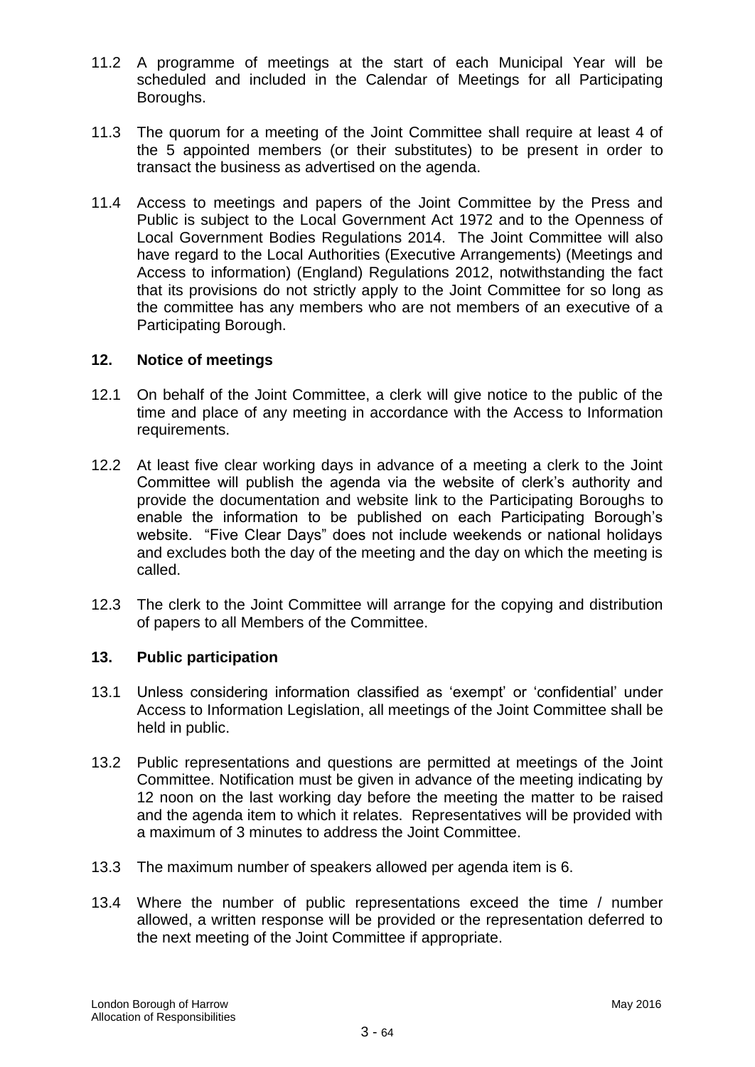11.2 A programme of meetings at the start of each Municipal Year will be scheduled and included in the Calendar of Meetings for all Participating Boroughs.

11.3 The quorum for a meeting of the Joint Committee shall require at least 4 of the 5 appointed members (or their substitutes) to be present in order to transact the business as advertised on the agenda.

11.4 Access to meetings and papers of the Joint Committee by the Press and Public is subject to the Local Government Act 1972 and to the Openness of Local Government Bodies Regulations 2014. The Joint Committee will also have regard to the Local Authorities (Executive Arrangements) (Meetings and Access to information) (England) Regulations 2012, notwithstanding the fact that its provisions do not strictly apply to the Joint Committee for so long as the committee has any members who are not members of an executive of a Participating Borough.

## 12. Notice of meetings

12.1 On behalf of the Joint Committee, a clerk will give notice to the public of the time and place of any meeting in accordance with the Access to Information requirements.

12.2 At least five clear working days in advance of a meeting a clerk to the Joint Committee will publish the agenda via the website of clerk's authority and provide the documentation and website link to the Participating Boroughs to enable the information to be published on each Participating Borough's website. "Five Clear Days" does not include weekends or national holidays and excludes both the day of the meeting and the day on which the meeting is called.

12.3 The clerk to the Joint Committee will arrange for the copying and distribution of papers to all Members of the Committee.

## 13. Public participation

13.1 Unless considering information classified as 'exempt' or 'confidential' under Access to Information Legislation, all meetings of the Joint Committee shall be held in public.

13.2 Public representations and questions are permitted at meetings of the Joint Committee. Notification must be given in advance of the meeting indicating by 12 noon on the last working day before the meeting the matter to be raised and the agenda item to which it relates. Representatives will be provided with a maximum of 3 minutes to address the Joint Committee.

13.3 The maximum number of speakers allowed per agenda item is 6.

13.4 Where the number of public representations exceed the time / number allowed, a written response will be provided or the representation deferred to the next meeting of the Joint Committee if appropriate.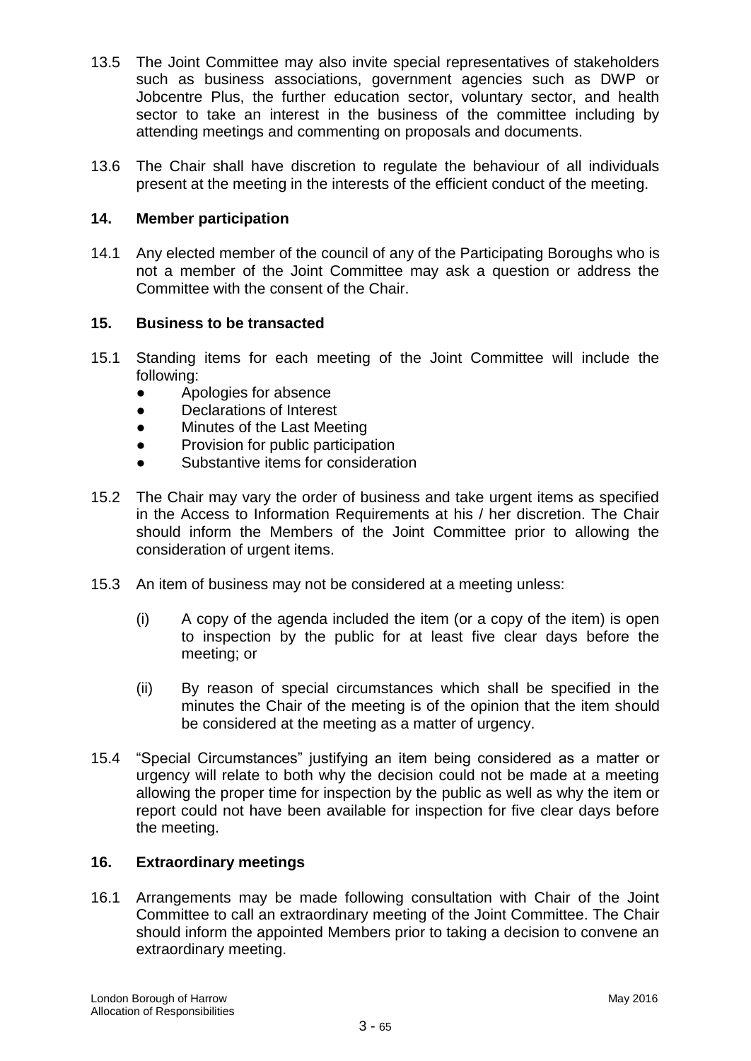13.5 The Joint Committee may also invite special representatives of stakeholders such as business associations, government agencies such as DWP or Jobcentre Plus, the further education sector, voluntary sector, and health sector to take an interest in the business of the committee including by attending meetings and commenting on proposals and documents.

13.6 The Chair shall have discretion to regulate the behaviour of all individuals present at the meeting in the interests of the efficient conduct of the meeting.

## 14. Member participation

14.1 Any elected member of the council of any of the Participating Boroughs who is not a member of the Joint Committee may ask a question or address the Committee with the consent of the Chair.

## 15. Business to be transacted

15.1 Standing items for each meeting of the Joint Committee will include the following:

- Apologies for absence
- Declarations of Interest
- Minutes of the Last Meeting
- Provision for public participation
- Substantive items for consideration

15.2 The Chair may vary the order of business and take urgent items as specified in the Access to Information Requirements at his / her discretion. The Chair should inform the Members of the Joint Committee prior to allowing the consideration of urgent items.

15.3 An item of business may not be considered at a meeting unless:

(i) A copy of the agenda included the item (or a copy of the item) is open to inspection by the public for at least five clear days before the meeting; or

(ii) By reason of special circumstances which shall be specified in the minutes the Chair of the meeting is of the opinion that the item should be considered at the meeting as a matter of urgency.

15.4 "Special Circumstances" justifying an item being considered as a matter or urgency will relate to both why the decision could not be made at a meeting allowing the proper time for inspection by the public as well as why the item or report could not have been available for inspection for five clear days before the meeting.

## 16. Extraordinary meetings

16.1 Arrangements may be made following consultation with Chair of the Joint Committee to call an extraordinary meeting of the Joint Committee. The Chair should inform the appointed Members prior to taking a decision to convene an extraordinary meeting.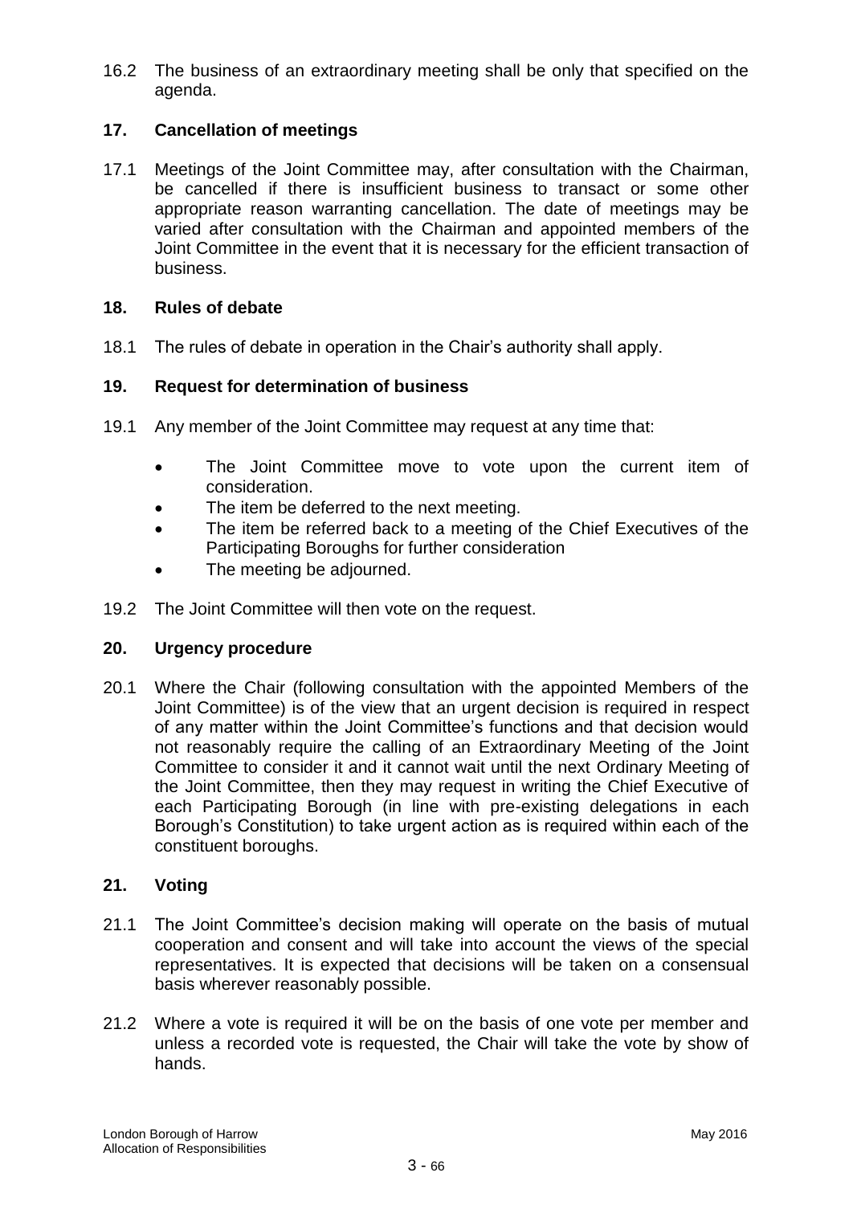16.2 The business of an extraordinary meeting shall be only that specified on the agenda.

## 17. Cancellation of meetings

17.1 Meetings of the Joint Committee may, after consultation with the Chairman, be cancelled if there is insufficient business to transact or some other appropriate reason warranting cancellation. The date of meetings may be varied after consultation with the Chairman and appointed members of the Joint Committee in the event that it is necessary for the efficient transaction of business.

## 18. Rules of debate

18.1 The rules of debate in operation in the Chair's authority shall apply.

## 19. Request for determination of business

19.1 Any member of the Joint Committee may request at any time that:

- The Joint Committee move to vote upon the current item of consideration.
- The item be deferred to the next meeting.
- The item be referred back to a meeting of the Chief Executives of the Participating Boroughs for further consideration
- The meeting be adjourned.

19.2 The Joint Committee will then vote on the request.

## 20. Urgency procedure

20.1 Where the Chair (following consultation with the appointed Members of the Joint Committee) is of the view that an urgent decision is required in respect of any matter within the Joint Committee's functions and that decision would not reasonably require the calling of an Extraordinary Meeting of the Joint Committee to consider it and it cannot wait until the next Ordinary Meeting of the Joint Committee, then they may request in writing the Chief Executive of each Participating Borough (in line with pre-existing delegations in each Borough's Constitution) to take urgent action as is required within each of the constituent boroughs.

## 21. Voting

21.1 The Joint Committee's decision making will operate on the basis of mutual cooperation and consent and will take into account the views of the special representatives. It is expected that decisions will be taken on a consensual basis wherever reasonably possible.

21.2 Where a vote is required it will be on the basis of one vote per member and unless a recorded vote is requested, the Chair will take the vote by show of hands.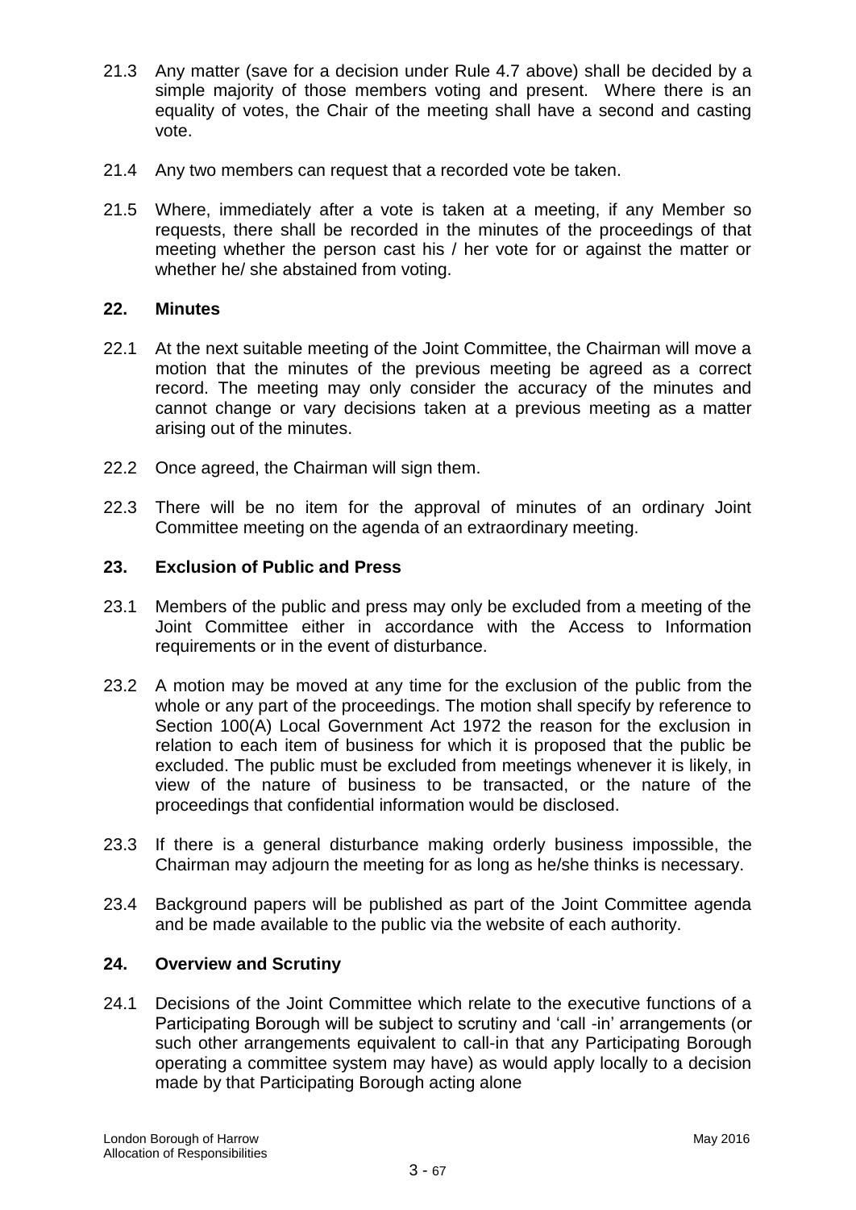21.3 Any matter (save for a decision under Rule 4.7 above) shall be decided by a simple majority of those members voting and present. Where there is an equality of votes, the Chair of the meeting shall have a second and casting vote.

21.4 Any two members can request that a recorded vote be taken.

21.5 Where, immediately after a vote is taken at a meeting, if any Member so requests, there shall be recorded in the minutes of the proceedings of that meeting whether the person cast his / her vote for or against the matter or whether he/ she abstained from voting.

## 22. Minutes

22.1 At the next suitable meeting of the Joint Committee, the Chairman will move a motion that the minutes of the previous meeting be agreed as a correct record. The meeting may only consider the accuracy of the minutes and cannot change or vary decisions taken at a previous meeting as a matter arising out of the minutes.

22.2 Once agreed, the Chairman will sign them.

22.3 There will be no item for the approval of minutes of an ordinary Joint Committee meeting on the agenda of an extraordinary meeting.

## 23. Exclusion of Public and Press

23.1 Members of the public and press may only be excluded from a meeting of the Joint Committee either in accordance with the Access to Information requirements or in the event of disturbance.

23.2 A motion may be moved at any time for the exclusion of the public from the whole or any part of the proceedings. The motion shall specify by reference to Section 100(A) Local Government Act 1972 the reason for the exclusion in relation to each item of business for which it is proposed that the public be excluded. The public must be excluded from meetings whenever it is likely, in view of the nature of business to be transacted, or the nature of the proceedings that confidential information would be disclosed.

23.3 If there is a general disturbance making orderly business impossible, the Chairman may adjourn the meeting for as long as he/she thinks is necessary.

23.4 Background papers will be published as part of the Joint Committee agenda and be made available to the public via the website of each authority.

## 24. Overview and Scrutiny

24.1 Decisions of the Joint Committee which relate to the executive functions of a Participating Borough will be subject to scrutiny and 'call -in' arrangements (or such other arrangements equivalent to call-in that any Participating Borough operating a committee system may have) as would apply locally to a decision made by that Participating Borough acting alone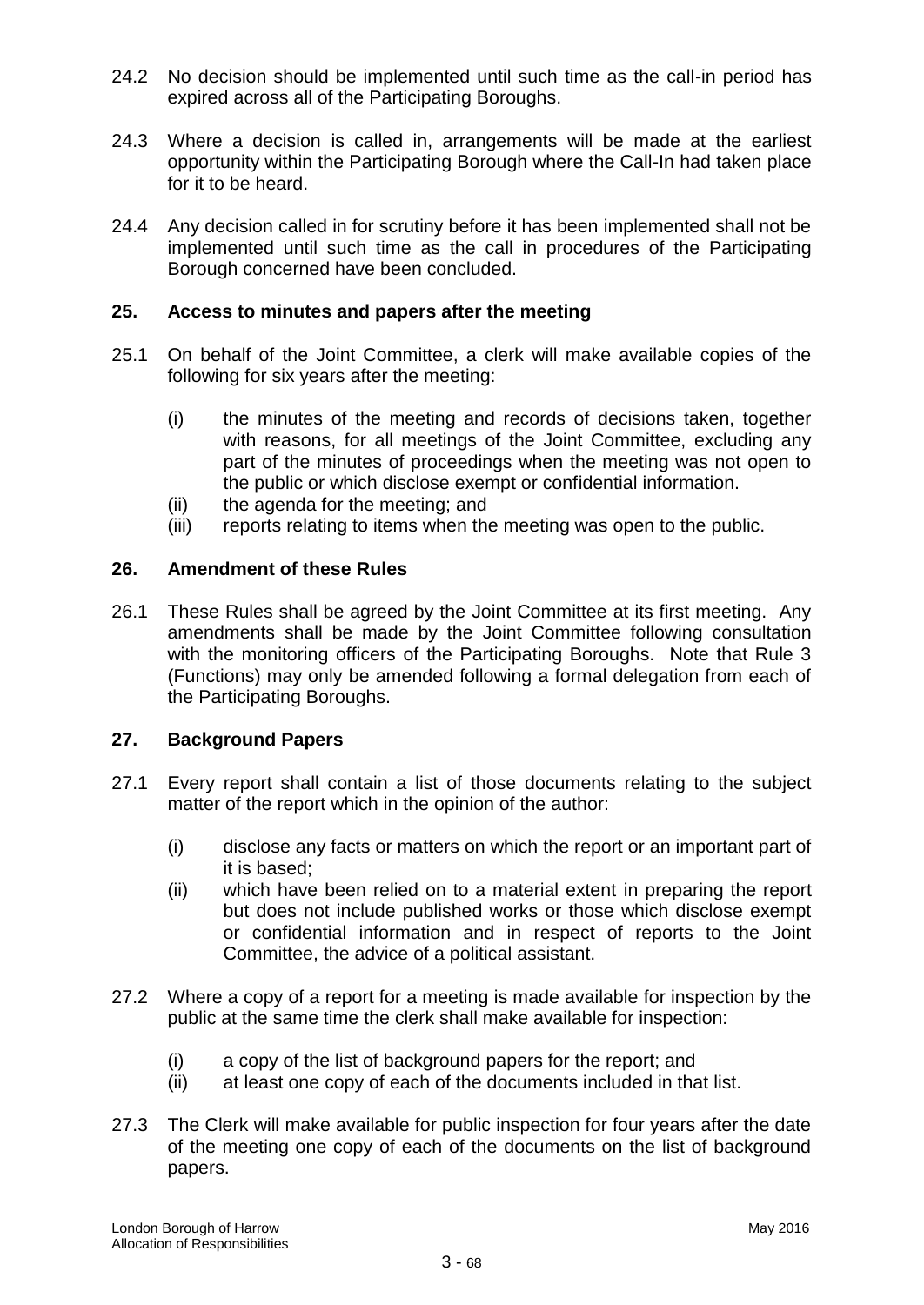24.2 No decision should be implemented until such time as the call-in period has expired across all of the Participating Boroughs.

24.3 Where a decision is called in, arrangements will be made at the earliest opportunity within the Participating Borough where the Call-In had taken place for it to be heard.

24.4 Any decision called in for scrutiny before it has been implemented shall not be implemented until such time as the call in procedures of the Participating Borough concerned have been concluded.

## 25. Access to minutes and papers after the meeting

25.1 On behalf of the Joint Committee, a clerk will make available copies of the following for six years after the meeting:

- (i) the minutes of the meeting and records of decisions taken, together with reasons, for all meetings of the Joint Committee, excluding any part of the minutes of proceedings when the meeting was not open to the public or which disclose exempt or confidential information.
- (ii) the agenda for the meeting; and
- (iii) reports relating to items when the meeting was open to the public.

## 26. Amendment of these Rules

26.1 These Rules shall be agreed by the Joint Committee at its first meeting. Any amendments shall be made by the Joint Committee following consultation with the monitoring officers of the Participating Boroughs. Note that Rule 3 (Functions) may only be amended following a formal delegation from each of the Participating Boroughs.

## 27. Background Papers

27.1 Every report shall contain a list of those documents relating to the subject matter of the report which in the opinion of the author:

- (i) disclose any facts or matters on which the report or an important part of it is based;
- (ii) which have been relied on to a material extent in preparing the report but does not include published works or those which disclose exempt or confidential information and in respect of reports to the Joint Committee, the advice of a political assistant.

27.2 Where a copy of a report for a meeting is made available for inspection by the public at the same time the clerk shall make available for inspection:

- (i) a copy of the list of background papers for the report; and
- (ii) at least one copy of each of the documents included in that list.

27.3 The Clerk will make available for public inspection for four years after the date of the meeting one copy of each of the documents on the list of background papers.